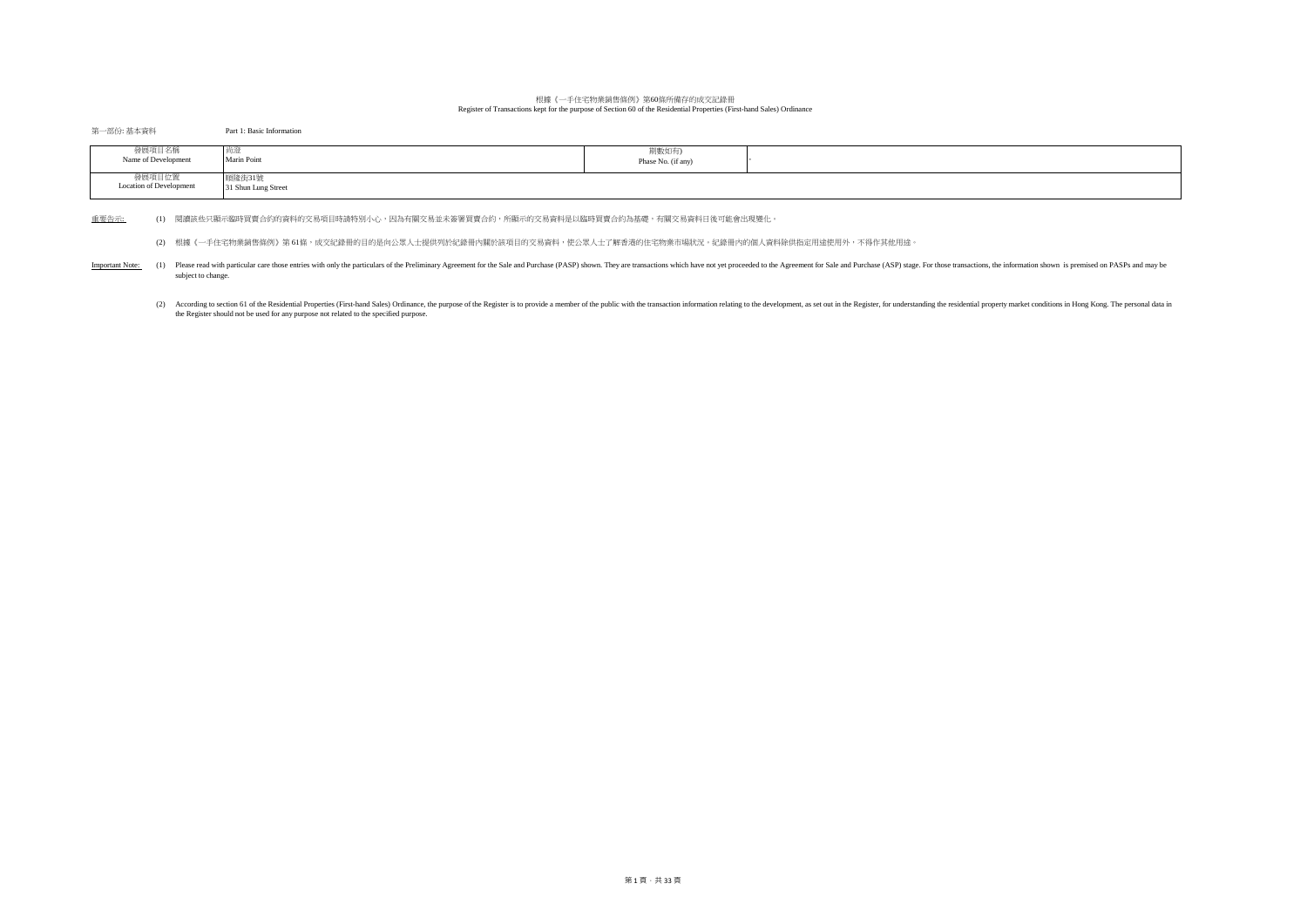根據《一手住宅物業銷售條例》第60條所備存的成交記錄冊
Register of Transactions kept for the purpose of Section 60 of the Residential Properties (First-hand Sales) Ordinance

第一部份: 基本資料　　Part 1: Basic Information

| 發展項目名稱<br>Name of Development | 尚澄<br>Marin Point | 期數(如有)<br>Phase No. (if any) | - |
|---|---|---|---|
| 發展項目位置<br>Location of Development | 順隆街31號<br>31 Shun Lung Street | | |

重要告示:

(1) 閱讀該些只顯示臨時買賣合約的資料的交易項目時請特別小心，因為有關交易並未簽署買賣合約，所顯示的交易資料是以臨時買賣合約為基礎，有關交易資料日後可能會出現變化。

(2) 根據《一手住宅物業銷售條例》第 61條，成交紀錄冊的目的是向公眾人士提供列於紀錄冊內關於該項目的交易資料，使公眾人士了解香港的住宅物業市場狀況。紀錄冊內的個人資料除供指定用途使用外，不得作其他用途。

Important Note:

(1) Please read with particular care those entries with only the particulars of the Preliminary Agreement for the Sale and Purchase (PASP) shown. They are transactions which have not yet proceeded to the Agreement for Sale and Purchase (ASP) stage. For those transactions, the information shown is premised on PASPs and may be subject to change.

(2) According to section 61 of the Residential Properties (First-hand Sales) Ordinance, the purpose of the Register is to provide a member of the public with the transaction information relating to the development, as set out in the Register, for understanding the residential property market conditions in Hong Kong. The personal data in the Register should not be used for any purpose not related to the specified purpose.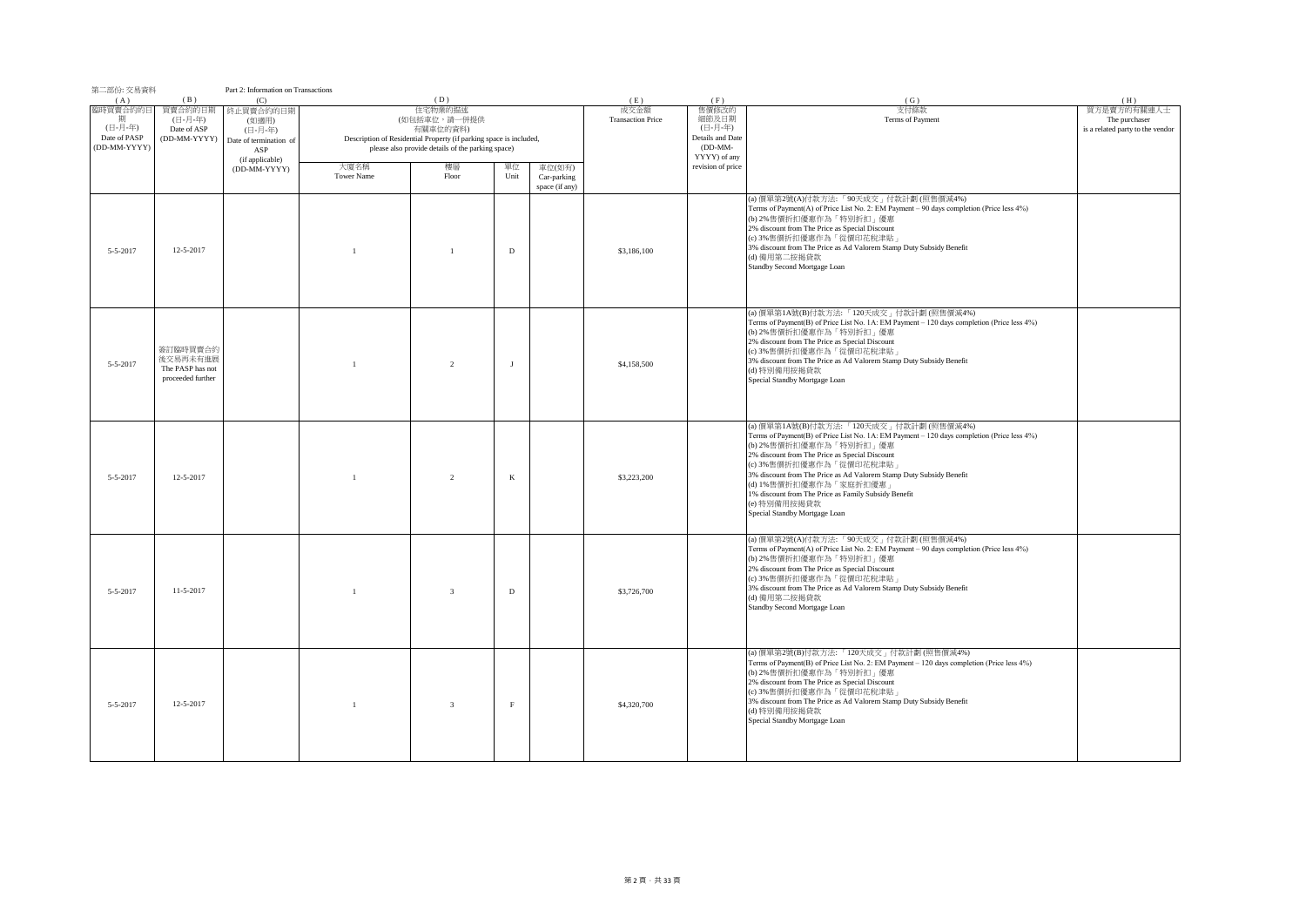第二部份: 交易資料 Part 2: Information on Transactions

| (A) 臨時買賣合約的日期 (日-月-年) Date of PASP (DD-MM-YYYY) | (B) 買賣合約的日期 (日-月-年) Date of ASP (DD-MM-YYYY) | (C) 終止買賣合約的日期 (如適用) (日-月-年) Date of termination of ASP (if applicable) (DD-MM-YYYY) | (D) 住宅物業的描述 (如包括車位，請一併提供有關車位的資料) Description of Residential Property (if parking space is included, please also provide details of the parking space) | | | | (E) 成交金額 Transaction Price | (F) 售價修改的細節及日期 (日-月-年) Details and Date (DD-MM-YYYY) of any revision of price | (G) 支付條款 Terms of Payment | (H) 買方是賣方的有關連人士 The purchaser is a related party to the vendor |
|---|---|---|---|---|---|---|---|---|---|---|
| | | | 大廈名稱 Tower Name | 樓層 Floor | 單位 Unit | 車位(如有) Car-parking space (if any) | | | | |
| 5-5-2017 | 12-5-2017 | | 1 | 1 | D | | $3,186,100 | | (a) 價單第2號(A)付款方法:「90天成交」付款計劃 (照售價減4%) Terms of Payment(A) of Price List No. 2: EM Payment – 90 days completion (Price less 4%) (b) 2%售價折扣優惠作為「特別折扣」優惠 2% discount from The Price as Special Discount (c) 3%售價折扣優惠作為「從價印花稅津貼」 3% discount from The Price as Ad Valorem Stamp Duty Subsidy Benefit (d) 備用第二按揭貸款 Standby Second Mortgage Loan | |
| 5-5-2017 | 簽訂臨時買賣合約後交易再未有進展 The PASP has not proceeded further | | 1 | 2 | J | | $4,158,500 | | (a) 價單第1A號(B)付款方法:「120天成交」付款計劃 (照售價減4%) Terms of Payment(B) of Price List No. 1A: EM Payment – 120 days completion (Price less 4%) (b) 2%售價折扣優惠作為「特別折扣」優惠 2% discount from The Price as Special Discount (c) 3%售價折扣優惠作為「從價印花稅津貼」 3% discount from The Price as Ad Valorem Stamp Duty Subsidy Benefit (d) 特別備用按揭貸款 Special Standby Mortgage Loan | |
| 5-5-2017 | 12-5-2017 | | 1 | 2 | K | | $3,223,200 | | (a) 價單第1A號(B)付款方法:「120天成交」付款計劃 (照售價減4%) Terms of Payment(B) of Price List No. 1A: EM Payment – 120 days completion (Price less 4%) (b) 2%售價折扣優惠作為「特別折扣」優惠 2% discount from The Price as Special Discount (c) 3%售價折扣優惠作為「從價印花稅津貼」 3% discount from The Price as Ad Valorem Stamp Duty Subsidy Benefit (d) 1%售價折扣優惠作為「家庭折扣優惠」 1% discount from The Price as Family Subsidy Benefit (e) 特別備用按揭貸款 Special Standby Mortgage Loan | |
| 5-5-2017 | 11-5-2017 | | 1 | 3 | D | | $3,726,700 | | (a) 價單第2號(A)付款方法:「90天成交」付款計劃 (照售價減4%) Terms of Payment(A) of Price List No. 2: EM Payment – 90 days completion (Price less 4%) (b) 2%售價折扣優惠作為「特別折扣」優惠 2% discount from The Price as Special Discount (c) 3%售價折扣優惠作為「從價印花稅津貼」 3% discount from The Price as Ad Valorem Stamp Duty Subsidy Benefit (d) 備用第二按揭貸款 Standby Second Mortgage Loan | |
| 5-5-2017 | 12-5-2017 | | 1 | 3 | F | | $4,320,700 | | (a) 價單第2號(B)付款方法:「120天成交」付款計劃 (照售價減4%) Terms of Payment(B) of Price List No. 2: EM Payment – 120 days completion (Price less 4%) (b) 2%售價折扣優惠作為「特別折扣」優惠 2% discount from The Price as Special Discount (c) 3%售價折扣優惠作為「從價印花稅津貼」 3% discount from The Price as Ad Valorem Stamp Duty Subsidy Benefit (d) 特別備用按揭貸款 Special Standby Mortgage Loan | |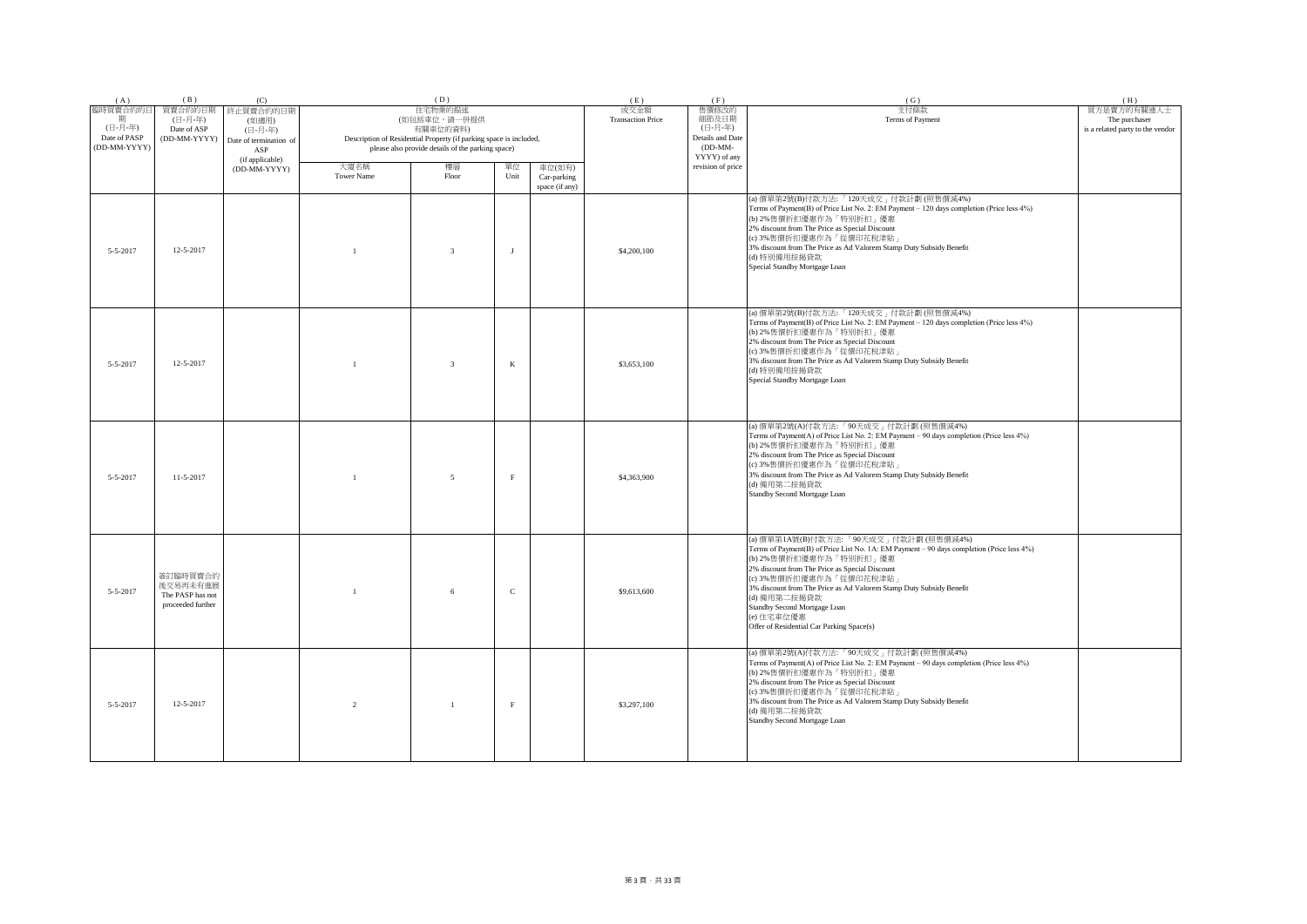| (A) | (B) | (C) | (D) | | | | (E) | (F) | (G) | (H) |
|---|---|---|---|---|---|---|---|---|---|---|
| 臨時買賣合約的日期 (日-月-年) Date of PASP (DD-MM-YYYY) | 買賣合約的日期 (日-月-年) Date of ASP (DD-MM-YYYY) | 終止買賣合約的日期 (如適用) (日-月-年) Date of termination of ASP (if applicable) (DD-MM-YYYY) | 住宅物業的描述 (如包括車位，請一併提供 有關車位的資料) Description of Residential Property (if parking space is included, please also provide details of the parking space) | | | | 成交金額 Transaction Price | 售價修改的細節及日期 (日-月-年) Details and Date (DD-MM-YYYY) of any revision of price | 支付條款 Terms of Payment | 買方是賣方的有關連人士 The purchaser is a related party to the vendor |
| | | | 大廈名稱 Tower Name | 樓層 Floor | 單位 Unit | 車位(如有) Car-parking space (if any) | | | | |
| 5-5-2017 | 12-5-2017 | | 1 | 3 | J | | $4,200,100 | | (a) 價單第2號(B)付款方法: 「120天成交」付款計劃 (照售價減4%)<br>Terms of Payment(B) of Price List No. 2: EM Payment – 120 days completion (Price less 4%)<br>(b) 2%售價折扣優惠作為「特別折扣」優惠<br>2% discount from The Price as Special Discount<br>(c) 3%售價折扣優惠作為「從價印花稅津貼」<br>3% discount from The Price as Ad Valorem Stamp Duty Subsidy Benefit<br>(d) 特別備用按揭貸款<br>Special Standby Mortgage Loan | |
| 5-5-2017 | 12-5-2017 | | 1 | 3 | K | | $3,653,100 | | (a) 價單第2號(B)付款方法: 「120天成交」付款計劃 (照售價減4%)<br>Terms of Payment(B) of Price List No. 2: EM Payment – 120 days completion (Price less 4%)<br>(b) 2%售價折扣優惠作為「特別折扣」優惠<br>2% discount from The Price as Special Discount<br>(c) 3%售價折扣優惠作為「從價印花稅津貼」<br>3% discount from The Price as Ad Valorem Stamp Duty Subsidy Benefit<br>(d) 特別備用按揭貸款<br>Special Standby Mortgage Loan | |
| 5-5-2017 | 11-5-2017 | | 1 | 5 | F | | $4,363,900 | | (a) 價單第2號(A)付款方法: 「90天成交」付款計劃 (照售價減4%)<br>Terms of Payment(A) of Price List No. 2: EM Payment – 90 days completion (Price less 4%)<br>(b) 2%售價折扣優惠作為「特別折扣」優惠<br>2% discount from The Price as Special Discount<br>(c) 3%售價折扣優惠作為「從價印花稅津貼」<br>3% discount from The Price as Ad Valorem Stamp Duty Subsidy Benefit<br>(d) 備用第二按揭貸款<br>Standby Second Mortgage Loan | |
| 5-5-2017 | 簽訂臨時買賣合約後交易再未有進展 The PASP has not proceeded further | | 1 | 6 | C | | $9,613,600 | | (a) 價單第1A號(B)付款方法: 「90天成交」付款計劃 (照售價減4%)<br>Terms of Payment(B) of Price List No. 1A: EM Payment – 90 days completion (Price less 4%)<br>(b) 2%售價折扣優惠作為「特別折扣」優惠<br>2% discount from The Price as Special Discount<br>(c) 3%售價折扣優惠作為「從價印花稅津貼」<br>3% discount from The Price as Ad Valorem Stamp Duty Subsidy Benefit<br>(d) 備用第二按揭貸款<br>Standby Second Mortgage Loan<br>(e) 住宅車位優惠<br>Offer of Residential Car Parking Space(s) | |
| 5-5-2017 | 12-5-2017 | | 2 | 1 | F | | $3,297,100 | | (a) 價單第2號(A)付款方法: 「90天成交」付款計劃 (照售價減4%)<br>Terms of Payment(A) of Price List No. 2: EM Payment – 90 days completion (Price less 4%)<br>(b) 2%售價折扣優惠作為「特別折扣」優惠<br>2% discount from The Price as Special Discount<br>(c) 3%售價折扣優惠作為「從價印花稅津貼」<br>3% discount from The Price as Ad Valorem Stamp Duty Subsidy Benefit<br>(d) 備用第二按揭貸款<br>Standby Second Mortgage Loan | |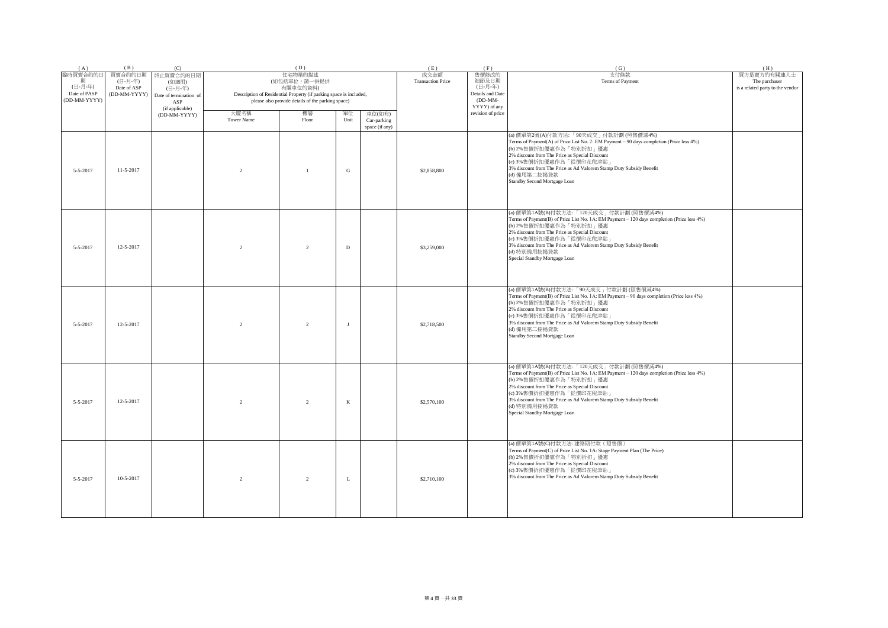| (A) | (B) | (C) | (D) | | | | (E) | (F) | (G) | (H) |
|---|---|---|---|---|---|---|---|---|---|---|
| 臨時買賣合約的日期 (日-月-年) Date of PASP (DD-MM-YYYY) | 買賣合約的日期 (日-月-年) Date of ASP (DD-MM-YYYY) | 終止買賣合約的日期 (如適用) (日-月-年) Date of termination of ASP (if applicable) (DD-MM-YYYY) | 住宅物業的描述 (如包括車位，請一併提供有關車位的資料) Description of Residential Property (if parking space is included, please also provide details of the parking space) | | | | 成交金額 Transaction Price | 售價修改的細節及日期 (日-月-年) Details and Date (DD-MM-YYYY) of any revision of price | 支付條款 Terms of Payment | 買方是賣方的有關連人士 The purchaser is a related party to the vendor |
| | | | 大廈名稱 Tower Name | 樓層 Floor | 單位 Unit | 車位(如有) Car-parking space (if any) | | | | |
| 5-5-2017 | 11-5-2017 | | 2 | 1 | G | | $2,858,800 | | (a) 價單第2號(A)付款方法: 「90天成交」付款計劃 (照售價減4%) Terms of Payment(A) of Price List No. 2: EM Payment – 90 days completion (Price less 4%) (b) 2%售價折扣優惠作為「特別折扣」優惠 2% discount from The Price as Special Discount (c) 3%售價折扣優惠作為「從價印花稅津貼」 3% discount from The Price as Ad Valorem Stamp Duty Subsidy Benefit (d) 備用第二按揭貸款 Standby Second Mortgage Loan | |
| 5-5-2017 | 12-5-2017 | | 2 | 2 | D | | $3,259,000 | | (a) 價單第1A號(B)付款方法: 「120天成交」付款計劃 (照售價減4%) Terms of Payment(B) of Price List No. 1A: EM Payment – 120 days completion (Price less 4%) (b) 2%售價折扣優惠作為「特別折扣」優惠 2% discount from The Price as Special Discount (c) 3%售價折扣優惠作為「從價印花稅津貼」 3% discount from The Price as Ad Valorem Stamp Duty Subsidy Benefit (d) 特別備用按揭貸款 Special Standby Mortgage Loan | |
| 5-5-2017 | 12-5-2017 | | 2 | 2 | J | | $2,718,500 | | (a) 價單第1A號(B)付款方法: 「90天成交」付款計劃 (照售價減4%) Terms of Payment(B) of Price List No. 1A: EM Payment – 90 days completion (Price less 4%) (b) 2%售價折扣優惠作為「特別折扣」優惠 2% discount from The Price as Special Discount (c) 3%售價折扣優惠作為「從價印花稅津貼」 3% discount from The Price as Ad Valorem Stamp Duty Subsidy Benefit (d) 備用第二按揭貸款 Standby Second Mortgage Loan | |
| 5-5-2017 | 12-5-2017 | | 2 | 2 | K | | $2,570,100 | | (a) 價單第1A號(B)付款方法: 「120天成交」付款計劃 (照售價減4%) Terms of Payment(B) of Price List No. 1A: EM Payment – 120 days completion (Price less 4%) (b) 2%售價折扣優惠作為「特別折扣」優惠 2% discount from The Price as Special Discount (c) 3%售價折扣優惠作為「從價印花稅津貼」 3% discount from The Price as Ad Valorem Stamp Duty Subsidy Benefit (d) 特別備用按揭貸款 Special Standby Mortgage Loan | |
| 5-5-2017 | 10-5-2017 | | 2 | 2 | L | | $2,710,100 | | (a) 價單第1A號(C)付款方法: 建築期付款（照售價） Terms of Payment(C) of Price List No. 1A: Stage Payment Plan (The Price) (b) 2%售價折扣優惠作為「特別折扣」優惠 2% discount from The Price as Special Discount (c) 3%售價折扣優惠作為「從價印花稅津貼」 3% discount from The Price as Ad Valorem Stamp Duty Subsidy Benefit | |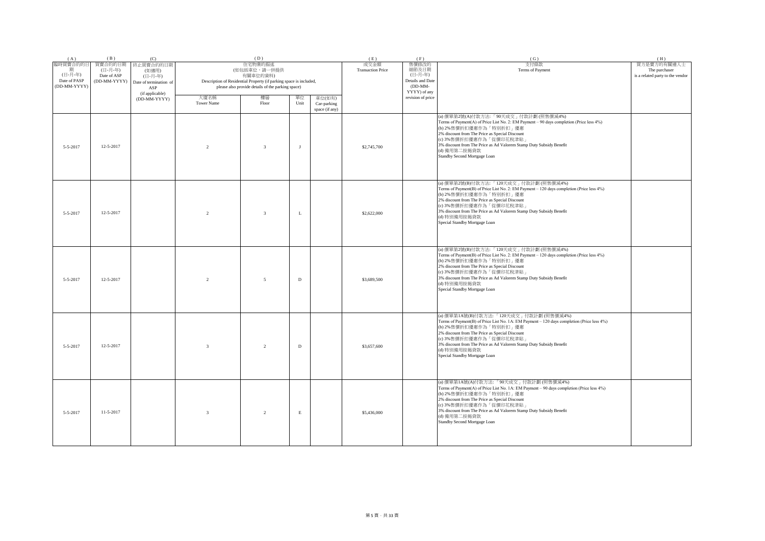| (A) | (B) | (C) | (D) | | | | (E) | (F) | (G) | (H) |
|---|---|---|---|---|---|---|---|---|---|---|
| 臨時買賣合約的日期<br>(日-月-年)<br>Date of PASP<br>(DD-MM-YYYY) | 買賣合約的日期<br>(日-月-年)<br>Date of ASP<br>(DD-MM-YYYY) | 終止買賣合約的日期<br>(如適用)<br>(日-月-年)<br>Date of termination of ASP<br>(if applicable)<br>(DD-MM-YYYY) | 住宅物業的描述<br>(如包括車位，請一併提供有關車位的資料)<br>Description of Residential Property (if parking space is included, please also provide details of the parking space) | | | | 成交金額<br>Transaction Price | 售價修改的細節及日期<br>(日-月-年)<br>Details and Date (DD-MM-YYYY) of any revision of price | 支付條款<br>Terms of Payment | 買方是賣方的有關連人士<br>The purchaser is a related party to the vendor |
| | | | 大廈名稱<br>Tower Name | 樓層<br>Floor | 單位<br>Unit | 車位(如有)<br>Car-parking space (if any) | | | | |
| 5-5-2017 | 12-5-2017 | | 2 | 3 | J | | $2,745,700 | | (a) 價單第2號(A)付款方法:「90天成交」付款計劃 (照售價減4%)<br>Terms of Payment(A) of Price List No. 2: EM Payment – 90 days completion (Price less 4%)<br>(b) 2%售價折扣優惠作為「特別折扣」優惠<br>2% discount from The Price as Special Discount<br>(c) 3%售價折扣優惠作為「從價印花稅津貼」<br>3% discount from The Price as Ad Valorem Stamp Duty Subsidy Benefit<br>(d) 備用第二按揭貸款<br>Standby Second Mortgage Loan | |
| 5-5-2017 | 12-5-2017 | | 2 | 3 | L | | $2,622,000 | | (a) 價單第2號(B)付款方法:「120天成交」付款計劃 (照售價減4%)<br>Terms of Payment(B) of Price List No. 2: EM Payment – 120 days completion (Price less 4%)<br>(b) 2%售價折扣優惠作為「特別折扣」優惠<br>2% discount from The Price as Special Discount<br>(c) 3%售價折扣優惠作為「從價印花稅津貼」<br>3% discount from The Price as Ad Valorem Stamp Duty Subsidy Benefit<br>(d) 特別備用按揭貸款<br>Special Standby Mortgage Loan | |
| 5-5-2017 | 12-5-2017 | | 2 | 5 | D | | $3,689,500 | | (a) 價單第2號(B)付款方法:「120天成交」付款計劃 (照售價減4%)<br>Terms of Payment(B) of Price List No. 2: EM Payment – 120 days completion (Price less 4%)<br>(b) 2%售價折扣優惠作為「特別折扣」優惠<br>2% discount from The Price as Special Discount<br>(c) 3%售價折扣優惠作為「從價印花稅津貼」<br>3% discount from The Price as Ad Valorem Stamp Duty Subsidy Benefit<br>(d) 特別備用按揭貸款<br>Special Standby Mortgage Loan | |
| 5-5-2017 | 12-5-2017 | | 3 | 2 | D | | $3,657,600 | | (a) 價單第1A號(B)付款方法:「120天成交」付款計劃 (照售價減4%)<br>Terms of Payment(B) of Price List No. 1A: EM Payment – 120 days completion (Price less 4%)<br>(b) 2%售價折扣優惠作為「特別折扣」優惠<br>2% discount from The Price as Special Discount<br>(c) 3%售價折扣優惠作為「從價印花稅津貼」<br>3% discount from The Price as Ad Valorem Stamp Duty Subsidy Benefit<br>(d) 特別備用按揭貸款<br>Special Standby Mortgage Loan | |
| 5-5-2017 | 11-5-2017 | | 3 | 2 | E | | $5,436,000 | | (a) 價單第1A號(A)付款方法:「90天成交」付款計劃 (照售價減4%)<br>Terms of Payment(A) of Price List No. 1A: EM Payment – 90 days completion (Price less 4%)<br>(b) 2%售價折扣優惠作為「特別折扣」優惠<br>2% discount from The Price as Special Discount<br>(c) 3%售價折扣優惠作為「從價印花稅津貼」<br>3% discount from The Price as Ad Valorem Stamp Duty Subsidy Benefit<br>(d) 備用第二按揭貸款<br>Standby Second Mortgage Loan | |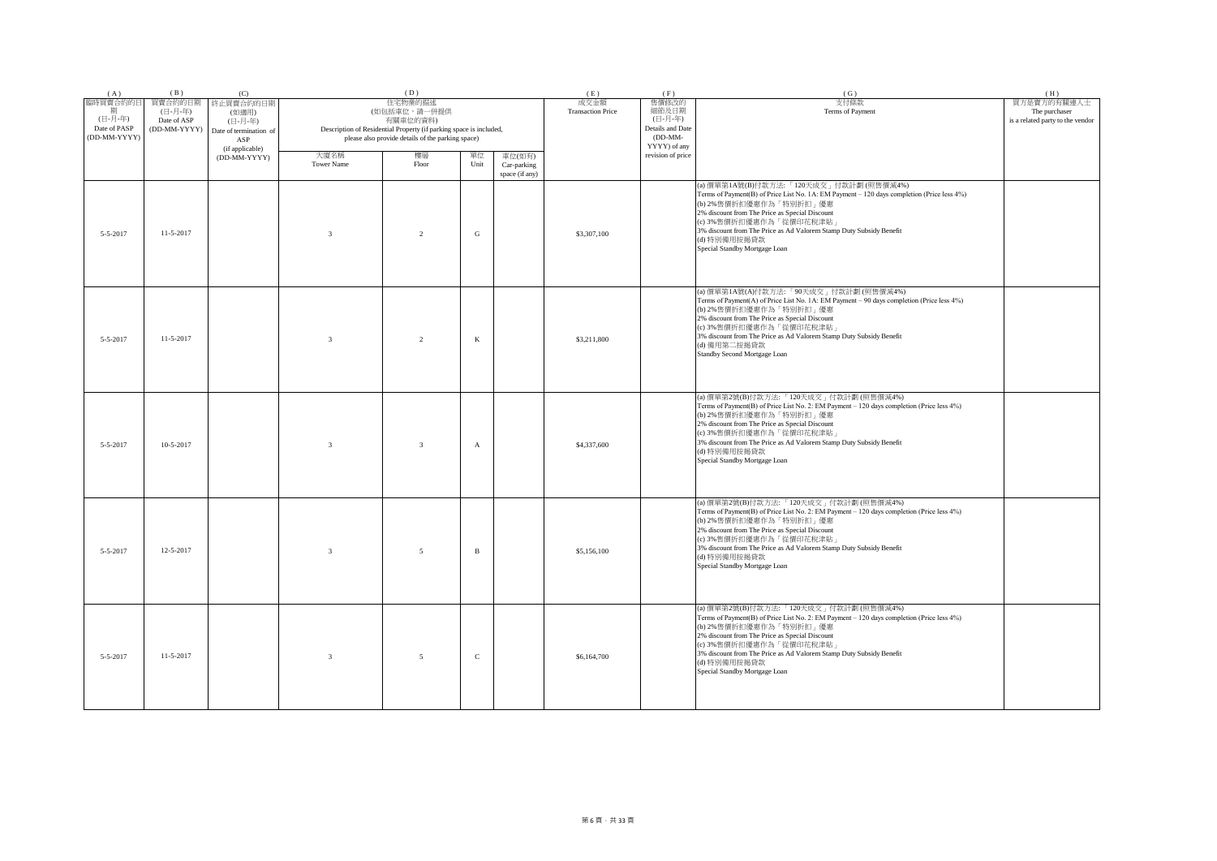| (A) | (B) | (C) | (D) | | | | (E) | (F) | (G) | (H) |
|---|---|---|---|---|---|---|---|---|---|---|
| 臨時買賣合約的日期 (日-月-年) Date of PASP (DD-MM-YYYY) | 買賣合約的日期 (日-月-年) Date of ASP (DD-MM-YYYY) | 終止買賣合約的日期 (如適用) (日-月-年) Date of termination of ASP (if applicable) (DD-MM-YYYY) | 住宅物業的描述 (如包括車位，請一併提供 有關車位的資料) Description of Residential Property (if parking space is included, please also provide details of the parking space) | | | | 成交金額 Transaction Price | 售價修改的細節及日期 (日-月-年) Details and Date (DD-MM-YYYY) of any revision of price | 支付條款 Terms of Payment | 買方是賣方的有關連人士 The purchaser is a related party to the vendor |
| | | | 大廈名稱 Tower Name | 樓層 Floor | 單位 Unit | 車位(如有) Car-parking space (if any) | | | | |
| 5-5-2017 | 11-5-2017 | | 3 | 2 | G | | $3,307,100 | | (a) 價單第1A號(B)付款方法:「120天成交」付款計劃 (照售價減4%) Terms of Payment(B) of Price List No. 1A: EM Payment – 120 days completion (Price less 4%) (b) 2%售價折扣優惠作為「特別折扣」優惠 2% discount from The Price as Special Discount (c) 3%售價折扣優惠作為「從價印花稅津貼」 3% discount from The Price as Ad Valorem Stamp Duty Subsidy Benefit (d) 特別備用按揭貸款 Special Standby Mortgage Loan | |
| 5-5-2017 | 11-5-2017 | | 3 | 2 | K | | $3,211,800 | | (a) 價單第1A號(A)付款方法:「90天成交」付款計劃 (照售價減4%) Terms of Payment(A) of Price List No. 1A: EM Payment – 90 days completion (Price less 4%) (b) 2%售價折扣優惠作為「特別折扣」優惠 2% discount from The Price as Special Discount (c) 3%售價折扣優惠作為「從價印花稅津貼」 3% discount from The Price as Ad Valorem Stamp Duty Subsidy Benefit (d) 備用第二按揭貸款 Standby Second Mortgage Loan | |
| 5-5-2017 | 10-5-2017 | | 3 | 3 | A | | $4,337,600 | | (a) 價單第2號(B)付款方法:「120天成交」付款計劃 (照售價減4%) Terms of Payment(B) of Price List No. 2: EM Payment – 120 days completion (Price less 4%) (b) 2%售價折扣優惠作為「特別折扣」優惠 2% discount from The Price as Special Discount (c) 3%售價折扣優惠作為「從價印花稅津貼」 3% discount from The Price as Ad Valorem Stamp Duty Subsidy Benefit (d) 特別備用按揭貸款 Special Standby Mortgage Loan | |
| 5-5-2017 | 12-5-2017 | | 3 | 5 | B | | $5,156,100 | | (a) 價單第2號(B)付款方法:「120天成交」付款計劃 (照售價減4%) Terms of Payment(B) of Price List No. 2: EM Payment – 120 days completion (Price less 4%) (b) 2%售價折扣優惠作為「特別折扣」優惠 2% discount from The Price as Special Discount (c) 3%售價折扣優惠作為「從價印花稅津貼」 3% discount from The Price as Ad Valorem Stamp Duty Subsidy Benefit (d) 特別備用按揭貸款 Special Standby Mortgage Loan | |
| 5-5-2017 | 11-5-2017 | | 3 | 5 | C | | $6,164,700 | | (a) 價單第2號(B)付款方法:「120天成交」付款計劃 (照售價減4%) Terms of Payment(B) of Price List No. 2: EM Payment – 120 days completion (Price less 4%) (b) 2%售價折扣優惠作為「特別折扣」優惠 2% discount from The Price as Special Discount (c) 3%售價折扣優惠作為「從價印花稅津貼」 3% discount from The Price as Ad Valorem Stamp Duty Subsidy Benefit (d) 特別備用按揭貸款 Special Standby Mortgage Loan | |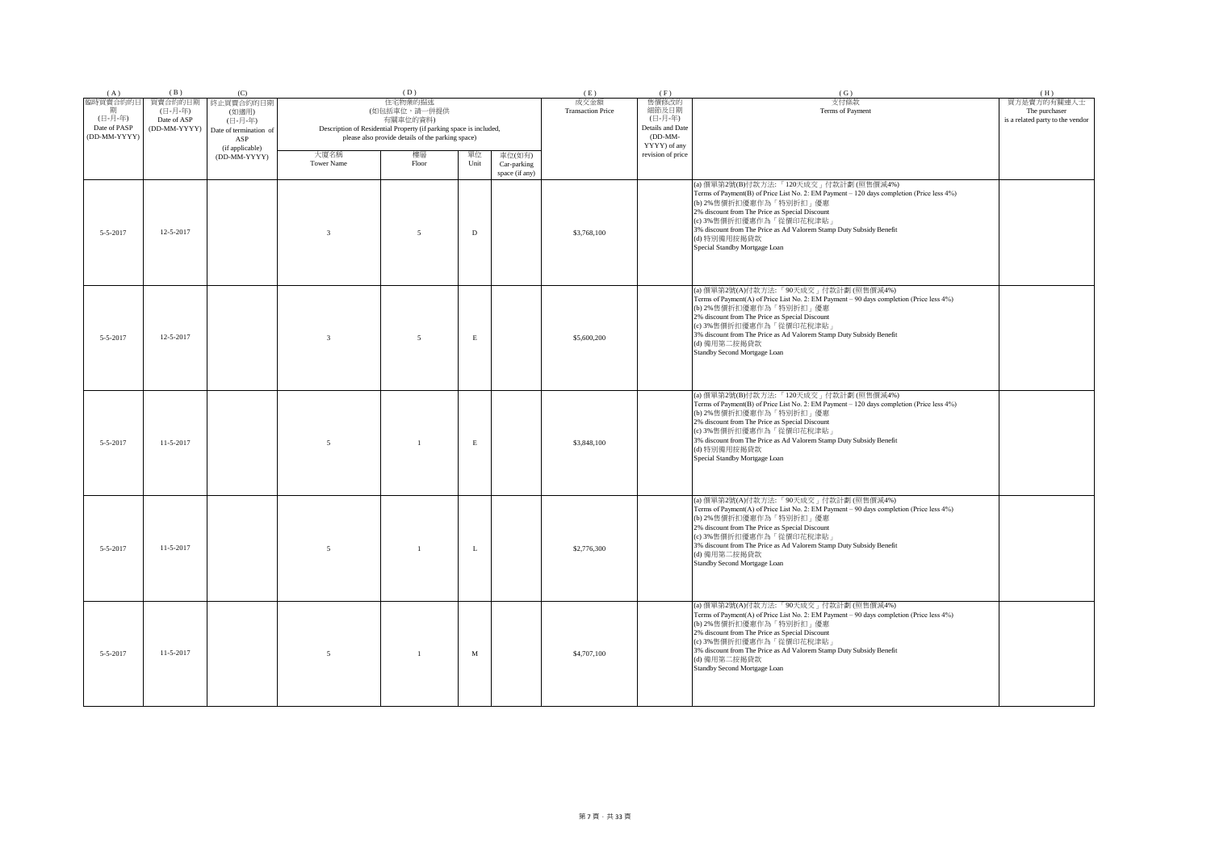| (A) | (B) | (C) | (D) | | | | (E) | (F) | (G) | (H) |
|---|---|---|---|---|---|---|---|---|---|---|
| 臨時買賣合約的日期<br>(日-月-年)<br>Date of PASP<br>(DD-MM-YYYY) | 買賣合約的日期<br>(日-月-年)<br>Date of ASP<br>(DD-MM-YYYY) | 終止買賣合約的日期<br>(如適用)<br>(日-月-年)<br>Date of termination of ASP<br>(if applicable)<br>(DD-MM-YYYY) | 住宅物業的描述<br>(如包括車位，請一併提供有關車位的資料)<br>Description of Residential Property (if parking space is included, please also provide details of the parking space) | | | | 成交金額<br>Transaction Price | 售價修改的細節及日期<br>(日-月-年)<br>Details and Date (DD-MM-YYYY) of any revision of price | 支付條款<br>Terms of Payment | 買方是賣方的有關連人士<br>The purchaser is a related party to the vendor |
| | | | 大廈名稱<br>Tower Name | 樓層<br>Floor | 單位<br>Unit | 車位(如有)<br>Car-parking space (if any) | | | | |
| 5-5-2017 | 12-5-2017 | | 3 | 5 | D | | $3,768,100 | | (a) 價單第2號(B)付款方法: 「120天成交」付款計劃 (照售價減4%)<br>Terms of Payment(B) of Price List No. 2: EM Payment – 120 days completion (Price less 4%)<br>(b) 2%售價折扣優惠作為「特別折扣」優惠<br>2% discount from The Price as Special Discount<br>(c) 3%售價折扣優惠作為「從價印花稅津貼」<br>3% discount from The Price as Ad Valorem Stamp Duty Subsidy Benefit<br>(d) 特別備用按揭貸款<br>Special Standby Mortgage Loan | |
| 5-5-2017 | 12-5-2017 | | 3 | 5 | E | | $5,600,200 | | (a) 價單第2號(A)付款方法: 「90天成交」付款計劃 (照售價減4%)<br>Terms of Payment(A) of Price List No. 2: EM Payment – 90 days completion (Price less 4%)<br>(b) 2%售價折扣優惠作為「特別折扣」優惠<br>2% discount from The Price as Special Discount<br>(c) 3%售價折扣優惠作為「從價印花稅津貼」<br>3% discount from The Price as Ad Valorem Stamp Duty Subsidy Benefit<br>(d) 備用第二按揭貸款<br>Standby Second Mortgage Loan | |
| 5-5-2017 | 11-5-2017 | | 5 | 1 | E | | $3,848,100 | | (a) 價單第2號(B)付款方法: 「120天成交」付款計劃 (照售價減4%)<br>Terms of Payment(B) of Price List No. 2: EM Payment – 120 days completion (Price less 4%)<br>(b) 2%售價折扣優惠作為「特別折扣」優惠<br>2% discount from The Price as Special Discount<br>(c) 3%售價折扣優惠作為「從價印花稅津貼」<br>3% discount from The Price as Ad Valorem Stamp Duty Subsidy Benefit<br>(d) 特別備用按揭貸款<br>Special Standby Mortgage Loan | |
| 5-5-2017 | 11-5-2017 | | 5 | 1 | L | | $2,776,300 | | (a) 價單第2號(A)付款方法: 「90天成交」付款計劃 (照售價減4%)<br>Terms of Payment(A) of Price List No. 2: EM Payment – 90 days completion (Price less 4%)<br>(b) 2%售價折扣優惠作為「特別折扣」優惠<br>2% discount from The Price as Special Discount<br>(c) 3%售價折扣優惠作為「從價印花稅津貼」<br>3% discount from The Price as Ad Valorem Stamp Duty Subsidy Benefit<br>(d) 備用第二按揭貸款<br>Standby Second Mortgage Loan | |
| 5-5-2017 | 11-5-2017 | | 5 | 1 | M | | $4,707,100 | | (a) 價單第2號(A)付款方法: 「90天成交」付款計劃 (照售價減4%)<br>Terms of Payment(A) of Price List No. 2: EM Payment – 90 days completion (Price less 4%)<br>(b) 2%售價折扣優惠作為「特別折扣」優惠<br>2% discount from The Price as Special Discount<br>(c) 3%售價折扣優惠作為「從價印花稅津貼」<br>3% discount from The Price as Ad Valorem Stamp Duty Subsidy Benefit<br>(d) 備用第二按揭貸款<br>Standby Second Mortgage Loan | |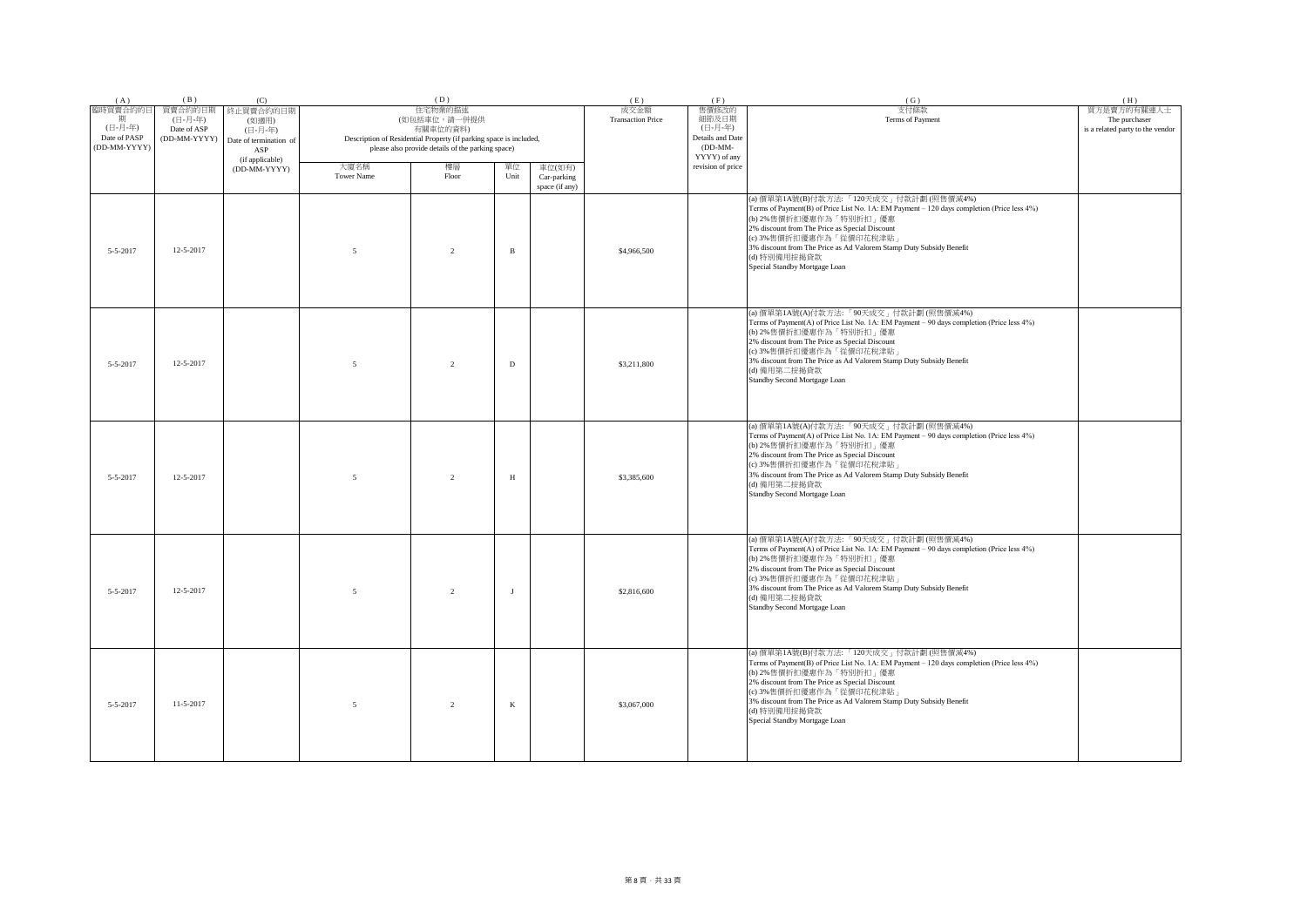| (A) | (B) | (C) | (D) | | | | (E) | (F) | (G) | (H) |
|---|---|---|---|---|---|---|---|---|---|---|
| 臨時買賣合約的日期 (日-月-年) Date of PASP (DD-MM-YYYY) | 買賣合約的日期 (日-月-年) Date of ASP (DD-MM-YYYY) | 終止買賣合約的日期 (如適用) (日-月-年) Date of termination of ASP (if applicable) (DD-MM-YYYY) | 住宅物業的描述 (如包括車位，請一併提供 有關車位的資料) Description of Residential Property (if parking space is included, please also provide details of the parking space) | | | | 成交金額 Transaction Price | 售價修改的細節及日期 (日-月-年) Details and Date (DD-MM-YYYY) of any revision of price | 支付條款 Terms of Payment | 買方是賣方的有關連人士 The purchaser is a related party to the vendor |
| | | | 大廈名稱 Tower Name | 樓層 Floor | 單位 Unit | 車位(如有) Car-parking space (if any) | | | | |
| 5-5-2017 | 12-5-2017 | | 5 | 2 | B | | $4,966,500 | | (a) 價單第1A號(B)付款方法: 「120天成交」付款計劃 (照售價減4%)<br>Terms of Payment(B) of Price List No. 1A: EM Payment – 120 days completion (Price less 4%)<br>(b) 2%售價折扣優惠作為「特別折扣」優惠<br>2% discount from The Price as Special Discount<br>(c) 3%售價折扣優惠作為「從價印花稅津貼」<br>3% discount from The Price as Ad Valorem Stamp Duty Subsidy Benefit<br>(d) 特別備用按揭貸款<br>Special Standby Mortgage Loan | |
| 5-5-2017 | 12-5-2017 | | 5 | 2 | D | | $3,211,800 | | (a) 價單第1A號(A)付款方法: 「90天成交」付款計劃 (照售價減4%)<br>Terms of Payment(A) of Price List No. 1A: EM Payment – 90 days completion (Price less 4%)<br>(b) 2%售價折扣優惠作為「特別折扣」優惠<br>2% discount from The Price as Special Discount<br>(c) 3%售價折扣優惠作為「從價印花稅津貼」<br>3% discount from The Price as Ad Valorem Stamp Duty Subsidy Benefit<br>(d) 備用第二按揭貸款<br>Standby Second Mortgage Loan | |
| 5-5-2017 | 12-5-2017 | | 5 | 2 | H | | $3,385,600 | | (a) 價單第1A號(A)付款方法: 「90天成交」付款計劃 (照售價減4%)<br>Terms of Payment(A) of Price List No. 1A: EM Payment – 90 days completion (Price less 4%)<br>(b) 2%售價折扣優惠作為「特別折扣」優惠<br>2% discount from The Price as Special Discount<br>(c) 3%售價折扣優惠作為「從價印花稅津貼」<br>3% discount from The Price as Ad Valorem Stamp Duty Subsidy Benefit<br>(d) 備用第二按揭貸款<br>Standby Second Mortgage Loan | |
| 5-5-2017 | 12-5-2017 | | 5 | 2 | J | | $2,816,600 | | (a) 價單第1A號(A)付款方法: 「90天成交」付款計劃 (照售價減4%)<br>Terms of Payment(A) of Price List No. 1A: EM Payment – 90 days completion (Price less 4%)<br>(b) 2%售價折扣優惠作為「特別折扣」優惠<br>2% discount from The Price as Special Discount<br>(c) 3%售價折扣優惠作為「從價印花稅津貼」<br>3% discount from The Price as Ad Valorem Stamp Duty Subsidy Benefit<br>(d) 備用第二按揭貸款<br>Standby Second Mortgage Loan | |
| 5-5-2017 | 11-5-2017 | | 5 | 2 | K | | $3,067,000 | | (a) 價單第1A號(B)付款方法: 「120天成交」付款計劃 (照售價減4%)<br>Terms of Payment(B) of Price List No. 1A: EM Payment – 120 days completion (Price less 4%)<br>(b) 2%售價折扣優惠作為「特別折扣」優惠<br>2% discount from The Price as Special Discount<br>(c) 3%售價折扣優惠作為「從價印花稅津貼」<br>3% discount from The Price as Ad Valorem Stamp Duty Subsidy Benefit<br>(d) 特別備用按揭貸款<br>Special Standby Mortgage Loan | |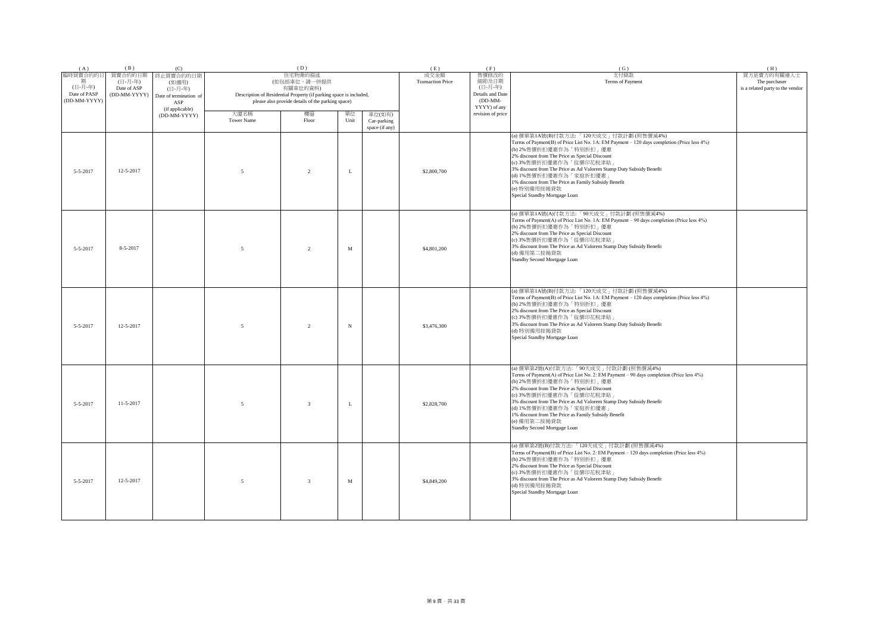| (A) | (B) | (C) | (D) | | | | (E) | (F) | (G) | (H) |
|---|---|---|---|---|---|---|---|---|---|---|
| 臨時買賣合約的日期 (日-月-年) Date of PASP (DD-MM-YYYY) | 買賣合約的日期 (日-月-年) Date of ASP (DD-MM-YYYY) | 終止買賣合約的日期 (如適用) (日-月-年) Date of termination of ASP (if applicable) (DD-MM-YYYY) | 住宅物業的描述 (如包括車位，請一併提供有關車位的資料) Description of Residential Property (if parking space is included, please also provide details of the parking space) | | | | 成交金額 Transaction Price | 售價修改的細節及日期 (日-月-年) Details and Date (DD-MM-YYYY) of any revision of price | 支付條款 Terms of Payment | 買方是賣方的有關連人士 The purchaser is a related party to the vendor |
| | | | 大廈名稱 Tower Name | 樓層 Floor | 單位 Unit | 車位(如有) Car-parking space (if any) | | | | |
| 5-5-2017 | 12-5-2017 | | 5 | 2 | L | | $2,800,700 | | (a) 價單第1A號(B)付款方法:「120天成交」付款計劃 (照售價減4%) Terms of Payment(B) of Price List No. 1A: EM Payment – 120 days completion (Price less 4%) (b) 2%售價折扣優惠作為「特別折扣」優惠 2% discount from The Price as Special Discount (c) 3%售價折扣優惠作為「從價印花稅津貼」 3% discount from The Price as Ad Valorem Stamp Duty Subsidy Benefit (d) 1%售價折扣優惠作為「家庭折扣優惠」 1% discount from The Price as Family Subsidy Benefit (e) 特別備用按揭貸款 Special Standby Mortgage Loan | |
| 5-5-2017 | 8-5-2017 | | 5 | 2 | M | | $4,801,200 | | (a) 價單第1A號(A)付款方法:「90天成交」付款計劃 (照售價減4%) Terms of Payment(A) of Price List No. 1A: EM Payment – 90 days completion (Price less 4%) (b) 2%售價折扣優惠作為「特別折扣」優惠 2% discount from The Price as Special Discount (c) 3%售價折扣優惠作為「從價印花稅津貼」 3% discount from The Price as Ad Valorem Stamp Duty Subsidy Benefit (d) 備用第二按揭貸款 Standby Second Mortgage Loan | |
| 5-5-2017 | 12-5-2017 | | 5 | 2 | N | | $3,476,300 | | (a) 價單第1A號(B)付款方法:「120天成交」付款計劃 (照售價減4%) Terms of Payment(B) of Price List No. 1A: EM Payment – 120 days completion (Price less 4%) (b) 2%售價折扣優惠作為「特別折扣」優惠 2% discount from The Price as Special Discount (c) 3%售價折扣優惠作為「從價印花稅津貼」 3% discount from The Price as Ad Valorem Stamp Duty Subsidy Benefit (d) 特別備用按揭貸款 Special Standby Mortgage Loan | |
| 5-5-2017 | 11-5-2017 | | 5 | 3 | L | | $2,828,700 | | (a) 價單第2號(A)付款方法:「90天成交」付款計劃 (照售價減4%) Terms of Payment(A) of Price List No. 2: EM Payment – 90 days completion (Price less 4%) (b) 2%售價折扣優惠作為「特別折扣」優惠 2% discount from The Price as Special Discount (c) 3%售價折扣優惠作為「從價印花稅津貼」 3% discount from The Price as Ad Valorem Stamp Duty Subsidy Benefit (d) 1%售價折扣優惠作為「家庭折扣優惠」 1% discount from The Price as Family Subsidy Benefit (e) 備用第二按揭貸款 Standby Second Mortgage Loan | |
| 5-5-2017 | 12-5-2017 | | 5 | 3 | M | | $4,849,200 | | (a) 價單第2號(B)付款方法:「120天成交」付款計劃 (照售價減4%) Terms of Payment(B) of Price List No. 2: EM Payment – 120 days completion (Price less 4%) (b) 2%售價折扣優惠作為「特別折扣」優惠 2% discount from The Price as Special Discount (c) 3%售價折扣優惠作為「從價印花稅津貼」 3% discount from The Price as Ad Valorem Stamp Duty Subsidy Benefit (d) 特別備用按揭貸款 Special Standby Mortgage Loan | |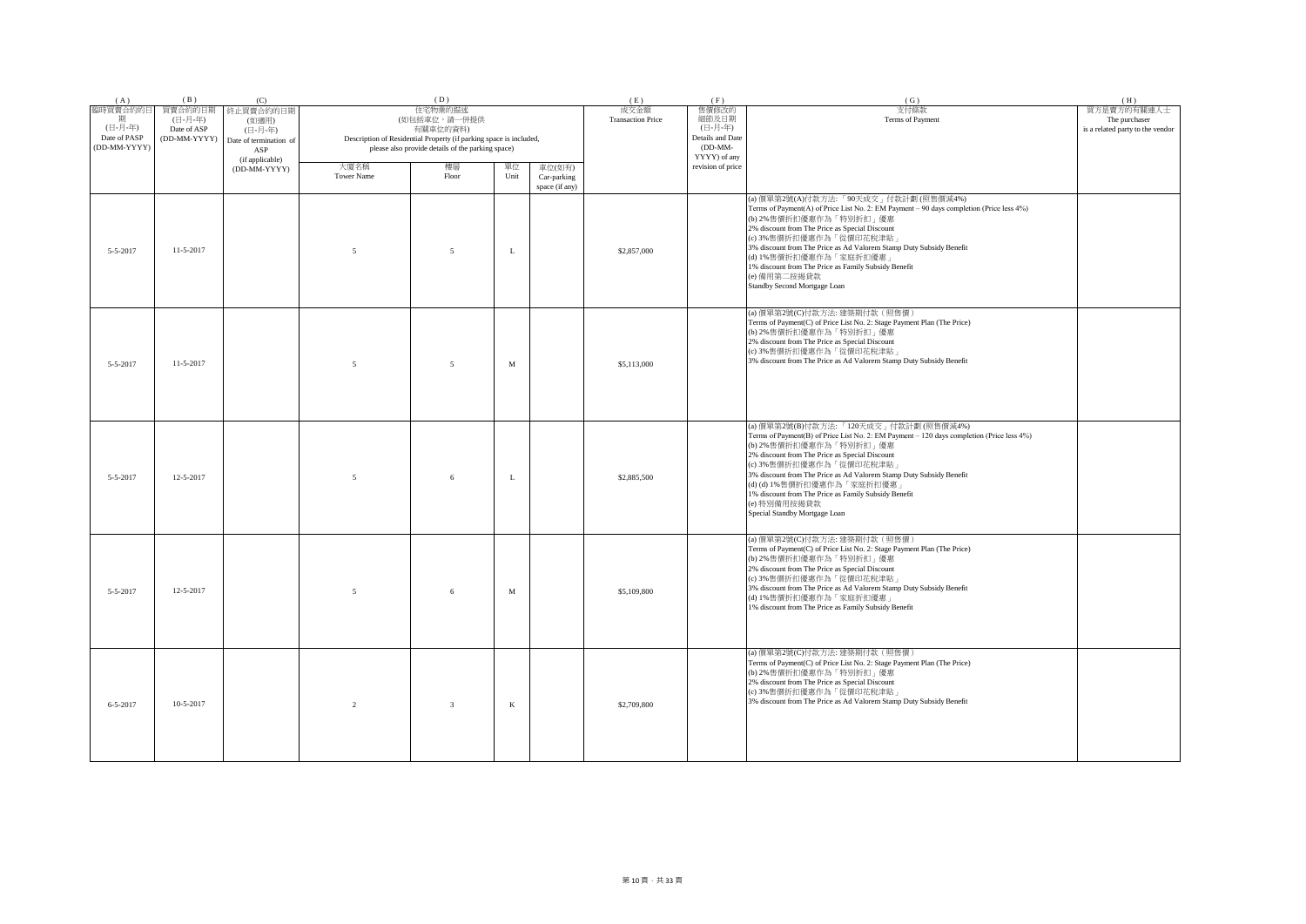| (A) | (B) | (C) | (D) | | | | (E) | (F) | (G) | (H) |
|---|---|---|---|---|---|---|---|---|---|---|
| 臨時買賣合約的日期<br>(日-月-年)<br>Date of PASP<br>(DD-MM-YYYY) | 買賣合約的日期<br>(日-月-年)<br>Date of ASP<br>(DD-MM-YYYY) | 終止買賣合約的日期<br>(如適用)<br>(日-月-年)<br>Date of termination of ASP<br>(if applicable)<br>(DD-MM-YYYY) | 住宅物業的描述<br>(如包括車位，請一併提供有關車位的資料)<br>Description of Residential Property (if parking space is included, please also provide details of the parking space) | | | | 成交金額<br>Transaction Price | 售價修改的細節及日期<br>(日-月-年)<br>Details and Date (DD-MM-YYYY) of any revision of price | 支付條款<br>Terms of Payment | 買方是賣方的有關連人士<br>The purchaser is a related party to the vendor |
| | | | 大廈名稱<br>Tower Name | 樓層<br>Floor | 單位<br>Unit | 車位(如有)<br>Car-parking space (if any) | | | | |
| 5-5-2017 | 11-5-2017 | | 5 | 5 | L | | $2,857,000 | | (a) 價單第2號(A)付款方法:「90天成交」付款計劃 (照售價減4%)<br>Terms of Payment(A) of Price List No. 2: EM Payment – 90 days completion (Price less 4%)<br>(b) 2%售價折扣優惠作為「特別折扣」優惠<br>2% discount from The Price as Special Discount<br>(c) 3%售價折扣優惠作為「從價印花稅津貼」<br>3% discount from The Price as Ad Valorem Stamp Duty Subsidy Benefit<br>(d) 1%售價折扣優惠作為「家庭折扣優惠」<br>1% discount from The Price as Family Subsidy Benefit<br>(e) 備用第二按揭貸款<br>Standby Second Mortgage Loan | |
| 5-5-2017 | 11-5-2017 | | 5 | 5 | M | | $5,113,000 | | (a) 價單第2號(C)付款方法: 建築期付款（照售價）<br>Terms of Payment(C) of Price List No. 2: Stage Payment Plan (The Price)<br>(b) 2%售價折扣優惠作為「特別折扣」優惠<br>2% discount from The Price as Special Discount<br>(c) 3%售價折扣優惠作為「從價印花稅津貼」<br>3% discount from The Price as Ad Valorem Stamp Duty Subsidy Benefit | |
| 5-5-2017 | 12-5-2017 | | 5 | 6 | L | | $2,885,500 | | (a) 價單第2號(B)付款方法:「120天成交」付款計劃 (照售價減4%)<br>Terms of Payment(B) of Price List No. 2: EM Payment – 120 days completion (Price less 4%)<br>(b) 2%售價折扣優惠作為「特別折扣」優惠<br>2% discount from The Price as Special Discount<br>(c) 3%售價折扣優惠作為「從價印花稅津貼」<br>3% discount from The Price as Ad Valorem Stamp Duty Subsidy Benefit<br>(d) (d) 1%售價折扣優惠作為「家庭折扣優惠」<br>1% discount from The Price as Family Subsidy Benefit<br>(e) 特別備用按揭貸款<br>Special Standby Mortgage Loan | |
| 5-5-2017 | 12-5-2017 | | 5 | 6 | M | | $5,109,800 | | (a) 價單第2號(C)付款方法: 建築期付款（照售價）<br>Terms of Payment(C) of Price List No. 2: Stage Payment Plan (The Price)<br>(b) 2%售價折扣優惠作為「特別折扣」優惠<br>2% discount from The Price as Special Discount<br>(c) 3%售價折扣優惠作為「從價印花稅津貼」<br>3% discount from The Price as Ad Valorem Stamp Duty Subsidy Benefit<br>(d) 1%售價折扣優惠作為「家庭折扣優惠」<br>1% discount from The Price as Family Subsidy Benefit | |
| 6-5-2017 | 10-5-2017 | | 2 | 3 | K | | $2,709,800 | | (a) 價單第2號(C)付款方法: 建築期付款（照售價）<br>Terms of Payment(C) of Price List No. 2: Stage Payment Plan (The Price)<br>(b) 2%售價折扣優惠作為「特別折扣」優惠<br>2% discount from The Price as Special Discount<br>(c) 3%售價折扣優惠作為「從價印花稅津貼」<br>3% discount from The Price as Ad Valorem Stamp Duty Subsidy Benefit | |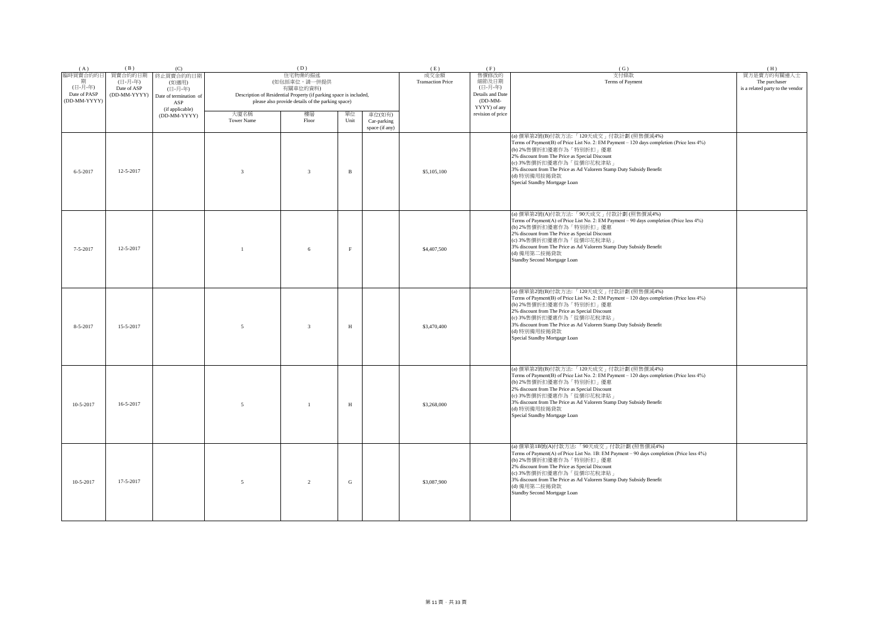| (A) | (B) | (C) | (D) | | | | (E) | (F) | (G) | (H) |
|---|---|---|---|---|---|---|---|---|---|---|
| 臨時買賣合約的日期 (日-月-年) Date of PASP (DD-MM-YYYY) | 買賣合約的日期 (日-月-年) Date of ASP (DD-MM-YYYY) | 終止買賣合約的日期 (如適用) (日-月-年) Date of termination of ASP (if applicable) (DD-MM-YYYY) | 住宅物業的描述 (如包括車位，請一併提供有關車位的資料) Description of Residential Property (if parking space is included, please also provide details of the parking space) | | | | 成交金額 Transaction Price | 售價修改的細節及日期 (日-月-年) Details and Date (DD-MM-YYYY) of any revision of price | 支付條款 Terms of Payment | 買方是賣方的有關連人士 The purchaser is a related party to the vendor |
| | | | 大廈名稱 Tower Name | 樓層 Floor | 單位 Unit | 車位(如有) Car-parking space (if any) | | | | |
| 6-5-2017 | 12-5-2017 | | 3 | 3 | B | | $5,105,100 | | (a) 價單第2號(B)付款方法: 「120天成交」付款計劃 (照售價減4%) Terms of Payment(B) of Price List No. 2: EM Payment – 120 days completion (Price less 4%) (b) 2%售價折扣優惠作為「特別折扣」優惠 2% discount from The Price as Special Discount (c) 3%售價折扣優惠作為「從價印花稅津貼」 3% discount from The Price as Ad Valorem Stamp Duty Subsidy Benefit (d) 特別備用按揭貸款 Special Standby Mortgage Loan | |
| 7-5-2017 | 12-5-2017 | | 1 | 6 | F | | $4,407,500 | | (a) 價單第2號(A)付款方法: 「90天成交」付款計劃 (照售價減4%) Terms of Payment(A) of Price List No. 2: EM Payment – 90 days completion (Price less 4%) (b) 2%售價折扣優惠作為「特別折扣」優惠 2% discount from The Price as Special Discount (c) 3%售價折扣優惠作為「從價印花稅津貼」 3% discount from The Price as Ad Valorem Stamp Duty Subsidy Benefit (d) 備用第二按揭貸款 Standby Second Mortgage Loan | |
| 8-5-2017 | 15-5-2017 | | 5 | 3 | H | | $3,470,400 | | (a) 價單第2號(B)付款方法: 「120天成交」付款計劃 (照售價減4%) Terms of Payment(B) of Price List No. 2: EM Payment – 120 days completion (Price less 4%) (b) 2%售價折扣優惠作為「特別折扣」優惠 2% discount from The Price as Special Discount (c) 3%售價折扣優惠作為「從價印花稅津貼」 3% discount from The Price as Ad Valorem Stamp Duty Subsidy Benefit (d) 特別備用按揭貸款 Special Standby Mortgage Loan | |
| 10-5-2017 | 16-5-2017 | | 5 | 1 | H | | $3,268,000 | | (a) 價單第2號(B)付款方法: 「120天成交」付款計劃 (照售價減4%) Terms of Payment(B) of Price List No. 2: EM Payment – 120 days completion (Price less 4%) (b) 2%售價折扣優惠作為「特別折扣」優惠 2% discount from The Price as Special Discount (c) 3%售價折扣優惠作為「從價印花稅津貼」 3% discount from The Price as Ad Valorem Stamp Duty Subsidy Benefit (d) 特別備用按揭貸款 Special Standby Mortgage Loan | |
| 10-5-2017 | 17-5-2017 | | 5 | 2 | G | | $3,087,900 | | (a) 價單第1B號(A)付款方法: 「90天成交」付款計劃 (照售價減4%) Terms of Payment(A) of Price List No. 1B: EM Payment – 90 days completion (Price less 4%) (b) 2%售價折扣優惠作為「特別折扣」優惠 2% discount from The Price as Special Discount (c) 3%售價折扣優惠作為「從價印花稅津貼」 3% discount from The Price as Ad Valorem Stamp Duty Subsidy Benefit (d) 備用第二按揭貸款 Standby Second Mortgage Loan | |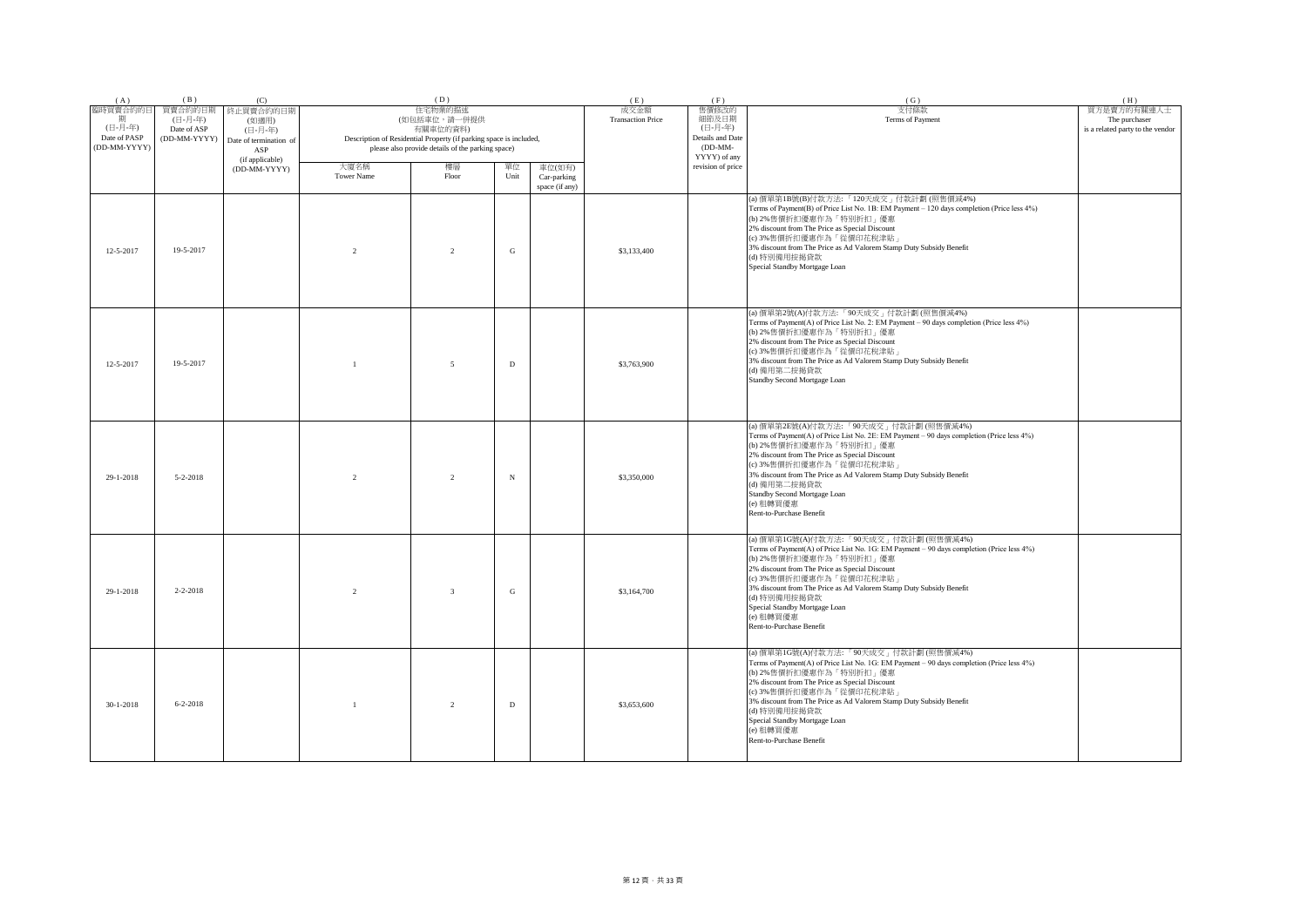| (A) | (B) | (C) | (D) | | | | (E) | (F) | (G) | (H) |
|---|---|---|---|---|---|---|---|---|---|---|
| 臨時買賣合約的日期 (日-月-年) Date of PASP (DD-MM-YYYY) | 買賣合約的日期 (日-月-年) Date of ASP (DD-MM-YYYY) | 終止買賣合約的日期 (如適用) (日-月-年) Date of termination of ASP (if applicable) (DD-MM-YYYY) | 住宅物業的描述 (如包括車位，請一併提供 有關車位的資料) Description of Residential Property (if parking space is included, please also provide details of the parking space) | | | | 成交金額 Transaction Price | 售價修改的細節及日期 (日-月-年) Details and Date (DD-MM-YYYY) of any revision of price | 支付條款 Terms of Payment | 買方是賣方的有關連人士 The purchaser is a related party to the vendor |
| | | | 大廈名稱 Tower Name | 樓層 Floor | 單位 Unit | 車位(如有) Car-parking space (if any) | | | | |
| 12-5-2017 | 19-5-2017 | | 2 | 2 | G | | $3,133,400 | | (a) 價單第1B號(B)付款方法: 「120天成交」付款計劃 (照售價減4%)<br>Terms of Payment(B) of Price List No. 1B: EM Payment – 120 days completion (Price less 4%)<br>(b) 2%售價折扣優惠作為「特別折扣」優惠<br>2% discount from The Price as Special Discount<br>(c) 3%售價折扣優惠作為「從價印花稅津貼」<br>3% discount from The Price as Ad Valorem Stamp Duty Subsidy Benefit<br>(d) 特別備用按揭貸款<br>Special Standby Mortgage Loan | |
| 12-5-2017 | 19-5-2017 | | 1 | 5 | D | | $3,763,900 | | (a) 價單第2號(A)付款方法: 「90天成交」付款計劃 (照售價減4%)<br>Terms of Payment(A) of Price List No. 2: EM Payment – 90 days completion (Price less 4%)<br>(b) 2%售價折扣優惠作為「特別折扣」優惠<br>2% discount from The Price as Special Discount<br>(c) 3%售價折扣優惠作為「從價印花稅津貼」<br>3% discount from The Price as Ad Valorem Stamp Duty Subsidy Benefit<br>(d) 備用第二按揭貸款<br>Standby Second Mortgage Loan | |
| 29-1-2018 | 5-2-2018 | | 2 | 2 | N | | $3,350,000 | | (a) 價單第2E號(A)付款方法: 「90天成交」付款計劃 (照售價減4%)<br>Terms of Payment(A) of Price List No. 2E: EM Payment – 90 days completion (Price less 4%)<br>(b) 2%售價折扣優惠作為「特別折扣」優惠<br>2% discount from The Price as Special Discount<br>(c) 3%售價折扣優惠作為「從價印花稅津貼」<br>3% discount from The Price as Ad Valorem Stamp Duty Subsidy Benefit<br>(d) 備用第二按揭貸款<br>Standby Second Mortgage Loan<br>(e) 租轉買優惠<br>Rent-to-Purchase Benefit | |
| 29-1-2018 | 2-2-2018 | | 2 | 3 | G | | $3,164,700 | | (a) 價單第1G號(A)付款方法: 「90天成交」付款計劃 (照售價減4%)<br>Terms of Payment(A) of Price List No. 1G: EM Payment – 90 days completion (Price less 4%)<br>(b) 2%售價折扣優惠作為「特別折扣」優惠<br>2% discount from The Price as Special Discount<br>(c) 3%售價折扣優惠作為「從價印花稅津貼」<br>3% discount from The Price as Ad Valorem Stamp Duty Subsidy Benefit<br>(d) 特別備用按揭貸款<br>Special Standby Mortgage Loan<br>(e) 租轉買優惠<br>Rent-to-Purchase Benefit | |
| 30-1-2018 | 6-2-2018 | | 1 | 2 | D | | $3,653,600 | | (a) 價單第1G號(A)付款方法: 「90天成交」付款計劃 (照售價減4%)<br>Terms of Payment(A) of Price List No. 1G: EM Payment – 90 days completion (Price less 4%)<br>(b) 2%售價折扣優惠作為「特別折扣」優惠<br>2% discount from The Price as Special Discount<br>(c) 3%售價折扣優惠作為「從價印花稅津貼」<br>3% discount from The Price as Ad Valorem Stamp Duty Subsidy Benefit<br>(d) 特別備用按揭貸款<br>Special Standby Mortgage Loan<br>(e) 租轉買優惠<br>Rent-to-Purchase Benefit | |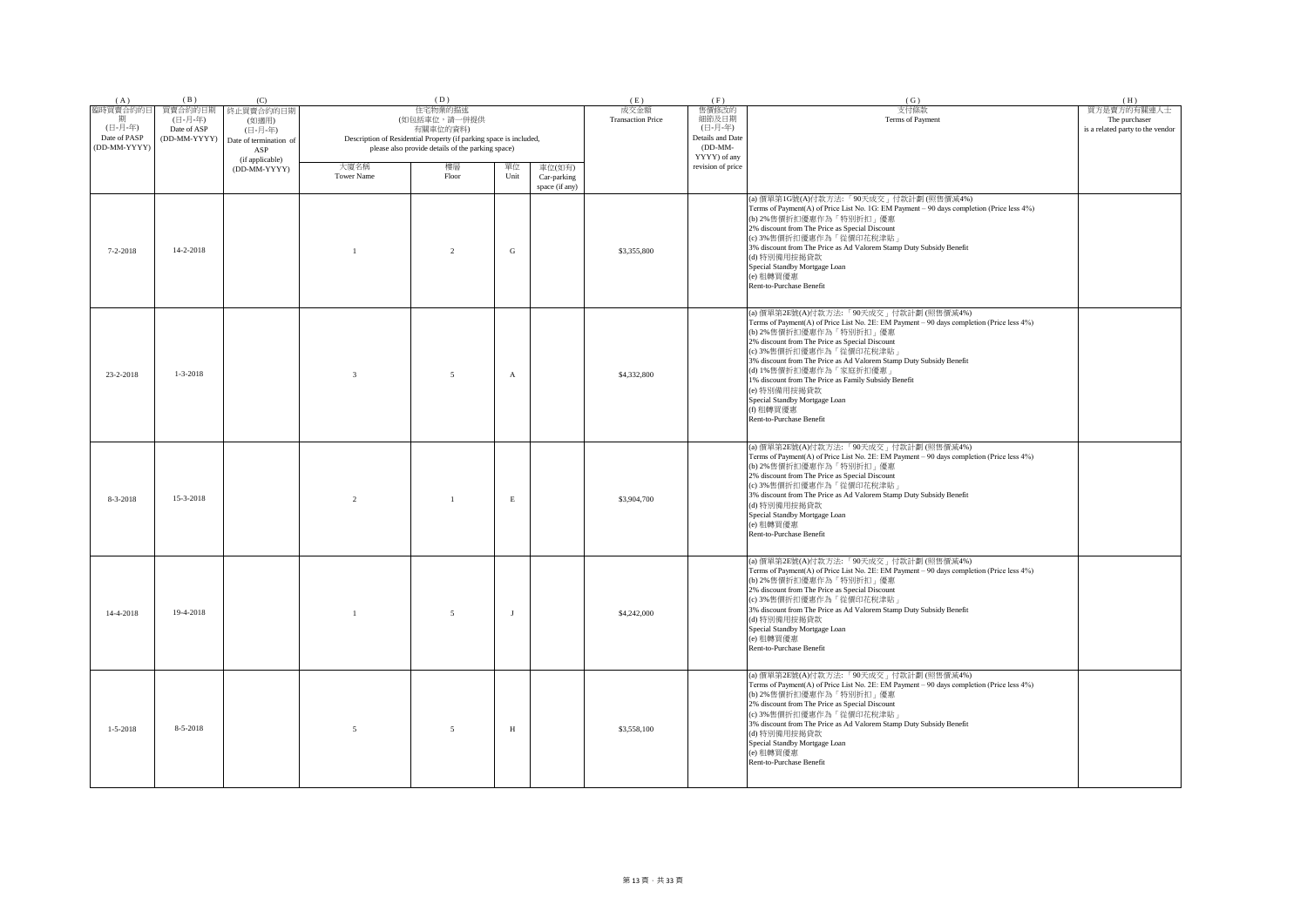| (A) | (B) | (C) | (D) | | | | (E) | (F) | (G) | (H) |
|---|---|---|---|---|---|---|---|---|---|---|
| 臨時買賣合約的日期 (日-月-年) Date of PASP (DD-MM-YYYY) | 買賣合約的日期 (日-月-年) Date of ASP (DD-MM-YYYY) | 終止買賣合約的日期 (如適用) (日-月-年) Date of termination of ASP (if applicable) (DD-MM-YYYY) | 住宅物業的描述 (如包括車位，請一併提供有關車位的資料) Description of Residential Property (if parking space is included, please also provide details of the parking space) | | | | 成交金額 Transaction Price | 售價修改的細節及日期 (日-月-年) Details and Date (DD-MM-YYYY) of any revision of price | 支付條款 Terms of Payment | 買方是賣方的有關連人士 The purchaser is a related party to the vendor |
| | | | 大廈名稱 Tower Name | 樓層 Floor | 單位 Unit | 車位(如有) Car-parking space (if any) | | | | |
| 7-2-2018 | 14-2-2018 | | 1 | 2 | G | | $3,355,800 | | (a) 價單第1G號(A)付款方法:「90天成交」付款計劃 (照售價減4%)<br>Terms of Payment(A) of Price List No. 1G: EM Payment – 90 days completion (Price less 4%)<br>(b) 2%售價折扣優惠作為「特別折扣」優惠<br>2% discount from The Price as Special Discount<br>(c) 3%售價折扣優惠作為「從價印花稅津貼」<br>3% discount from The Price as Ad Valorem Stamp Duty Subsidy Benefit<br>(d) 特別備用按揭貸款<br>Special Standby Mortgage Loan<br>(e) 租轉買優惠<br>Rent-to-Purchase Benefit | |
| 23-2-2018 | 1-3-2018 | | 3 | 5 | A | | $4,332,800 | | (a) 價單第2E號(A)付款方法:「90天成交」付款計劃 (照售價減4%)<br>Terms of Payment(A) of Price List No. 2E: EM Payment – 90 days completion (Price less 4%)<br>(b) 2%售價折扣優惠作為「特別折扣」優惠<br>2% discount from The Price as Special Discount<br>(c) 3%售價折扣優惠作為「從價印花稅津貼」<br>3% discount from The Price as Ad Valorem Stamp Duty Subsidy Benefit<br>(d) 1%售價折扣優惠作為「家庭折扣優惠」<br>1% discount from The Price as Family Subsidy Benefit<br>(e) 特別備用按揭貸款<br>Special Standby Mortgage Loan<br>(f) 租轉買優惠<br>Rent-to-Purchase Benefit | |
| 8-3-2018 | 15-3-2018 | | 2 | 1 | E | | $3,904,700 | | (a) 價單第2E號(A)付款方法:「90天成交」付款計劃 (照售價減4%)<br>Terms of Payment(A) of Price List No. 2E: EM Payment – 90 days completion (Price less 4%)<br>(b) 2%售價折扣優惠作為「特別折扣」優惠<br>2% discount from The Price as Special Discount<br>(c) 3%售價折扣優惠作為「從價印花稅津貼」<br>3% discount from The Price as Ad Valorem Stamp Duty Subsidy Benefit<br>(d) 特別備用按揭貸款<br>Special Standby Mortgage Loan<br>(e) 租轉買優惠<br>Rent-to-Purchase Benefit | |
| 14-4-2018 | 19-4-2018 | | 1 | 5 | J | | $4,242,000 | | (a) 價單第2E號(A)付款方法:「90天成交」付款計劃 (照售價減4%)<br>Terms of Payment(A) of Price List No. 2E: EM Payment – 90 days completion (Price less 4%)<br>(b) 2%售價折扣優惠作為「特別折扣」優惠<br>2% discount from The Price as Special Discount<br>(c) 3%售價折扣優惠作為「從價印花稅津貼」<br>3% discount from The Price as Ad Valorem Stamp Duty Subsidy Benefit<br>(d) 特別備用按揭貸款<br>Special Standby Mortgage Loan<br>(e) 租轉買優惠<br>Rent-to-Purchase Benefit | |
| 1-5-2018 | 8-5-2018 | | 5 | 5 | H | | $3,558,100 | | (a) 價單第2E號(A)付款方法:「90天成交」付款計劃 (照售價減4%)<br>Terms of Payment(A) of Price List No. 2E: EM Payment – 90 days completion (Price less 4%)<br>(b) 2%售價折扣優惠作為「特別折扣」優惠<br>2% discount from The Price as Special Discount<br>(c) 3%售價折扣優惠作為「從價印花稅津貼」<br>3% discount from The Price as Ad Valorem Stamp Duty Subsidy Benefit<br>(d) 特別備用按揭貸款<br>Special Standby Mortgage Loan<br>(e) 租轉買優惠<br>Rent-to-Purchase Benefit | |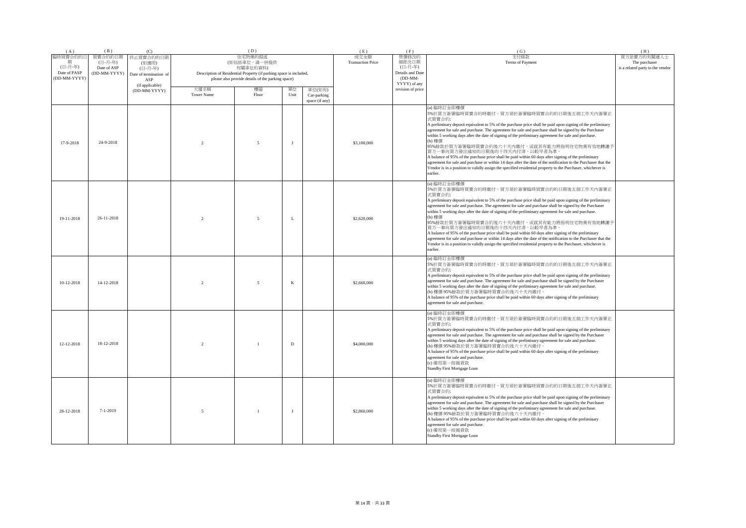| (A) | (B) | (C) | (D) | | | | (E) | (F) | (G) | (H) |
|---|---|---|---|---|---|---|---|---|---|---|
| 臨時買賣合約的日期 (日-月-年) Date of PASP (DD-MM-YYYY) | 買賣合約的日期 (日-月-年) Date of ASP (DD-MM-YYYY) | 終止買賣合約的日期 (如適用) (日-月-年) Date of termination of ASP (if applicable) (DD-MM-YYYY) | 住宅物業的描述 (如包括車位，請一併提供有關車位的資料) Description of Residential Property (if parking space is included, please also provide details of the parking space) | | | | 成交金額 Transaction Price | 售價修改的細節及日期 (日-月-年) Details and Date (DD-MM-YYYY) of any revision of price | 支付條款 Terms of Payment | 買方是賣方的有關連人士 The purchaser is a related party to the vendor |
| | | | 大廈名稱 Tower Name | 樓層 Floor | 單位 Unit | 車位(如有) Car-parking space (if any) | | | | |
| 17-9-2018 | 24-9-2018 | | 2 | 5 | J | | $3,100,000 | | (a) 臨時訂金即樓價 5%於買方簽署臨時買賣合約時繳付，買方須於簽署臨時買賣合約的日期後五個工作天內簽署正式買賣合約; A preliminary deposit equivalent to 5% of the purchase price shall be paid upon signing of the preliminary agreement for sale and purchase. The agreement for sale and purchase shall be signed by the Purchaser within 5 working days after the date of signing of the preliminary agreement for sale and purchase. (b) 樓價 95%餘款於買方簽署臨時買賣合約後六十天內繳付，或就其有能力將指明住宅物業有效地轉讓予買方一事向買方發出通知的日期後的十四天內付清，以較早者為準。 A balance of 95% of the purchase price shall be paid within 60 days after signing of the preliminary agreement for sale and purchase or within 14 days after the date of the notification to the Purchaser that the Vendor is in a position to validly assign the specified residential property to the Purchaser, whichever is earlier. | |
| 19-11-2018 | 26-11-2018 | | 2 | 5 | L | | $2,620,000 | | (a) 臨時訂金即樓價 5%於買方簽署臨時買賣合約時繳付，買方須於簽署臨時買賣合約的日期後五個工作天內簽署正式買賣合約; A preliminary deposit equivalent to 5% of the purchase price shall be paid upon signing of the preliminary agreement for sale and purchase. The agreement for sale and purchase shall be signed by the Purchaser within 5 working days after the date of signing of the preliminary agreement for sale and purchase. (b) 樓價 95%餘款於買方簽署臨時買賣合約後六十天內繳付，或就其有能力將指明住宅物業有效地轉讓予買方一事向買方發出通知的日期後的十四天內付清，以較早者為準。 A balance of 95% of the purchase price shall be paid within 60 days after signing of the preliminary agreement for sale and purchase or within 14 days after the date of the notification to the Purchaser that the Vendor is in a position to validly assign the specified residential property to the Purchaser, whichever is earlier. | |
| 10-12-2018 | 14-12-2018 | | 2 | 5 | K | | $2,660,000 | | (a) 臨時訂金即樓價 5%於買方簽署臨時買賣合約時繳付，買方須於簽署臨時買賣合約的日期後五個工作天內簽署正式買賣合約; A preliminary deposit equivalent to 5% of the purchase price shall be paid upon signing of the preliminary agreement for sale and purchase. The agreement for sale and purchase shall be signed by the Purchaser within 5 working days after the date of signing of the preliminary agreement for sale and purchase. (b) 樓價 95%餘款於買方簽署臨時買賣合約後六十天內繳付。 A balance of 95% of the purchase price shall be paid within 60 days after signing of the preliminary agreement for sale and purchase. | |
| 12-12-2018 | 18-12-2018 | | 2 | 1 | D | | $4,000,000 | | (a) 臨時訂金即樓價 5%於買方簽署臨時買賣合約時繳付，買方須於簽署臨時買賣合約的日期後五個工作天內簽署正式買賣合約; A preliminary deposit equivalent to 5% of the purchase price shall be paid upon signing of the preliminary agreement for sale and purchase. The agreement for sale and purchase shall be signed by the Purchaser within 5 working days after the date of signing of the preliminary agreement for sale and purchase. (b) 樓價 95%餘款於買方簽署臨時買賣合約後六十天內繳付。 A balance of 95% of the purchase price shall be paid within 60 days after signing of the preliminary agreement for sale and purchase. (c) 備用第一按揭貸款 Standby First Mortgage Loan | |
| 28-12-2018 | 7-1-2019 | | 5 | 1 | J | | $2,860,000 | | (a) 臨時訂金即樓價 5%於買方簽署臨時買賣合約時繳付，買方須於簽署臨時買賣合約的日期後五個工作天內簽署正式買賣合約; A preliminary deposit equivalent to 5% of the purchase price shall be paid upon signing of the preliminary agreement for sale and purchase. The agreement for sale and purchase shall be signed by the Purchaser within 5 working days after the date of signing of the preliminary agreement for sale and purchase. (b) 樓價 95%餘款於買方簽署臨時買賣合約後六十天內繳付。 A balance of 95% of the purchase price shall be paid within 60 days after signing of the preliminary agreement for sale and purchase. (c) 備用第一按揭貸款 Standby First Mortgage Loan | |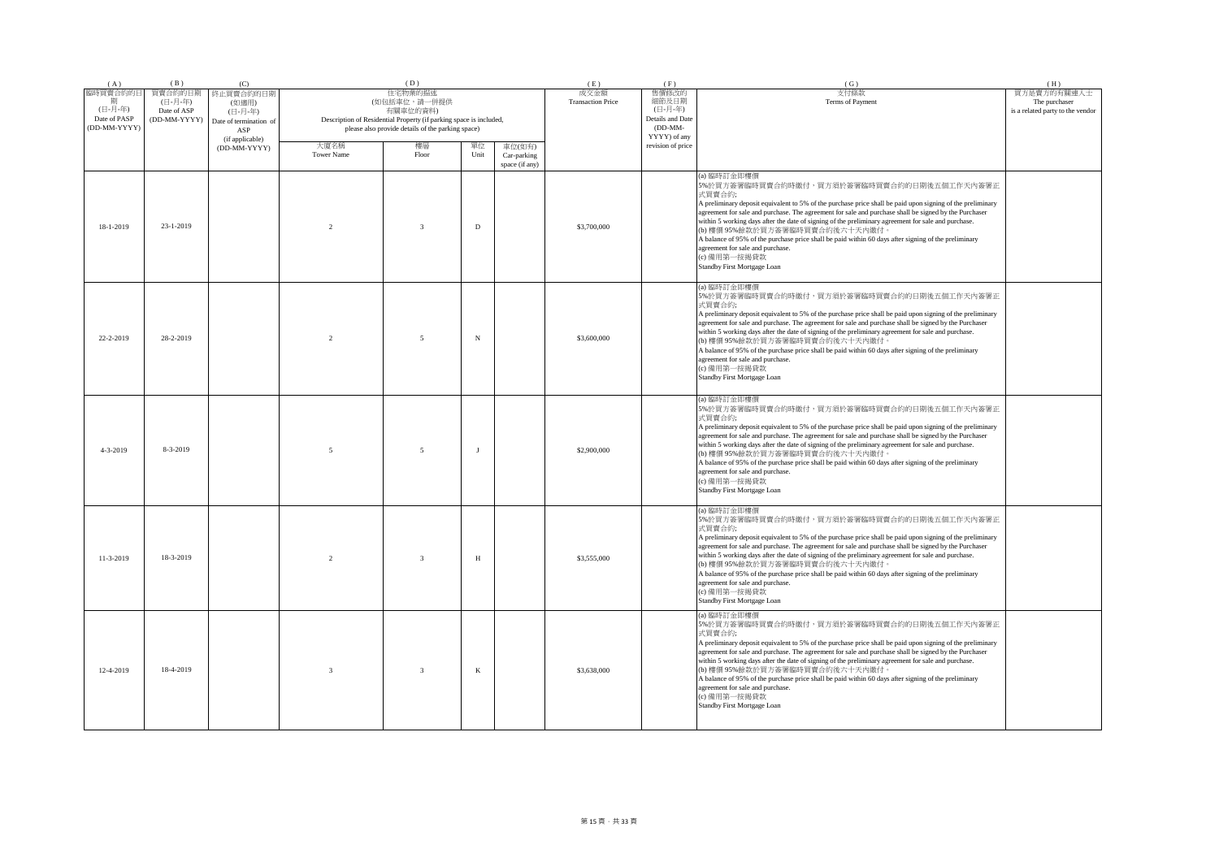| ( A ) | ( B ) | (C) | ( D ) | | | | ( E ) | ( F ) | ( G ) | ( H ) |
|---|---|---|---|---|---|---|---|---|---|---|
| 臨時買賣合約的日期 (日-月-年) Date of PASP (DD-MM-YYYY) | 買賣合約的日期 (日-月-年) Date of ASP (DD-MM-YYYY) | 終止買賣合約的日期 (如適用) (日-月-年) Date of termination of ASP (if applicable) (DD-MM-YYYY) | 住宅物業的描述 (如包括車位，請一併提供 有關車位的資料) Description of Residential Property (if parking space is included, please also provide details of the parking space) | | | | 成交金額 Transaction Price | 售價修改的細節及日期 (日-月-年) Details and Date (DD-MM-YYYY) of any revision of price | 支付條款 Terms of Payment | 買方是賣方的有關連人士 The purchaser is a related party to the vendor |
| | | | 大廈名稱 Tower Name | 樓層 Floor | 單位 Unit | 車位(如有) Car-parking space (if any) | | | | |
| 18-1-2019 | 23-1-2019 | | 2 | 3 | D | | $3,700,000 | | (a) 臨時訂金即樓價 5%於買方簽署臨時買賣合約時繳付，買方須於簽署臨時買賣合約的日期後五個工作天內簽署正式買賣合約; A preliminary deposit equivalent to 5% of the purchase price shall be paid upon signing of the preliminary agreement for sale and purchase. The agreement for sale and purchase shall be signed by the Purchaser within 5 working days after the date of signing of the preliminary agreement for sale and purchase. (b) 樓價 95%餘款於買方簽署臨時買賣合約後六十天內繳付。 A balance of 95% of the purchase price shall be paid within 60 days after signing of the preliminary agreement for sale and purchase. (c) 備用第一按揭貸款 Standby First Mortgage Loan | |
| 22-2-2019 | 28-2-2019 | | 2 | 5 | N | | $3,600,000 | | (a) 臨時訂金即樓價 5%於買方簽署臨時買賣合約時繳付，買方須於簽署臨時買賣合約的日期後五個工作天內簽署正式買賣合約; A preliminary deposit equivalent to 5% of the purchase price shall be paid upon signing of the preliminary agreement for sale and purchase. The agreement for sale and purchase shall be signed by the Purchaser within 5 working days after the date of signing of the preliminary agreement for sale and purchase. (b) 樓價 95%餘款於買方簽署臨時買賣合約後六十天內繳付。 A balance of 95% of the purchase price shall be paid within 60 days after signing of the preliminary agreement for sale and purchase. (c) 備用第一按揭貸款 Standby First Mortgage Loan | |
| 4-3-2019 | 8-3-2019 | | 5 | 5 | J | | $2,900,000 | | (a) 臨時訂金即樓價 5%於買方簽署臨時買賣合約時繳付，買方須於簽署臨時買賣合約的日期後五個工作天內簽署正式買賣合約; A preliminary deposit equivalent to 5% of the purchase price shall be paid upon signing of the preliminary agreement for sale and purchase. The agreement for sale and purchase shall be signed by the Purchaser within 5 working days after the date of signing of the preliminary agreement for sale and purchase. (b) 樓價 95%餘款於買方簽署臨時買賣合約後六十天內繳付。 A balance of 95% of the purchase price shall be paid within 60 days after signing of the preliminary agreement for sale and purchase. (c) 備用第一按揭貸款 Standby First Mortgage Loan | |
| 11-3-2019 | 18-3-2019 | | 2 | 3 | H | | $3,555,000 | | (a) 臨時訂金即樓價 5%於買方簽署臨時買賣合約時繳付，買方須於簽署臨時買賣合約的日期後五個工作天內簽署正式買賣合約; A preliminary deposit equivalent to 5% of the purchase price shall be paid upon signing of the preliminary agreement for sale and purchase. The agreement for sale and purchase shall be signed by the Purchaser within 5 working days after the date of signing of the preliminary agreement for sale and purchase. (b) 樓價 95%餘款於買方簽署臨時買賣合約後六十天內繳付。 A balance of 95% of the purchase price shall be paid within 60 days after signing of the preliminary agreement for sale and purchase. (c) 備用第一按揭貸款 Standby First Mortgage Loan | |
| 12-4-2019 | 18-4-2019 | | 3 | 3 | K | | $3,638,000 | | (a) 臨時訂金即樓價 5%於買方簽署臨時買賣合約時繳付，買方須於簽署臨時買賣合約的日期後五個工作天內簽署正式買賣合約; A preliminary deposit equivalent to 5% of the purchase price shall be paid upon signing of the preliminary agreement for sale and purchase. The agreement for sale and purchase shall be signed by the Purchaser within 5 working days after the date of signing of the preliminary agreement for sale and purchase. (b) 樓價 95%餘款於買方簽署臨時買賣合約後六十天內繳付。 A balance of 95% of the purchase price shall be paid within 60 days after signing of the preliminary agreement for sale and purchase. (c) 備用第一按揭貸款 Standby First Mortgage Loan | |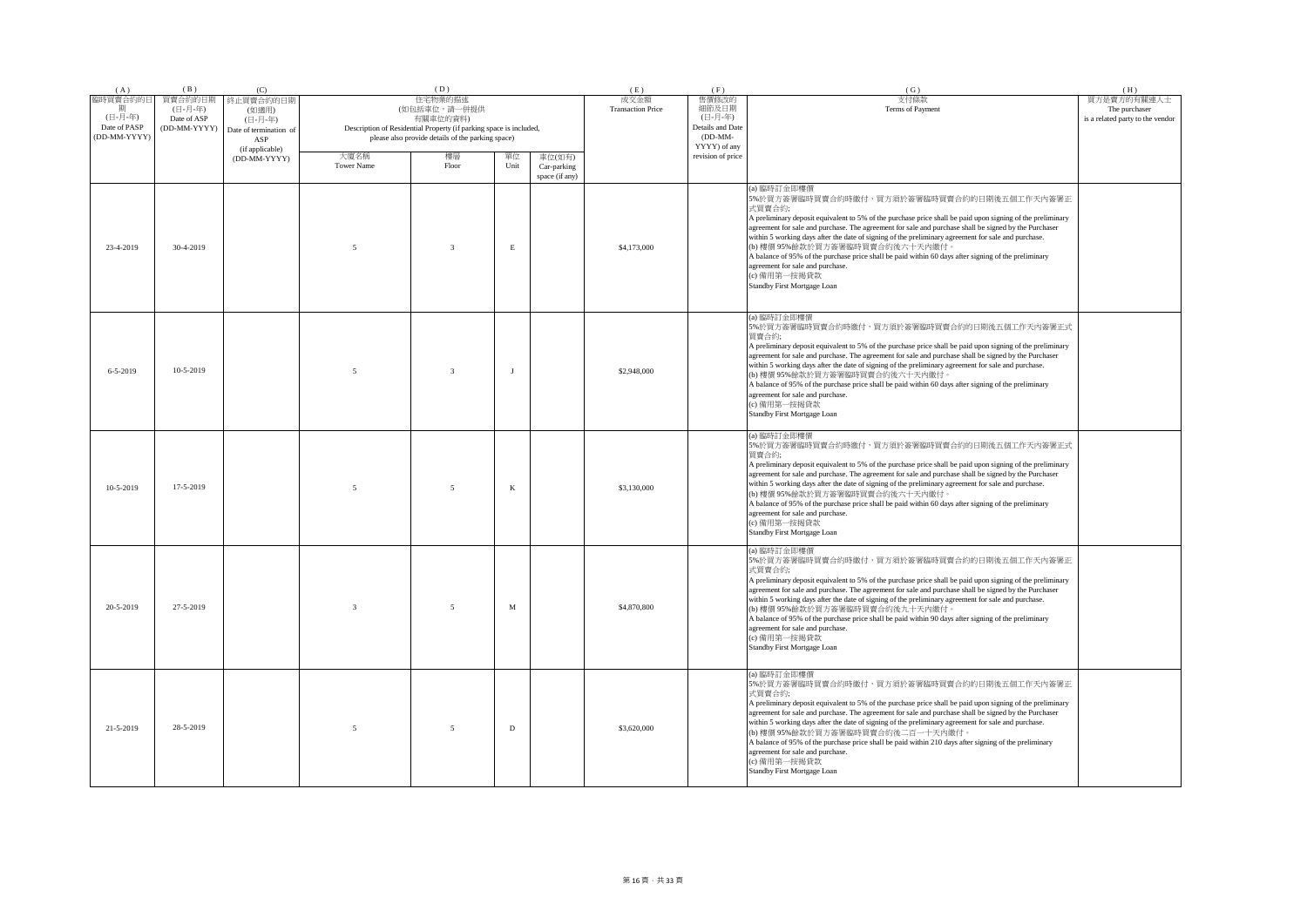| (A) | (B) | (C) | (D) | | | | (E) | (F) | (G) | (H) |
|---|---|---|---|---|---|---|---|---|---|---|
| 臨時買賣合約的日期 (日-月-年) Date of PASP (DD-MM-YYYY) | 買賣合約的日期 (日-月-年) Date of ASP (DD-MM-YYYY) | 終止買賣合約的日期 (如適用) (日-月-年) Date of termination of ASP (if applicable) (DD-MM-YYYY) | 住宅物業的描述 (如包括車位，請一併提供有關車位的資料) Description of Residential Property (if parking space is included, please also provide details of the parking space) | | | | 成交金額 Transaction Price | 售價修改的細節及日期 (日-月-年) Details and Date (DD-MM-YYYY) of any revision of price | 支付條款 Terms of Payment | 買方是賣方的有關連人士 The purchaser is a related party to the vendor |
| | | | 大廈名稱 Tower Name | 樓層 Floor | 單位 Unit | 車位(如有) Car-parking space (if any) | | | | |
| 23-4-2019 | 30-4-2019 | | 5 | 3 | E | | $4,173,000 | | (a) 臨時訂金即樓價5%於買方簽署臨時買賣合約時繳付，買方須於簽署臨時買賣合約的日期後五個工作天內簽署正式買賣合約; A preliminary deposit equivalent to 5% of the purchase price shall be paid upon signing of the preliminary agreement for sale and purchase. The agreement for sale and purchase shall be signed by the Purchaser within 5 working days after the date of signing of the preliminary agreement for sale and purchase. (b) 樓價 95%餘款於買方簽署臨時買賣合約後六十天內繳付。 A balance of 95% of the purchase price shall be paid within 60 days after signing of the preliminary agreement for sale and purchase. (c) 備用第一按揭貸款 Standby First Mortgage Loan | |
| 6-5-2019 | 10-5-2019 | | 5 | 3 | J | | $2,948,000 | | (a) 臨時訂金即樓價5%於買方簽署臨時買賣合約時繳付，買方須於簽署臨時買賣合約的日期後五個工作天內簽署正式買賣合約; A preliminary deposit equivalent to 5% of the purchase price shall be paid upon signing of the preliminary agreement for sale and purchase. The agreement for sale and purchase shall be signed by the Purchaser within 5 working days after the date of signing of the preliminary agreement for sale and purchase. (b) 樓價 95%餘款於買方簽署臨時買賣合約後六十天內繳付。 A balance of 95% of the purchase price shall be paid within 60 days after signing of the preliminary agreement for sale and purchase. (c) 備用第一按揭貸款 Standby First Mortgage Loan | |
| 10-5-2019 | 17-5-2019 | | 5 | 5 | K | | $3,130,000 | | (a) 臨時訂金即樓價5%於買方簽署臨時買賣合約時繳付，買方須於簽署臨時買賣合約的日期後五個工作天內簽署正式買賣合約; A preliminary deposit equivalent to 5% of the purchase price shall be paid upon signing of the preliminary agreement for sale and purchase. The agreement for sale and purchase shall be signed by the Purchaser within 5 working days after the date of signing of the preliminary agreement for sale and purchase. (b) 樓價 95%餘款於買方簽署臨時買賣合約後六十天內繳付。 A balance of 95% of the purchase price shall be paid within 60 days after signing of the preliminary agreement for sale and purchase. (c) 備用第一按揭貸款 Standby First Mortgage Loan | |
| 20-5-2019 | 27-5-2019 | | 3 | 5 | M | | $4,870,800 | | (a) 臨時訂金即樓價5%於買方簽署臨時買賣合約時繳付，買方須於簽署臨時買賣合約的日期後五個工作天內簽署正式買賣合約; A preliminary deposit equivalent to 5% of the purchase price shall be paid upon signing of the preliminary agreement for sale and purchase. The agreement for sale and purchase shall be signed by the Purchaser within 5 working days after the date of signing of the preliminary agreement for sale and purchase. (b) 樓價 95%餘款於買方簽署臨時買賣合約後九十天內繳付。 A balance of 95% of the purchase price shall be paid within 90 days after signing of the preliminary agreement for sale and purchase. (c) 備用第一按揭貸款 Standby First Mortgage Loan | |
| 21-5-2019 | 28-5-2019 | | 5 | 5 | D | | $3,620,000 | | (a) 臨時訂金即樓價5%於買方簽署臨時買賣合約時繳付，買方須於簽署臨時買賣合約的日期後五個工作天內簽署正式買賣合約; A preliminary deposit equivalent to 5% of the purchase price shall be paid upon signing of the preliminary agreement for sale and purchase. The agreement for sale and purchase shall be signed by the Purchaser within 5 working days after the date of signing of the preliminary agreement for sale and purchase. (b) 樓價 95%餘款於買方簽署臨時買賣合約後二百一十天內繳付。 A balance of 95% of the purchase price shall be paid within 210 days after signing of the preliminary agreement for sale and purchase. (c) 備用第一按揭貸款 Standby First Mortgage Loan | |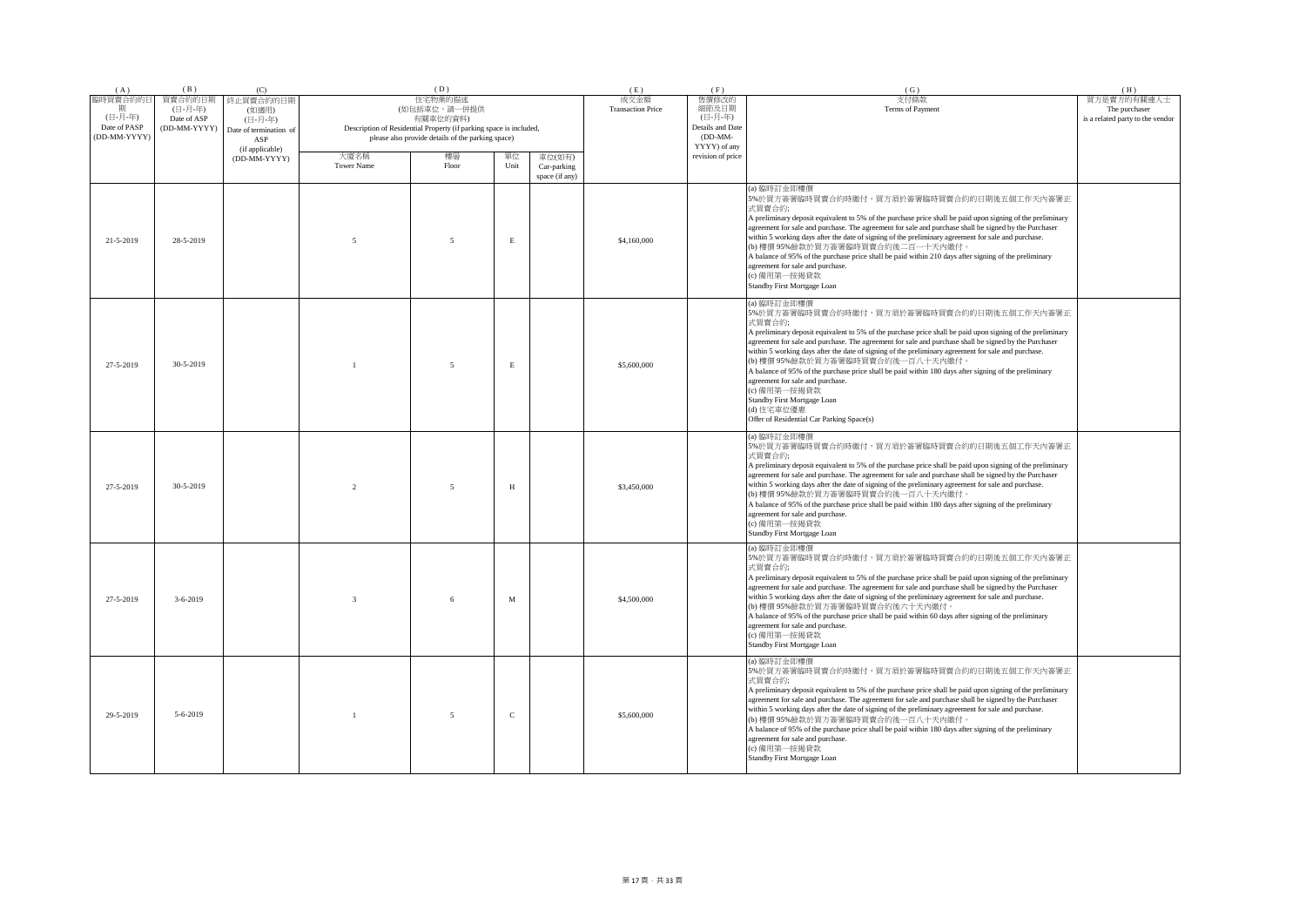| (A) | (B) | (C) | (D) | | | | (E) | (F) | (G) | (H) |
|---|---|---|---|---|---|---|---|---|---|---|
| 臨時買賣合約的日期 (日-月-年) Date of PASP (DD-MM-YYYY) | 買賣合約的日期 (日-月-年) Date of ASP (DD-MM-YYYY) | 終止買賣合約的日期 (如適用) (日-月-年) Date of termination of ASP (if applicable) (DD-MM-YYYY) | 住宅物業的描述 (如包括車位，請一併提供有關車位的資料) Description of Residential Property (if parking space is included, please also provide details of the parking space) | | | | 成交金額 Transaction Price | 售價修改的細節及日期 (日-月-年) Details and Date (DD-MM-YYYY) of any revision of price | 支付條款 Terms of Payment | 買方是賣方的有關連人士 The purchaser is a related party to the vendor |
| | | | 大廈名稱 Tower Name | 樓層 Floor | 單位 Unit | 車位(如有) Car-parking space (if any) | | | | |
| 21-5-2019 | 28-5-2019 | | 5 | 5 | E | | $4,160,000 | | (a) 臨時訂金即樓價5%於買方簽署臨時買賣合約時繳付，買方須於簽署臨時買賣合約的日期後五個工作天內簽署正式買賣合約; A preliminary deposit equivalent to 5% of the purchase price shall be paid upon signing of the preliminary agreement for sale and purchase. The agreement for sale and purchase shall be signed by the Purchaser within 5 working days after the date of signing of the preliminary agreement for sale and purchase. (b) 樓價 95%餘款於買方簽署臨時買賣合約後二百一十天內繳付。 A balance of 95% of the purchase price shall be paid within 210 days after signing of the preliminary agreement for sale and purchase. (c) 備用第一按揭貸款 Standby First Mortgage Loan | |
| 27-5-2019 | 30-5-2019 | | 1 | 5 | E | | $5,600,000 | | (a) 臨時訂金即樓價5%於買方簽署臨時買賣合約時繳付，買方須於簽署臨時買賣合約的日期後五個工作天內簽署正式買賣合約; A preliminary deposit equivalent to 5% of the purchase price shall be paid upon signing of the preliminary agreement for sale and purchase. The agreement for sale and purchase shall be signed by the Purchaser within 5 working days after the date of signing of the preliminary agreement for sale and purchase. (b) 樓價 95%餘款於買方簽署臨時買賣合約後一百八十天內繳付。 A balance of 95% of the purchase price shall be paid within 180 days after signing of the preliminary agreement for sale and purchase. (c) 備用第一按揭貸款 Standby First Mortgage Loan (d) 住宅車位優惠 Offer of Residential Car Parking Space(s) | |
| 27-5-2019 | 30-5-2019 | | 2 | 5 | H | | $3,450,000 | | (a) 臨時訂金即樓價5%於買方簽署臨時買賣合約時繳付，買方須於簽署臨時買賣合約的日期後五個工作天內簽署正式買賣合約; A preliminary deposit equivalent to 5% of the purchase price shall be paid upon signing of the preliminary agreement for sale and purchase. The agreement for sale and purchase shall be signed by the Purchaser within 5 working days after the date of signing of the preliminary agreement for sale and purchase. (b) 樓價 95%餘款於買方簽署臨時買賣合約後一百八十天內繳付。 A balance of 95% of the purchase price shall be paid within 180 days after signing of the preliminary agreement for sale and purchase. (c) 備用第一按揭貸款 Standby First Mortgage Loan | |
| 27-5-2019 | 3-6-2019 | | 3 | 6 | M | | $4,500,000 | | (a) 臨時訂金即樓價5%於買方簽署臨時買賣合約時繳付，買方須於簽署臨時買賣合約的日期後五個工作天內簽署正式買賣合約; A preliminary deposit equivalent to 5% of the purchase price shall be paid upon signing of the preliminary agreement for sale and purchase. The agreement for sale and purchase shall be signed by the Purchaser within 5 working days after the date of signing of the preliminary agreement for sale and purchase. (b) 樓價 95%餘款於買方簽署臨時買賣合約後六十天內繳付。 A balance of 95% of the purchase price shall be paid within 60 days after signing of the preliminary agreement for sale and purchase. (c) 備用第一按揭貸款 Standby First Mortgage Loan | |
| 29-5-2019 | 5-6-2019 | | 1 | 5 | C | | $5,600,000 | | (a) 臨時訂金即樓價5%於買方簽署臨時買賣合約時繳付，買方須於簽署臨時買賣合約的日期後五個工作天內簽署正式買賣合約; A preliminary deposit equivalent to 5% of the purchase price shall be paid upon signing of the preliminary agreement for sale and purchase. The agreement for sale and purchase shall be signed by the Purchaser within 5 working days after the date of signing of the preliminary agreement for sale and purchase. (b) 樓價 95%餘款於買方簽署臨時買賣合約後一百八十天內繳付。 A balance of 95% of the purchase price shall be paid within 180 days after signing of the preliminary agreement for sale and purchase. (c) 備用第一按揭貸款 Standby First Mortgage Loan | |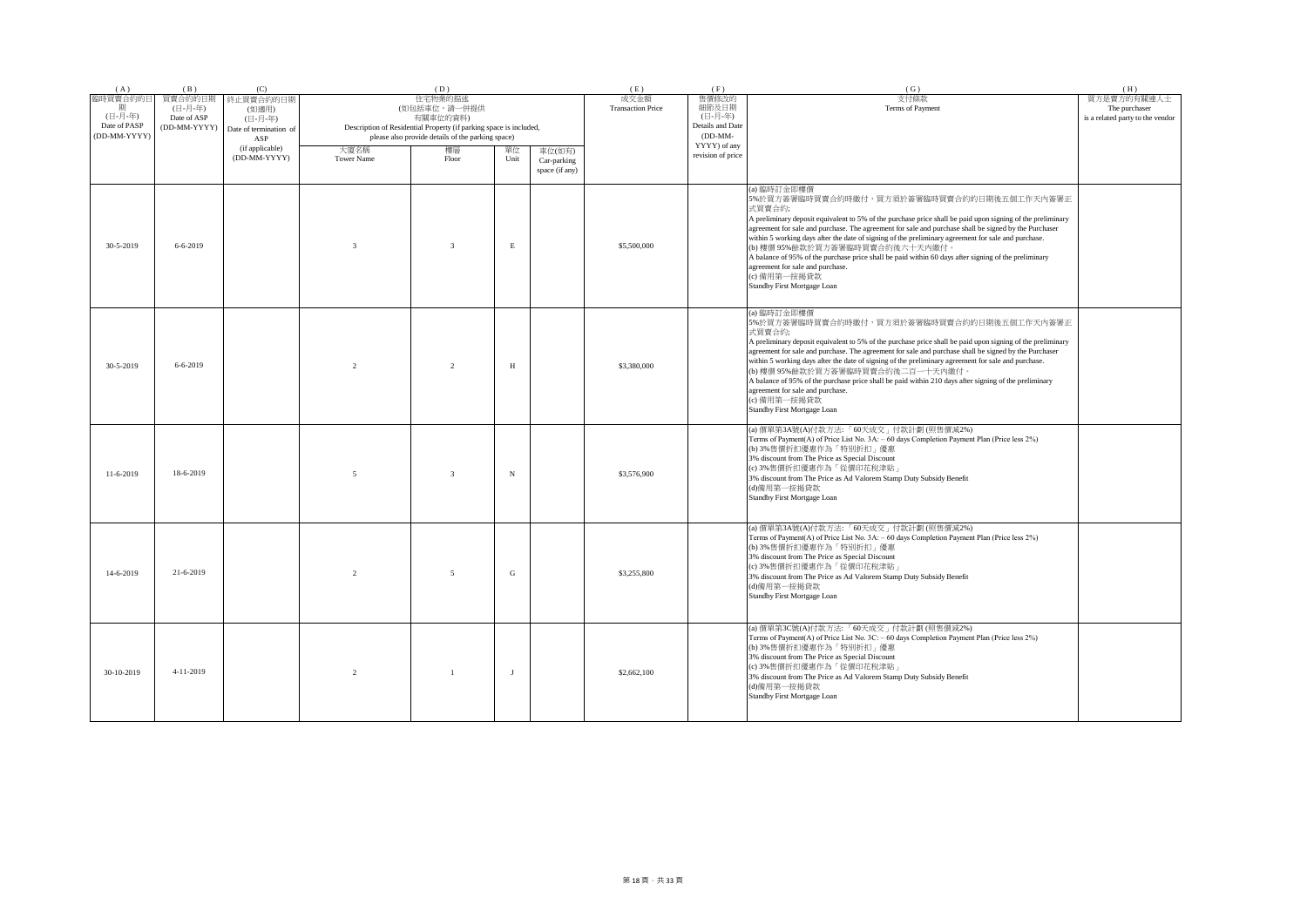| (A) | (B) | (C) | (D) | | | | (E) | (F) | (G) | (H) |
|---|---|---|---|---|---|---|---|---|---|---|
| 臨時買賣合約的日期 (日-月-年) Date of PASP (DD-MM-YYYY) | 買賣合約的日期 (日-月-年) Date of ASP (DD-MM-YYYY) | 終止買賣合約的日期 (如適用) (日-月-年) Date of termination of ASP (if applicable) (DD-MM-YYYY) | 住宅物業的描述 (如包括車位，請一併提供 有關車位的資料) Description of Residential Property (if parking space is included, please also provide details of the parking space) | | | | 成交金額 Transaction Price | 售價修改的細節及日期 (日-月-年) Details and Date (DD-MM-YYYY) of any revision of price | 支付條款 Terms of Payment | 買方是賣方的有關連人士 The purchaser is a related party to the vendor |
| | | | 大廈名稱 Tower Name | 樓層 Floor | 單位 Unit | 車位(如有) Car-parking space (if any) | | | | |
| 30-5-2019 | 6-6-2019 | | 3 | 3 | E | | $5,500,000 | | (a) 臨時訂金即樓價 5%於買方簽署臨時買賣合約時繳付，買方須於簽署臨時買賣合約的日期後五個工作天內簽署正式買賣合約; A preliminary deposit equivalent to 5% of the purchase price shall be paid upon signing of the preliminary agreement for sale and purchase. The agreement for sale and purchase shall be signed by the Purchaser within 5 working days after the date of signing of the preliminary agreement for sale and purchase. (b) 樓價 95%餘款於買方簽署臨時買賣合約後六十天內繳付。 A balance of 95% of the purchase price shall be paid within 60 days after signing of the preliminary agreement for sale and purchase. (c) 備用第一按揭貸款 Standby First Mortgage Loan | |
| 30-5-2019 | 6-6-2019 | | 2 | 2 | H | | $3,380,000 | | (a) 臨時訂金即樓價 5%於買方簽署臨時買賣合約時繳付，買方須於簽署臨時買賣合約的日期後五個工作天內簽署正式買賣合約; A preliminary deposit equivalent to 5% of the purchase price shall be paid upon signing of the preliminary agreement for sale and purchase. The agreement for sale and purchase shall be signed by the Purchaser within 5 working days after the date of signing of the preliminary agreement for sale and purchase. (b) 樓價 95%餘款於買方簽署臨時買賣合約後二百一十天內繳付。 A balance of 95% of the purchase price shall be paid within 210 days after signing of the preliminary agreement for sale and purchase. (c) 備用第一按揭貸款 Standby First Mortgage Loan | |
| 11-6-2019 | 18-6-2019 | | 5 | 3 | N | | $3,576,900 | | (a) 價單第3A號(A)付款方法: 「60天成交」付款計劃 (照售價減2%) Terms of Payment(A) of Price List No. 3A: – 60 days Completion Payment Plan (Price less 2%) (b) 3%售價折扣優惠作為「特別折扣」優惠 3% discount from The Price as Special Discount (c) 3%售價折扣優惠作為「從價印花稅津貼」 3% discount from The Price as Ad Valorem Stamp Duty Subsidy Benefit (d)備用第一按揭貸款 Standby First Mortgage Loan | |
| 14-6-2019 | 21-6-2019 | | 2 | 5 | G | | $3,255,800 | | (a) 價單第3A號(A)付款方法: 「60天成交」付款計劃 (照售價減2%) Terms of Payment(A) of Price List No. 3A: – 60 days Completion Payment Plan (Price less 2%) (b) 3%售價折扣優惠作為「特別折扣」優惠 3% discount from The Price as Special Discount (c) 3%售價折扣優惠作為「從價印花稅津貼」 3% discount from The Price as Ad Valorem Stamp Duty Subsidy Benefit (d)備用第一按揭貸款 Standby First Mortgage Loan | |
| 30-10-2019 | 4-11-2019 | | 2 | 1 | J | | $2,662,100 | | (a) 價單第3C號(A)付款方法: 「60天成交」付款計劃 (照售價減2%) Terms of Payment(A) of Price List No. 3C: – 60 days Completion Payment Plan (Price less 2%) (b) 3%售價折扣優惠作為「特別折扣」優惠 3% discount from The Price as Special Discount (c) 3%售價折扣優惠作為「從價印花稅津貼」 3% discount from The Price as Ad Valorem Stamp Duty Subsidy Benefit (d)備用第一按揭貸款 Standby First Mortgage Loan | |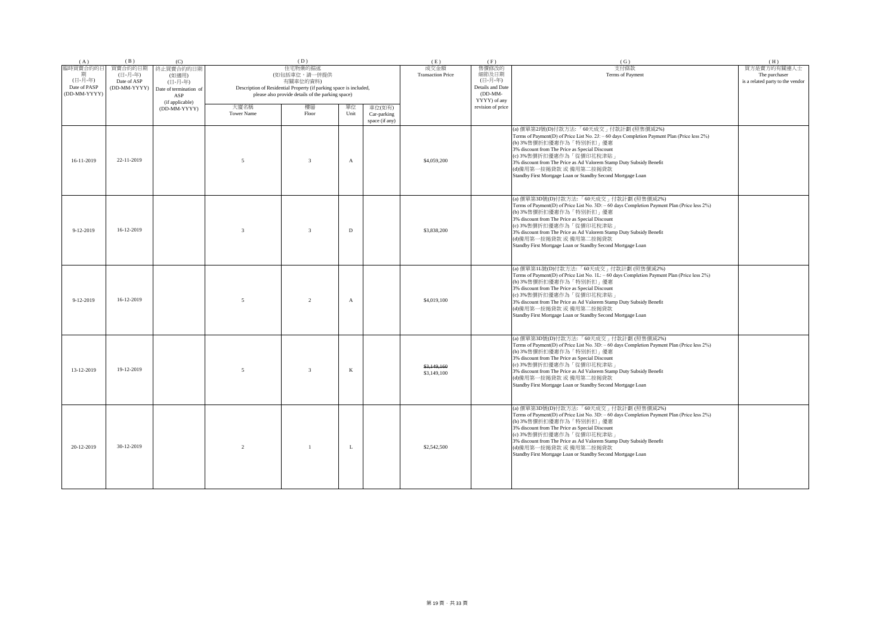| (A) | (B) | (C) | (D) | | | | (E) | (F) | (G) | (H) |
|---|---|---|---|---|---|---|---|---|---|---|
| 臨時買賣合約的日期 (日-月-年) Date of PASP (DD-MM-YYYY) | 買賣合約的日期 (日-月-年) Date of ASP (DD-MM-YYYY) | 終止買賣合約的日期 (如適用) (日-月-年) Date of termination of ASP (if applicable) (DD-MM-YYYY) | 住宅物業的描述 (如包括車位，請一併提供有關車位的資料) Description of Residential Property (if parking space is included, please also provide details of the parking space) | | | | 成交金額 Transaction Price | 售價修改的細節及日期 (日-月-年) Details and Date (DD-MM-YYYY) of any revision of price | 支付條款 Terms of Payment | 買方是賣方的有關連人士 The purchaser is a related party to the vendor |
| | | | 大廈名稱 Tower Name | 樓層 Floor | 單位 Unit | 車位(如有) Car-parking space (if any) | | | | |
| 16-11-2019 | 22-11-2019 | | 5 | 3 | A | | $4,059,200 | | (a) 價單第2J號(D)付款方法: 「60天成交」付款計劃 (照售價減2%)<br>Terms of Payment(D) of Price List No. 2J: – 60 days Completion Payment Plan (Price less 2%)<br>(b) 3%售價折扣優惠作為「特別折扣」優惠<br>3% discount from The Price as Special Discount<br>(c) 3%售價折扣優惠作為「從價印花稅津貼」<br>3% discount from The Price as Ad Valorem Stamp Duty Subsidy Benefit<br>(d)備用第一按揭貸款 或 備用第二按揭貸款<br>Standby First Mortgage Loan or Standby Second Mortgage Loan | |
| 9-12-2019 | 16-12-2019 | | 3 | 3 | D | | $3,838,200 | | (a) 價單第3D號(D)付款方法: 「60天成交」付款計劃 (照售價減2%)<br>Terms of Payment(D) of Price List No. 3D: – 60 days Completion Payment Plan (Price less 2%)<br>(b) 3%售價折扣優惠作為「特別折扣」優惠<br>3% discount from The Price as Special Discount<br>(c) 3%售價折扣優惠作為「從價印花稅津貼」<br>3% discount from The Price as Ad Valorem Stamp Duty Subsidy Benefit<br>(d)備用第一按揭貸款 或 備用第二按揭貸款<br>Standby First Mortgage Loan or Standby Second Mortgage Loan | |
| 9-12-2019 | 16-12-2019 | | 5 | 2 | A | | $4,019,100 | | (a) 價單第1L號(D)付款方法: 「60天成交」付款計劃 (照售價減2%)<br>Terms of Payment(D) of Price List No. 1L: – 60 days Completion Payment Plan (Price less 2%)<br>(b) 3%售價折扣優惠作為「特別折扣」優惠<br>3% discount from The Price as Special Discount<br>(c) 3%售價折扣優惠作為「從價印花稅津貼」<br>3% discount from The Price as Ad Valorem Stamp Duty Subsidy Benefit<br>(d)備用第一按揭貸款 或 備用第二按揭貸款<br>Standby First Mortgage Loan or Standby Second Mortgage Loan | |
| 13-12-2019 | 19-12-2019 | | 5 | 3 | K | | ~~$3,149,160~~<br>$3,149,100 | | (a) 價單第3D號(D)付款方法: 「60天成交」付款計劃 (照售價減2%)<br>Terms of Payment(D) of Price List No. 3D: – 60 days Completion Payment Plan (Price less 2%)<br>(b) 3%售價折扣優惠作為「特別折扣」優惠<br>3% discount from The Price as Special Discount<br>(c) 3%售價折扣優惠作為「從價印花稅津貼」<br>3% discount from The Price as Ad Valorem Stamp Duty Subsidy Benefit<br>(d)備用第一按揭貸款 或 備用第二按揭貸款<br>Standby First Mortgage Loan or Standby Second Mortgage Loan | |
| 20-12-2019 | 30-12-2019 | | 2 | 1 | L | | $2,542,500 | | (a) 價單第3D號(D)付款方法: 「60天成交」付款計劃 (照售價減2%)<br>Terms of Payment(D) of Price List No. 3D: – 60 days Completion Payment Plan (Price less 2%)<br>(b) 3%售價折扣優惠作為「特別折扣」優惠<br>3% discount from The Price as Special Discount<br>(c) 3%售價折扣優惠作為「從價印花稅津貼」<br>3% discount from The Price as Ad Valorem Stamp Duty Subsidy Benefit<br>(d)備用第一按揭貸款 或 備用第二按揭貸款<br>Standby First Mortgage Loan or Standby Second Mortgage Loan | |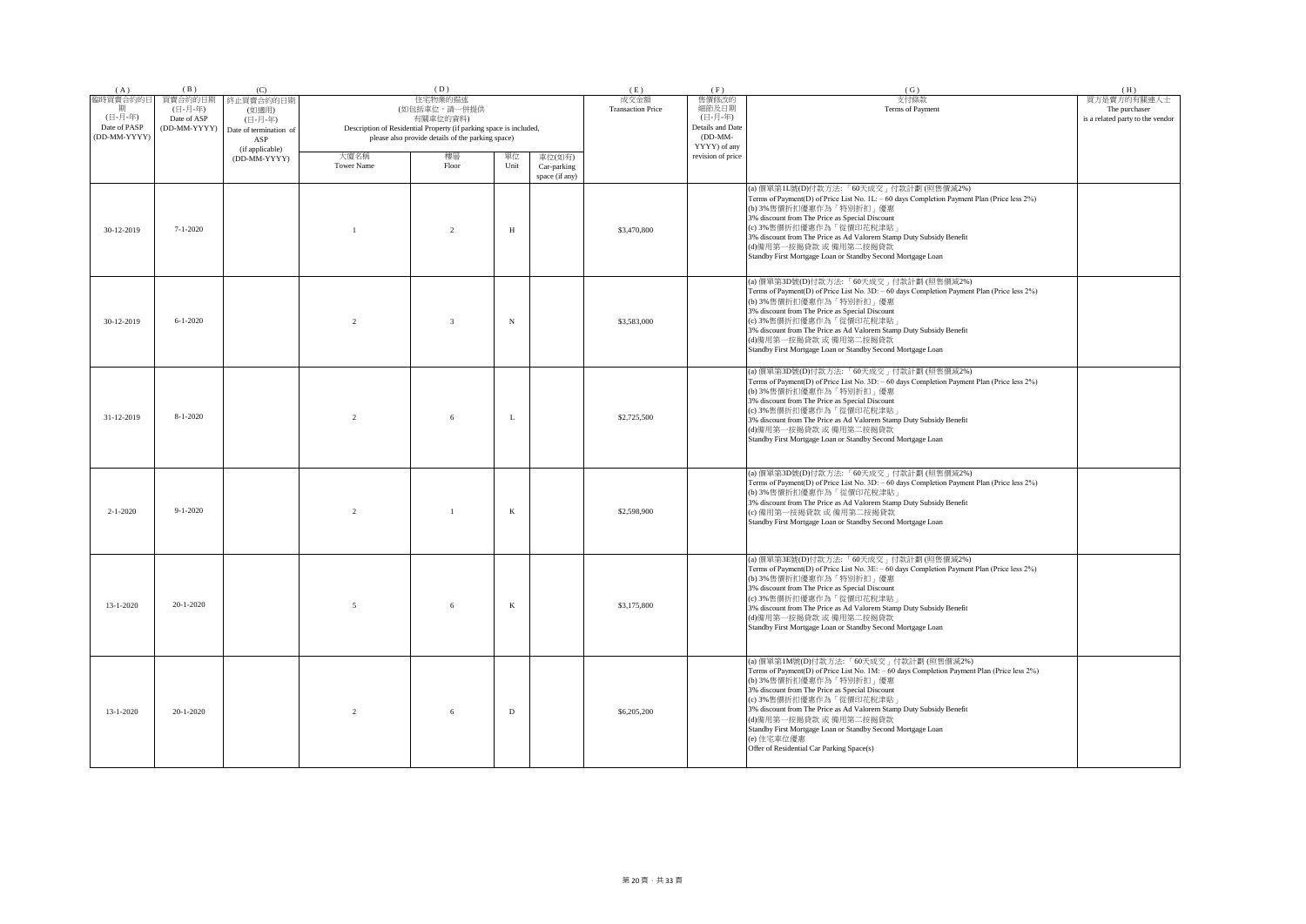| (A) | (B) | (C) | (D) | | | | (E) | (F) | (G) | (H) |
|---|---|---|---|---|---|---|---|---|---|---|
| 臨時買賣合約的日期 (日-月-年) Date of PASP (DD-MM-YYYY) | 買賣合約的日期 (日-月-年) Date of ASP (DD-MM-YYYY) | 終止買賣合約的日期 (如適用) (日-月-年) Date of termination of ASP (if applicable) (DD-MM-YYYY) | 住宅物業的描述 (如包括車位，請一併提供有關車位的資料) Description of Residential Property (if parking space is included, please also provide details of the parking space) | | | | 成交金額 Transaction Price | 售價修改的細節及日期 (日-月-年) Details and Date (DD-MM-YYYY) of any revision of price | 支付條款 Terms of Payment | 買方是賣方的有關連人士 The purchaser is a related party to the vendor |
| | | | 大廈名稱 Tower Name | 樓層 Floor | 單位 Unit | 車位(如有) Car-parking space (if any) | | | | |
| 30-12-2019 | 7-1-2020 | | 1 | 2 | H | | $3,470,800 | | (a) 價單第1L號(D)付款方法: 「60天成交」付款計劃 (照售價減2%) Terms of Payment(D) of Price List No. 1L: – 60 days Completion Payment Plan (Price less 2%) (b) 3%售價折扣優惠作為「特別折扣」優惠 3% discount from The Price as Special Discount (c) 3%售價折扣優惠作為「從價印花稅津貼」 3% discount from The Price as Ad Valorem Stamp Duty Subsidy Benefit (d)備用第一按揭貸款 或 備用第二按揭貸款 Standby First Mortgage Loan or Standby Second Mortgage Loan | |
| 30-12-2019 | 6-1-2020 | | 2 | 3 | N | | $3,583,000 | | (a) 價單第3D號(D)付款方法: 「60天成交」付款計劃 (照售價減2%) Terms of Payment(D) of Price List No. 3D: – 60 days Completion Payment Plan (Price less 2%) (b) 3%售價折扣優惠作為「特別折扣」優惠 3% discount from The Price as Special Discount (c) 3%售價折扣優惠作為「從價印花稅津貼」 3% discount from The Price as Ad Valorem Stamp Duty Subsidy Benefit (d)備用第一按揭貸款 或 備用第二按揭貸款 Standby First Mortgage Loan or Standby Second Mortgage Loan | |
| 31-12-2019 | 8-1-2020 | | 2 | 6 | L | | $2,725,500 | | (a) 價單第3D號(D)付款方法: 「60天成交」付款計劃 (照售價減2%) Terms of Payment(D) of Price List No. 3D: – 60 days Completion Payment Plan (Price less 2%) (b) 3%售價折扣優惠作為「特別折扣」優惠 3% discount from The Price as Special Discount (c) 3%售價折扣優惠作為「從價印花稅津貼」 3% discount from The Price as Ad Valorem Stamp Duty Subsidy Benefit (d)備用第一按揭貸款 或 備用第二按揭貸款 Standby First Mortgage Loan or Standby Second Mortgage Loan | |
| 2-1-2020 | 9-1-2020 | | 2 | 1 | K | | $2,598,900 | | (a) 價單第3D號(D)付款方法: 「60天成交」付款計劃 (照售價減2%) Terms of Payment(D) of Price List No. 3D: – 60 days Completion Payment Plan (Price less 2%) (b) 3%售價折扣優惠作為「從價印花稅津貼」 3% discount from The Price as Ad Valorem Stamp Duty Subsidy Benefit (c) 備用第一按揭貸款 或 備用第二按揭貸款 Standby First Mortgage Loan or Standby Second Mortgage Loan | |
| 13-1-2020 | 20-1-2020 | | 5 | 6 | K | | $3,175,800 | | (a) 價單第3E號(D)付款方法: 「60天成交」付款計劃 (照售價減2%) Terms of Payment(D) of Price List No. 3E: – 60 days Completion Payment Plan (Price less 2%) (b) 3%售價折扣優惠作為「特別折扣」優惠 3% discount from The Price as Special Discount (c) 3%售價折扣優惠作為「從價印花稅津貼」 3% discount from The Price as Ad Valorem Stamp Duty Subsidy Benefit (d)備用第一按揭貸款 或 備用第二按揭貸款 Standby First Mortgage Loan or Standby Second Mortgage Loan | |
| 13-1-2020 | 20-1-2020 | | 2 | 6 | D | | $6,205,200 | | (a) 價單第1M號(D)付款方法: 「60天成交」付款計劃 (照售價減2%) Terms of Payment(D) of Price List No. 1M: – 60 days Completion Payment Plan (Price less 2%) (b) 3%售價折扣優惠作為「特別折扣」優惠 3% discount from The Price as Special Discount (c) 3%售價折扣優惠作為「從價印花稅津貼」 3% discount from The Price as Ad Valorem Stamp Duty Subsidy Benefit (d)備用第一按揭貸款 或 備用第二按揭貸款 Standby First Mortgage Loan or Standby Second Mortgage Loan (e) 住宅車位優惠 Offer of Residential Car Parking Space(s) | |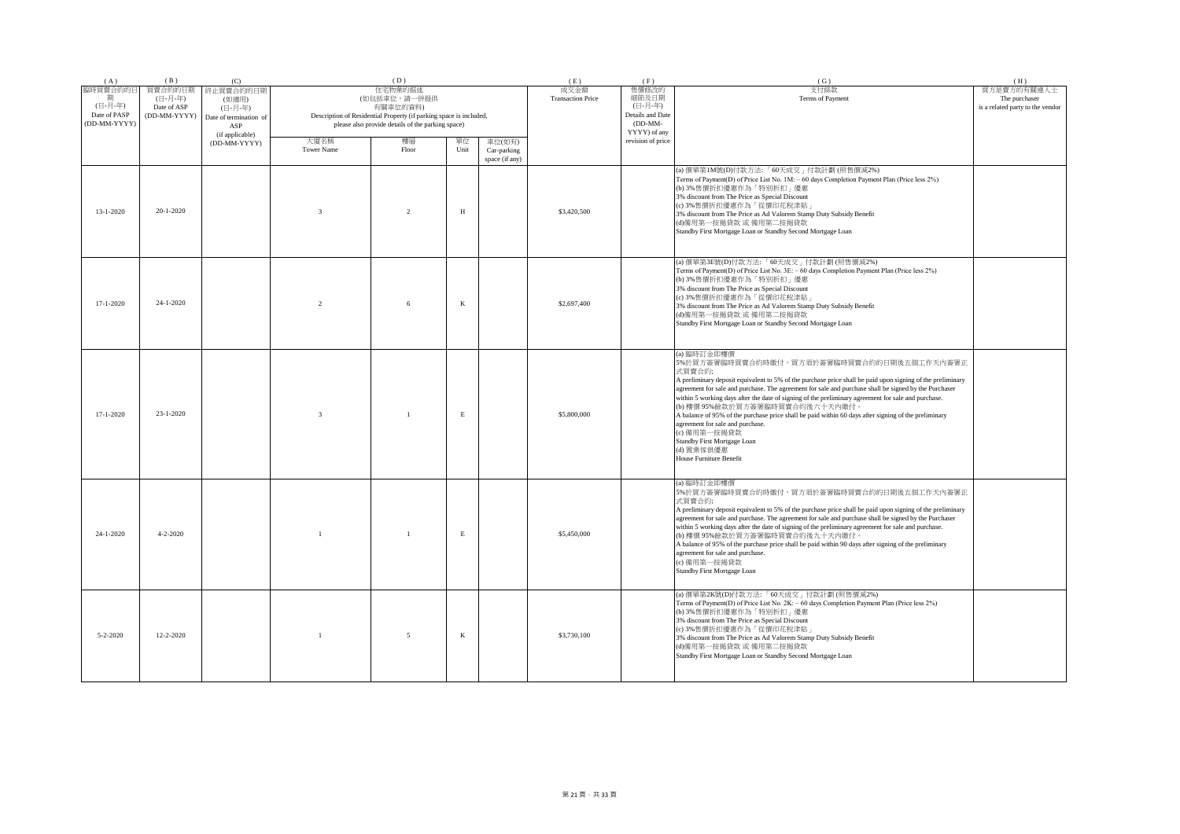| ( A ) | ( B ) | (C) | ( D ) | | | | ( E ) | ( F ) | ( G ) | ( H ) |
|---|---|---|---|---|---|---|---|---|---|---|
| 臨時買賣合約的日期 (日-月-年) Date of PASP (DD-MM-YYYY) | 買賣合約的日期 (日-月-年) Date of ASP (DD-MM-YYYY) | 終止買賣合約的日期 (如適用) (日-月-年) Date of termination of ASP (if applicable) (DD-MM-YYYY) | 住宅物業的描述 (如包括車位，請一併提供有關車位的資料) Description of Residential Property (if parking space is included, please also provide details of the parking space) | | | | 成交金額 Transaction Price | 售價修改的細節及日期 (日-月-年) Details and Date (DD-MM-YYYY) of any revision of price | 支付條款 Terms of Payment | 買方是賣方的有關連人士 The purchaser is a related party to the vendor |
| | | | 大廈名稱 Tower Name | 樓層 Floor | 單位 Unit | 車位(如有) Car-parking space (if any) | | | | |
| 13-1-2020 | 20-1-2020 | | 3 | 2 | H | | $3,420,500 | | (a) 價單第1M號(D)付款方法: 「60天成交」付款計劃 (照售價減2%)<br>Terms of Payment(D) of Price List No. 1M: – 60 days Completion Payment Plan (Price less 2%)<br>(b) 3%售價折扣優惠作為「特別折扣」優惠<br>3% discount from The Price as Special Discount<br>(c) 3%售價折扣優惠作為「從價印花稅津貼」<br>3% discount from The Price as Ad Valorem Stamp Duty Subsidy Benefit<br>(d)備用第一按揭貸款 或 備用第二按揭貸款<br>Standby First Mortgage Loan or Standby Second Mortgage Loan | |
| 17-1-2020 | 24-1-2020 | | 2 | 6 | K | | $2,697,400 | | (a) 價單第3E號(D)付款方法: 「60天成交」付款計劃 (照售價減2%)<br>Terms of Payment(D) of Price List No. 3E: – 60 days Completion Payment Plan (Price less 2%)<br>(b) 3%售價折扣優惠作為「特別折扣」優惠<br>3% discount from The Price as Special Discount<br>(c) 3%售價折扣優惠作為「從價印花稅津貼」<br>3% discount from The Price as Ad Valorem Stamp Duty Subsidy Benefit<br>(d)備用第一按揭貸款 或 備用第二按揭貸款<br>Standby First Mortgage Loan or Standby Second Mortgage Loan | |
| 17-1-2020 | 23-1-2020 | | 3 | 1 | E | | $5,800,000 | | (a) 臨時訂金即樓價<br>5%於買方簽署臨時買賣合約時繳付，買方須於簽署臨時買賣合約的日期後五個工作天內簽署正式買賣合約;<br>A preliminary deposit equivalent to 5% of the purchase price shall be paid upon signing of the preliminary agreement for sale and purchase. The agreement for sale and purchase shall be signed by the Purchaser within 5 working days after the date of signing of the preliminary agreement for sale and purchase.<br>(b) 樓價 95%餘款於買方簽署臨時買賣合約後六十天內繳付。<br>A balance of 95% of the purchase price shall be paid within 60 days after signing of the preliminary agreement for sale and purchase.<br>(c) 備用第一按揭貸款<br>Standby First Mortgage Loan<br>(d) 置業傢俱優惠<br>House Furniture Benefit | |
| 24-1-2020 | 4-2-2020 | | 1 | 1 | E | | $5,450,000 | | (a) 臨時訂金即樓價<br>5%於買方簽署臨時買賣合約時繳付，買方須於簽署臨時買賣合約的日期後五個工作天內簽署正式買賣合約;<br>A preliminary deposit equivalent to 5% of the purchase price shall be paid upon signing of the preliminary agreement for sale and purchase. The agreement for sale and purchase shall be signed by the Purchaser within 5 working days after the date of signing of the preliminary agreement for sale and purchase.<br>(b) 樓價 95%餘款於買方簽署臨時買賣合約後九十天內繳付。<br>A balance of 95% of the purchase price shall be paid within 90 days after signing of the preliminary agreement for sale and purchase.<br>(c) 備用第一按揭貸款<br>Standby First Mortgage Loan | |
| 5-2-2020 | 12-2-2020 | | 1 | 5 | K | | $3,730,100 | | (a) 價單第2K號(D)付款方法: 「60天成交」付款計劃 (照售價減2%)<br>Terms of Payment(D) of Price List No. 2K: – 60 days Completion Payment Plan (Price less 2%)<br>(b) 3%售價折扣優惠作為「特別折扣」優惠<br>3% discount from The Price as Special Discount<br>(c) 3%售價折扣優惠作為「從價印花稅津貼」<br>3% discount from The Price as Ad Valorem Stamp Duty Subsidy Benefit<br>(d)備用第一按揭貸款 或 備用第二按揭貸款<br>Standby First Mortgage Loan or Standby Second Mortgage Loan | |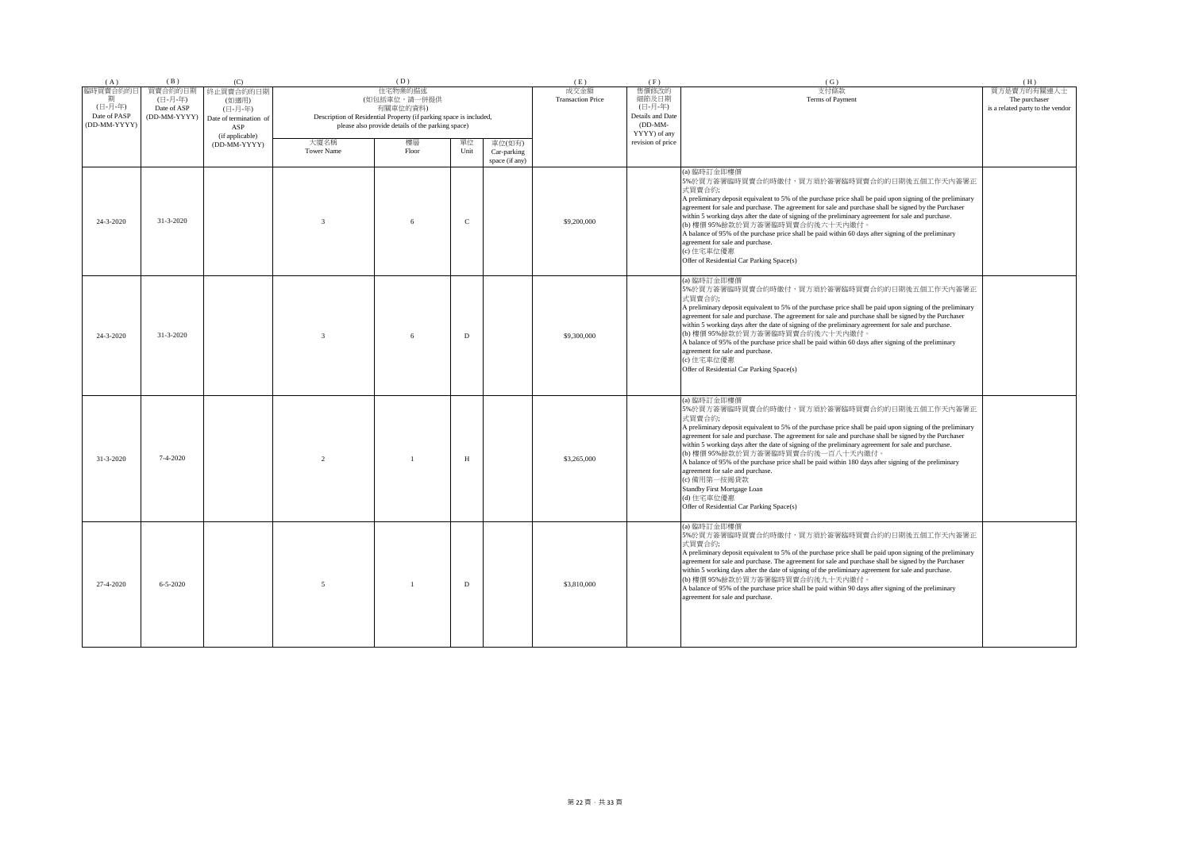| (A) | (B) | (C) | (D) | | | | (E) | (F) | (G) | (H) |
|---|---|---|---|---|---|---|---|---|---|---|
| 臨時買賣合約的日期 (日-月-年) Date of PASP (DD-MM-YYYY) | 買賣合約的日期 (日-月-年) Date of ASP (DD-MM-YYYY) | 終止買賣合約的日期 (如適用) (日-月-年) Date of termination of ASP (if applicable) (DD-MM-YYYY) | 住宅物業的描述 (如包括車位，請一併提供有關車位的資料) Description of Residential Property (if parking space is included, please also provide details of the parking space) | | | | 成交金額 Transaction Price | 售價修改的細節及日期 (日-月-年) Details and Date (DD-MM-YYYY) of any revision of price | 支付條款 Terms of Payment | 買方是賣方的有關連人士 The purchaser is a related party to the vendor |
| | | | 大廈名稱 Tower Name | 樓層 Floor | 單位 Unit | 車位(如有) Car-parking space (if any) | | | | |
| 24-3-2020 | 31-3-2020 | | 3 | 6 | C | | $9,200,000 | | (a) 臨時訂金即樓價5%於買方簽署臨時買賣合約時繳付，買方須於簽署臨時買賣合約的日期後五個工作天內簽署正式買賣合約; A preliminary deposit equivalent to 5% of the purchase price shall be paid upon signing of the preliminary agreement for sale and purchase. The agreement for sale and purchase shall be signed by the Purchaser within 5 working days after the date of signing of the preliminary agreement for sale and purchase. (b) 樓價 95%餘款於買方簽署臨時買賣合約後六十天內繳付。 A balance of 95% of the purchase price shall be paid within 60 days after signing of the preliminary agreement for sale and purchase. (c) 住宅車位優惠 Offer of Residential Car Parking Space(s) | |
| 24-3-2020 | 31-3-2020 | | 3 | 6 | D | | $9,300,000 | | (a) 臨時訂金即樓價5%於買方簽署臨時買賣合約時繳付，買方須於簽署臨時買賣合約的日期後五個工作天內簽署正式買賣合約; A preliminary deposit equivalent to 5% of the purchase price shall be paid upon signing of the preliminary agreement for sale and purchase. The agreement for sale and purchase shall be signed by the Purchaser within 5 working days after the date of signing of the preliminary agreement for sale and purchase. (b) 樓價 95%餘款於買方簽署臨時買賣合約後六十天內繳付。 A balance of 95% of the purchase price shall be paid within 60 days after signing of the preliminary agreement for sale and purchase. (c) 住宅車位優惠 Offer of Residential Car Parking Space(s) | |
| 31-3-2020 | 7-4-2020 | | 2 | 1 | H | | $3,265,000 | | (a) 臨時訂金即樓價5%於買方簽署臨時買賣合約時繳付，買方須於簽署臨時買賣合約的日期後五個工作天內簽署正式買賣合約; A preliminary deposit equivalent to 5% of the purchase price shall be paid upon signing of the preliminary agreement for sale and purchase. The agreement for sale and purchase shall be signed by the Purchaser within 5 working days after the date of signing of the preliminary agreement for sale and purchase. (b) 樓價 95%餘款於買方簽署臨時買賣合約後一百八十天內繳付。 A balance of 95% of the purchase price shall be paid within 180 days after signing of the preliminary agreement for sale and purchase. (c) 備用第一按揭貸款 Standby First Mortgage Loan (d) 住宅車位優惠 Offer of Residential Car Parking Space(s) | |
| 27-4-2020 | 6-5-2020 | | 5 | 1 | D | | $3,810,000 | | (a) 臨時訂金即樓價5%於買方簽署臨時買賣合約時繳付，買方須於簽署臨時買賣合約的日期後五個工作天內簽署正式買賣合約; A preliminary deposit equivalent to 5% of the purchase price shall be paid upon signing of the preliminary agreement for sale and purchase. The agreement for sale and purchase shall be signed by the Purchaser within 5 working days after the date of signing of the preliminary agreement for sale and purchase. (b) 樓價 95%餘款於買方簽署臨時買賣合約後九十天內繳付。 A balance of 95% of the purchase price shall be paid within 90 days after signing of the preliminary agreement for sale and purchase. | |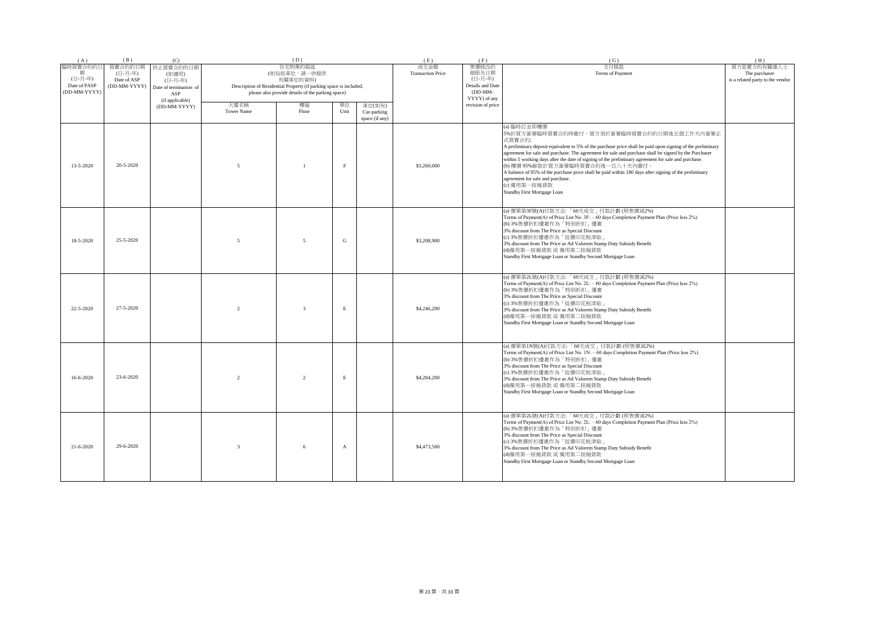| (A) | (B) | (C) | (D) | | | | (E) | (F) | (G) | (H) |
|---|---|---|---|---|---|---|---|---|---|---|
| 臨時買賣合約的日期 (日-月-年) Date of PASP (DD-MM-YYYY) | 買賣合約的日期 (日-月-年) Date of ASP (DD-MM-YYYY) | 終止買賣合約的日期 (如適用) (日-月-年) Date of termination of ASP (if applicable) (DD-MM-YYYY) | 住宅物業的描述 (如包括車位，請一併提供有關車位的資料) Description of Residential Property (if parking space is included, please also provide details of the parking space) | | | | 成交金額 Transaction Price | 售價修改的細節及日期 (日-月-年) Details and Date (DD-MM-YYYY) of any revision of price | 支付條款 Terms of Payment | 買方是賣方的有關連人士 The purchaser is a related party to the vendor |
| | | | 大廈名稱 Tower Name | 樓層 Floor | 單位 Unit | 車位(如有) Car-parking space (if any) | | | | |
| 13-5-2020 | 20-5-2020 | | 5 | 1 | F | | $3,260,000 | | (a) 臨時訂金即樓價 5%於買方簽署臨時買賣合約時繳付，買方須於簽署臨時買賣合約的日期後五個工作天內簽署正式買賣合約; A preliminary deposit equivalent to 5% of the purchase price shall be paid upon signing of the preliminary agreement for sale and purchase. The agreement for sale and purchase shall be signed by the Purchaser within 5 working days after the date of signing of the preliminary agreement for sale and purchase. (b) 樓價 95%餘款於買方簽署臨時買賣合約後一百八十天內繳付。 A balance of 95% of the purchase price shall be paid within 180 days after signing of the preliminary agreement for sale and purchase. (c) 備用第一按揭貸款 Standby First Mortgage Loan | |
| 18-5-2020 | 25-5-2020 | | 5 | 5 | G | | $3,208,900 | | (a) 價單第3F號(A)付款方法: 「60天成交」付款計劃 (照售價減2%) Terms of Payment(A) of Price List No. 3F: – 60 days Completion Payment Plan (Price less 2%) (b) 3%售價折扣優惠作為「特別折扣」優惠 3% discount from The Price as Special Discount (c) 3%售價折扣優惠作為「從價印花稅津貼」 3% discount from The Price as Ad Valorem Stamp Duty Subsidy Benefit (d)備用第一按揭貸款 或 備用第二按揭貸款 Standby First Mortgage Loan or Standby Second Mortgage Loan | |
| 22-5-2020 | 27-5-2020 | | 2 | 3 | E | | $4,246,200 | | (a) 價單第2L號(A)付款方法: 「60天成交」付款計劃 (照售價減2%) Terms of Payment(A) of Price List No. 2L: – 60 days Completion Payment Plan (Price less 2%) (b) 3%售價折扣優惠作為「特別折扣」優惠 3% discount from The Price as Special Discount (c) 3%售價折扣優惠作為「從價印花稅津貼」 3% discount from The Price as Ad Valorem Stamp Duty Subsidy Benefit (d)備用第一按揭貸款 或 備用第二按揭貸款 Standby First Mortgage Loan or Standby Second Mortgage Loan | |
| 16-6-2020 | 23-6-2020 | | 2 | 2 | E | | $4,204,200 | | (a) 價單第1N號(A)付款方法: 「60天成交」付款計劃 (照售價減2%) Terms of Payment(A) of Price List No. 1N: – 60 days Completion Payment Plan (Price less 2%) (b) 3%售價折扣優惠作為「特別折扣」優惠 3% discount from The Price as Special Discount (c) 3%售價折扣優惠作為「從價印花稅津貼」 3% discount from The Price as Ad Valorem Stamp Duty Subsidy Benefit (d)備用第一按揭貸款 或 備用第二按揭貸款 Standby First Mortgage Loan or Standby Second Mortgage Loan | |
| 21-6-2020 | 29-6-2020 | | 3 | 6 | A | | $4,473,500 | | (a) 價單第2L號(A)付款方法: 「60天成交」付款計劃 (照售價減2%) Terms of Payment(A) of Price List No. 2L: – 60 days Completion Payment Plan (Price less 2%) (b) 3%售價折扣優惠作為「特別折扣」優惠 3% discount from The Price as Special Discount (c) 3%售價折扣優惠作為「從價印花稅津貼」 3% discount from The Price as Ad Valorem Stamp Duty Subsidy Benefit (d)備用第一按揭貸款 或 備用第二按揭貸款 Standby First Mortgage Loan or Standby Second Mortgage Loan | |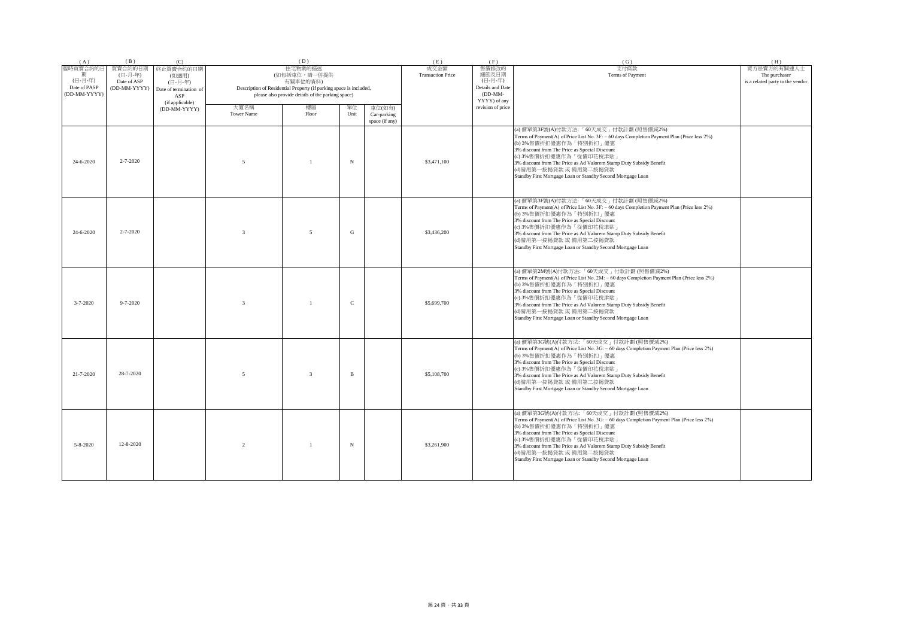| ( A ) | ( B ) | (C) | ( D ) | | | | ( E ) | ( F ) | ( G ) | ( H ) |
|---|---|---|---|---|---|---|---|---|---|---|
| 臨時買賣合約的日期 (日-月-年) Date of PASP (DD-MM-YYYY) | 買賣合約的日期 (日-月-年) Date of ASP (DD-MM-YYYY) | 終止買賣合約的日期 (如適用) (日-月-年) Date of termination of ASP (if applicable) (DD-MM-YYYY) | 住宅物業的描述 (如包括車位，請一併提供有關車位的資料) Description of Residential Property (if parking space is included, please also provide details of the parking space) | | | | 成交金額 Transaction Price | 售價修改的細節及日期 (日-月-年) Details and Date (DD-MM-YYYY) of any revision of price | 支付條款 Terms of Payment | 買方是賣方的有關連人士 The purchaser is a related party to the vendor |
| | | | 大廈名稱 Tower Name | 樓層 Floor | 單位 Unit | 車位(如有) Car-parking space (if any) | | | | |
| 24-6-2020 | 2-7-2020 | | 5 | 1 | N | | $3,471,100 | | (a) 價單第3F號(A)付款方法: 「60天成交」付款計劃 (照售價減2%) Terms of Payment(A) of Price List No. 3F: – 60 days Completion Payment Plan (Price less 2%) (b) 3%售價折扣優惠作為「特別折扣」優惠 3% discount from The Price as Special Discount (c) 3%售價折扣優惠作為「從價印花稅津貼」 3% discount from The Price as Ad Valorem Stamp Duty Subsidy Benefit (d)備用第一按揭貸款 或 備用第二按揭貸款 Standby First Mortgage Loan or Standby Second Mortgage Loan | |
| 24-6-2020 | 2-7-2020 | | 3 | 5 | G | | $3,436,200 | | (a) 價單第3F號(A)付款方法: 「60天成交」付款計劃 (照售價減2%) Terms of Payment(A) of Price List No. 3F: – 60 days Completion Payment Plan (Price less 2%) (b) 3%售價折扣優惠作為「特別折扣」優惠 3% discount from The Price as Special Discount (c) 3%售價折扣優惠作為「從價印花稅津貼」 3% discount from The Price as Ad Valorem Stamp Duty Subsidy Benefit (d)備用第一按揭貸款 或 備用第二按揭貸款 Standby First Mortgage Loan or Standby Second Mortgage Loan | |
| 3-7-2020 | 9-7-2020 | | 3 | 1 | C | | $5,699,700 | | (a) 價單第2M號(A)付款方法: 「60天成交」付款計劃 (照售價減2%) Terms of Payment(A) of Price List No. 2M: – 60 days Completion Payment Plan (Price less 2%) (b) 3%售價折扣優惠作為「特別折扣」優惠 3% discount from The Price as Special Discount (c) 3%售價折扣優惠作為「從價印花稅津貼」 3% discount from The Price as Ad Valorem Stamp Duty Subsidy Benefit (d)備用第一按揭貸款 或 備用第二按揭貸款 Standby First Mortgage Loan or Standby Second Mortgage Loan | |
| 21-7-2020 | 28-7-2020 | | 5 | 3 | B | | $5,108,700 | | (a) 價單第3G號(A)付款方法: 「60天成交」付款計劃 (照售價減2%) Terms of Payment(A) of Price List No. 3G: – 60 days Completion Payment Plan (Price less 2%) (b) 3%售價折扣優惠作為「特別折扣」優惠 3% discount from The Price as Special Discount (c) 3%售價折扣優惠作為「從價印花稅津貼」 3% discount from The Price as Ad Valorem Stamp Duty Subsidy Benefit (d)備用第一按揭貸款 或 備用第二按揭貸款 Standby First Mortgage Loan or Standby Second Mortgage Loan | |
| 5-8-2020 | 12-8-2020 | | 2 | 1 | N | | $3,261,900 | | (a) 價單第3G號(A)付款方法: 「60天成交」付款計劃 (照售價減2%) Terms of Payment(A) of Price List No. 3G: – 60 days Completion Payment Plan (Price less 2%) (b) 3%售價折扣優惠作為「特別折扣」優惠 3% discount from The Price as Special Discount (c) 3%售價折扣優惠作為「從價印花稅津貼」 3% discount from The Price as Ad Valorem Stamp Duty Subsidy Benefit (d)備用第一按揭貸款 或 備用第二按揭貸款 Standby First Mortgage Loan or Standby Second Mortgage Loan | |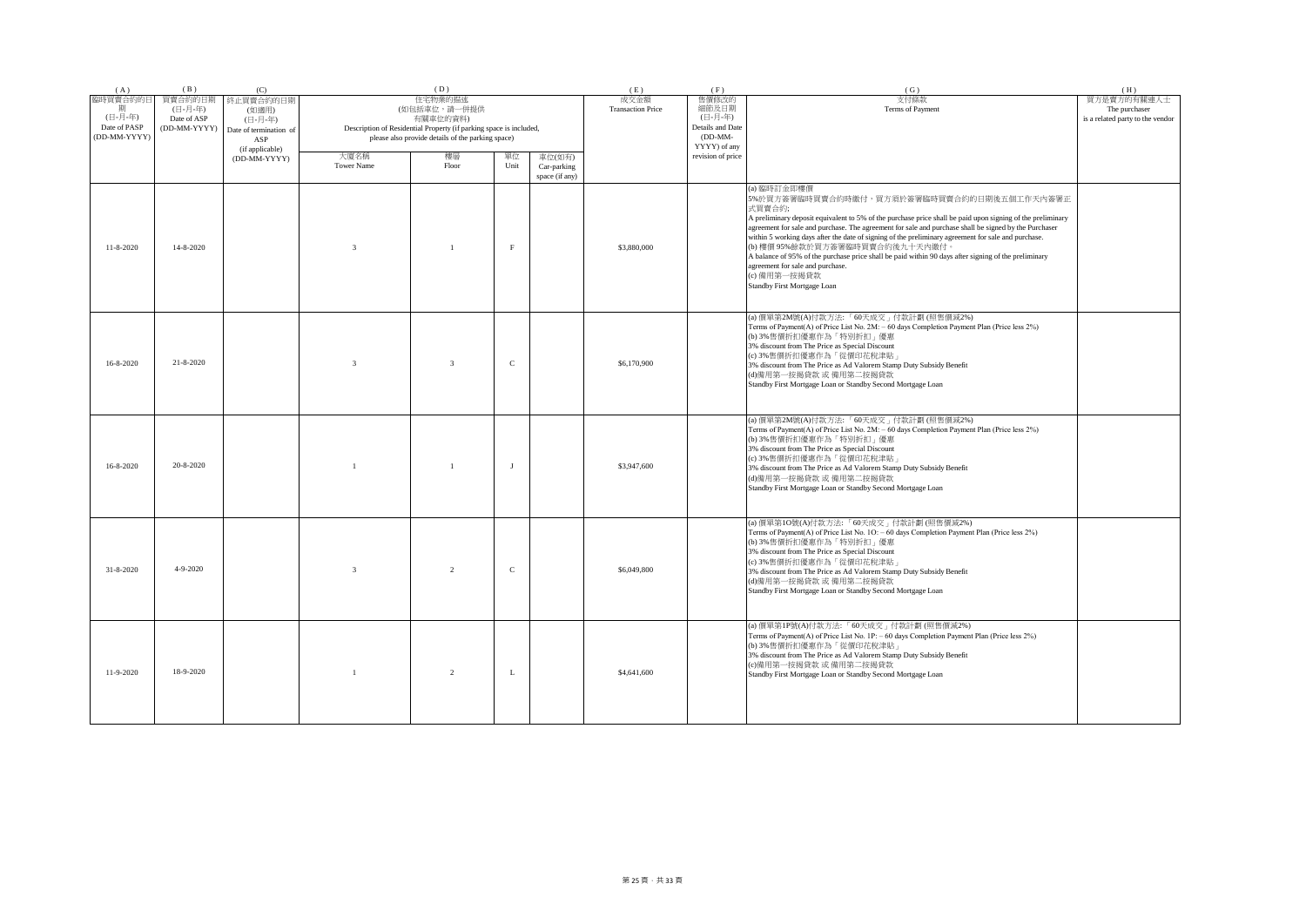| (A) | (B) | (C) | (D) | | | | (E) | (F) | (G) | (H) |
|---|---|---|---|---|---|---|---|---|---|---|
| 臨時買賣合約的日期 (日-月-年) Date of PASP (DD-MM-YYYY) | 買賣合約的日期 (日-月-年) Date of ASP (DD-MM-YYYY) | 終止買賣合約的日期 (如適用) (日-月-年) Date of termination of ASP (if applicable) (DD-MM-YYYY) | 住宅物業的描述 (如包括車位，請一併提供有關車位的資料) Description of Residential Property (if parking space is included, please also provide details of the parking space) | | | | 成交金額 Transaction Price | 售價修改的細節及日期 (日-月-年) Details and Date (DD-MM-YYYY) of any revision of price | 支付條款 Terms of Payment | 買方是賣方的有關連人士 The purchaser is a related party to the vendor |
| | | | 大廈名稱 Tower Name | 樓層 Floor | 單位 Unit | 車位(如有) Car-parking space (if any) | | | | |
| 11-8-2020 | 14-8-2020 | | 3 | 1 | F | | $3,880,000 | | (a) 臨時訂金即樓價5%於買方簽署臨時買賣合約時繳付，買方須於簽署臨時買賣合約的日期後五個工作天內簽署正式買賣合約; A preliminary deposit equivalent to 5% of the purchase price shall be paid upon signing of the preliminary agreement for sale and purchase. The agreement for sale and purchase shall be signed by the Purchaser within 5 working days after the date of signing of the preliminary agreement for sale and purchase. (b) 樓價 95%餘款於買方簽署臨時買賣合約後九十天內繳付。 A balance of 95% of the purchase price shall be paid within 90 days after signing of the preliminary agreement for sale and purchase. (c) 備用第一按揭貸款 Standby First Mortgage Loan | |
| 16-8-2020 | 21-8-2020 | | 3 | 3 | C | | $6,170,900 | | (a) 價單第2M號(A)付款方法: 「60天成交」付款計劃 (照售價減2%) Terms of Payment(A) of Price List No. 2M: – 60 days Completion Payment Plan (Price less 2%) (b) 3%售價折扣優惠作為「特別折扣」優惠 3% discount from The Price as Special Discount (c) 3%售價折扣優惠作為「從價印花稅津貼」 3% discount from The Price as Ad Valorem Stamp Duty Subsidy Benefit (d)備用第一按揭貸款 或 備用第二按揭貸款 Standby First Mortgage Loan or Standby Second Mortgage Loan | |
| 16-8-2020 | 20-8-2020 | | 1 | 1 | J | | $3,947,600 | | (a) 價單第2M號(A)付款方法: 「60天成交」付款計劃 (照售價減2%) Terms of Payment(A) of Price List No. 2M: – 60 days Completion Payment Plan (Price less 2%) (b) 3%售價折扣優惠作為「特別折扣」優惠 3% discount from The Price as Special Discount (c) 3%售價折扣優惠作為「從價印花稅津貼」 3% discount from The Price as Ad Valorem Stamp Duty Subsidy Benefit (d)備用第一按揭貸款 或 備用第二按揭貸款 Standby First Mortgage Loan or Standby Second Mortgage Loan | |
| 31-8-2020 | 4-9-2020 | | 3 | 2 | C | | $6,049,800 | | (a) 價單第1O號(A)付款方法: 「60天成交」付款計劃 (照售價減2%) Terms of Payment(A) of Price List No. 1O: – 60 days Completion Payment Plan (Price less 2%) (b) 3%售價折扣優惠作為「特別折扣」優惠 3% discount from The Price as Special Discount (c) 3%售價折扣優惠作為「從價印花稅津貼」 3% discount from The Price as Ad Valorem Stamp Duty Subsidy Benefit (d)備用第一按揭貸款 或 備用第二按揭貸款 Standby First Mortgage Loan or Standby Second Mortgage Loan | |
| 11-9-2020 | 18-9-2020 | | 1 | 2 | L | | $4,641,600 | | (a) 價單第1P號(A)付款方法: 「60天成交」付款計劃 (照售價減2%) Terms of Payment(A) of Price List No. 1P: – 60 days Completion Payment Plan (Price less 2%) (b) 3%售價折扣優惠作為「從價印花稅津貼」 3% discount from The Price as Ad Valorem Stamp Duty Subsidy Benefit (c)備用第一按揭貸款 或 備用第二按揭貸款 Standby First Mortgage Loan or Standby Second Mortgage Loan | |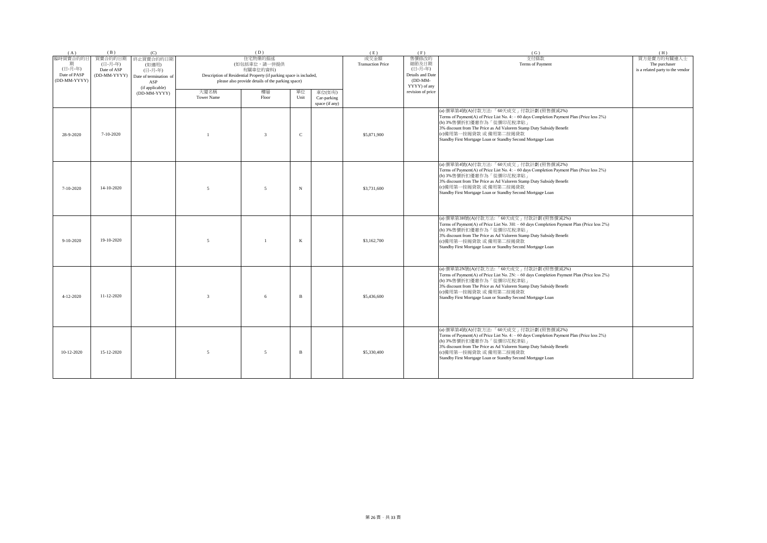| (A) | (B) | (C) | (D) | | | | (E) | (F) | (G) | (H) |
|---|---|---|---|---|---|---|---|---|---|---|
| 臨時買賣合約的日期 (日-月-年) Date of PASP (DD-MM-YYYY) | 買賣合約的日期 (日-月-年) Date of ASP (DD-MM-YYYY) | 終止買賣合約的日期 (如適用) (日-月-年) Date of termination of ASP (if applicable) (DD-MM-YYYY) | 住宅物業的描述 (如包括車位，請一併提供有關車位的資料) Description of Residential Property (if parking space is included, please also provide details of the parking space) | | | | 成交金額 Transaction Price | 售價修改的細節及日期 (日-月-年) Details and Date (DD-MM-YYYY) of any revision of price | 支付條款 Terms of Payment | 買方是賣方的有關連人士 The purchaser is a related party to the vendor |
| | | | 大廈名稱 Tower Name | 樓層 Floor | 單位 Unit | 車位(如有) Car-parking space (if any) | | | | |
| 28-9-2020 | 7-10-2020 | | 1 | 3 | C | | $5,871,900 | | (a) 價單第4號(A)付款方法: 「60天成交」付款計劃 (照售價減2%)<br>Terms of Payment(A) of Price List No. 4: – 60 days Completion Payment Plan (Price less 2%)<br>(b) 3%售價折扣優惠作為「從價印花稅津貼」<br>3% discount from The Price as Ad Valorem Stamp Duty Subsidy Benefit<br>(c)備用第一按揭貸款 或 備用第二按揭貸款<br>Standby First Mortgage Loan or Standby Second Mortgage Loan | |
| 7-10-2020 | 14-10-2020 | | 5 | 5 | N | | $3,731,600 | | (a) 價單第4號(A)付款方法: 「60天成交」付款計劃 (照售價減2%)<br>Terms of Payment(A) of Price List No. 4: – 60 days Completion Payment Plan (Price less 2%)<br>(b) 3%售價折扣優惠作為「從價印花稅津貼」<br>3% discount from The Price as Ad Valorem Stamp Duty Subsidy Benefit<br>(c)備用第一按揭貸款 或 備用第二按揭貸款<br>Standby First Mortgage Loan or Standby Second Mortgage Loan | |
| 9-10-2020 | 19-10-2020 | | 5 | 1 | K | | $3,162,700 | | (a) 價單第3H號(A)付款方法: 「60天成交」付款計劃 (照售價減2%)<br>Terms of Payment(A) of Price List No. 3H: – 60 days Completion Payment Plan (Price less 2%)<br>(b) 3%售價折扣優惠作為「從價印花稅津貼」<br>3% discount from The Price as Ad Valorem Stamp Duty Subsidy Benefit<br>(c)備用第一按揭貸款 或 備用第二按揭貸款<br>Standby First Mortgage Loan or Standby Second Mortgage Loan | |
| 4-12-2020 | 11-12-2020 | | 3 | 6 | B | | $5,436,600 | | (a) 價單第2N號(A)付款方法: 「60天成交」付款計劃 (照售價減2%)<br>Terms of Payment(A) of Price List No. 2N: – 60 days Completion Payment Plan (Price less 2%)<br>(b) 3%售價折扣優惠作為「從價印花稅津貼」<br>3% discount from The Price as Ad Valorem Stamp Duty Subsidy Benefit<br>(c)備用第一按揭貸款 或 備用第二按揭貸款<br>Standby First Mortgage Loan or Standby Second Mortgage Loan | |
| 10-12-2020 | 15-12-2020 | | 5 | 5 | B | | $5,330,400 | | (a) 價單第4號(A)付款方法: 「60天成交」付款計劃 (照售價減2%)<br>Terms of Payment(A) of Price List No. 4: – 60 days Completion Payment Plan (Price less 2%)<br>(b) 3%售價折扣優惠作為「從價印花稅津貼」<br>3% discount from The Price as Ad Valorem Stamp Duty Subsidy Benefit<br>(c)備用第一按揭貸款 或 備用第二按揭貸款<br>Standby First Mortgage Loan or Standby Second Mortgage Loan | |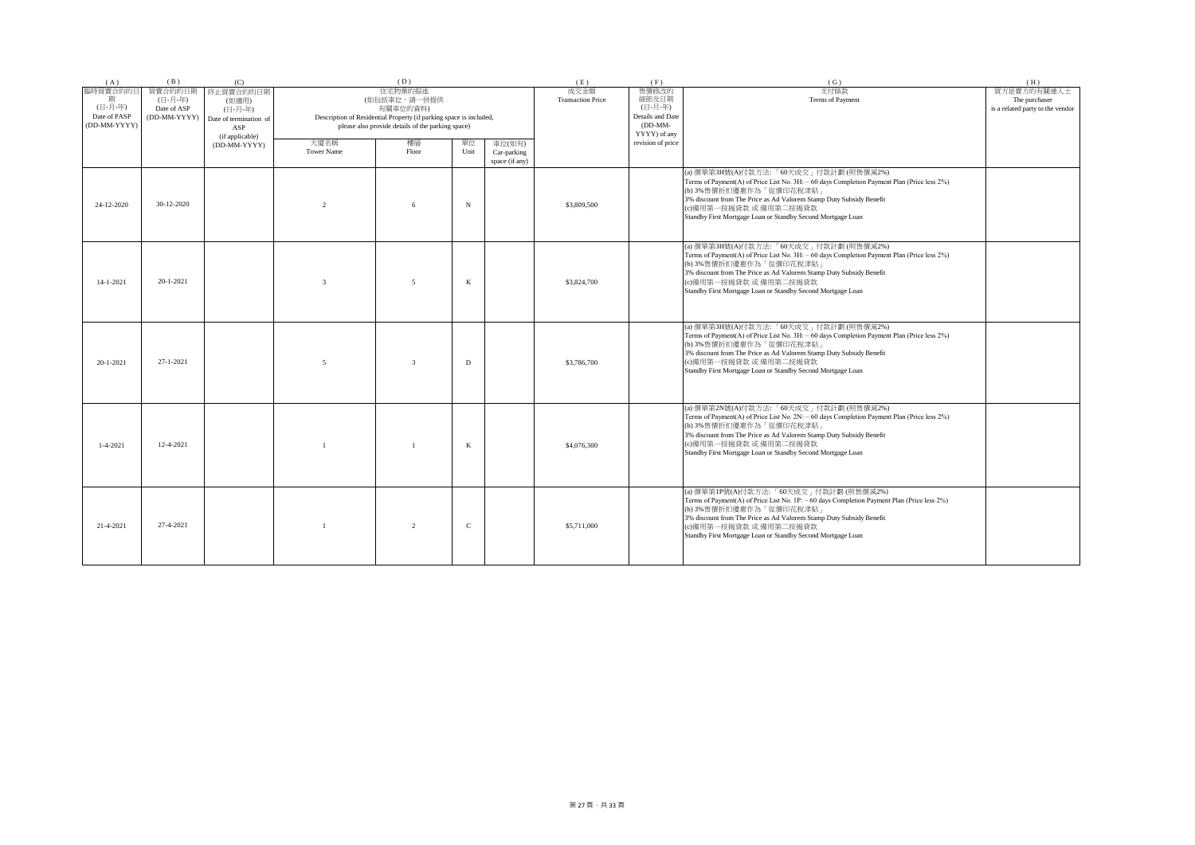| (A) | (B) | (C) | (D) | | | | (E) | (F) | (G) | (H) |
|---|---|---|---|---|---|---|---|---|---|---|
| 臨時買賣合約的日期 (日-月-年) Date of PASP (DD-MM-YYYY) | 買賣合約的日期 (日-月-年) Date of ASP (DD-MM-YYYY) | 終止買賣合約的日期 (如適用) (日-月-年) Date of termination of ASP (if applicable) (DD-MM-YYYY) | 住宅物業的描述 (如包括車位，請一併提供有關車位的資料) Description of Residential Property (if parking space is included, please also provide details of the parking space) | | | | 成交金額 Transaction Price | 售價修改的細節及日期 (日-月-年) Details and Date (DD-MM-YYYY) of any revision of price | 支付條款 Terms of Payment | 買方是賣方的有關連人士 The purchaser is a related party to the vendor |
| | | | 大廈名稱 Tower Name | 樓層 Floor | 單位 Unit | 車位(如有) Car-parking space (if any) | | | | |
| 24-12-2020 | 30-12-2020 | | 2 | 6 | N | | $3,809,500 | | (a) 價單第3H號(A)付款方法: 「60天成交」付款計劃 (照售價減2%) Terms of Payment(A) of Price List No. 3H: – 60 days Completion Payment Plan (Price less 2%) (b) 3%售價折扣優惠作為「從價印花稅津貼」 3% discount from The Price as Ad Valorem Stamp Duty Subsidy Benefit (c)備用第一按揭貸款 或 備用第二按揭貸款 Standby First Mortgage Loan or Standby Second Mortgage Loan | |
| 14-1-2021 | 20-1-2021 | | 3 | 5 | K | | $3,824,700 | | (a) 價單第3H號(A)付款方法: 「60天成交」付款計劃 (照售價減2%) Terms of Payment(A) of Price List No. 3H: – 60 days Completion Payment Plan (Price less 2%) (b) 3%售價折扣優惠作為「從價印花稅津貼」 3% discount from The Price as Ad Valorem Stamp Duty Subsidy Benefit (c)備用第一按揭貸款 或 備用第二按揭貸款 Standby First Mortgage Loan or Standby Second Mortgage Loan | |
| 20-1-2021 | 27-1-2021 | | 5 | 3 | D | | $3,786,700 | | (a) 價單第3H號(A)付款方法: 「60天成交」付款計劃 (照售價減2%) Terms of Payment(A) of Price List No. 3H: – 60 days Completion Payment Plan (Price less 2%) (b) 3%售價折扣優惠作為「從價印花稅津貼」 3% discount from The Price as Ad Valorem Stamp Duty Subsidy Benefit (c)備用第一按揭貸款 或 備用第二按揭貸款 Standby First Mortgage Loan or Standby Second Mortgage Loan | |
| 1-4-2021 | 12-4-2021 | | 1 | 1 | K | | $4,076,300 | | (a) 價單第2N號(A)付款方法: 「60天成交」付款計劃 (照售價減2%) Terms of Payment(A) of Price List No. 2N: – 60 days Completion Payment Plan (Price less 2%) (b) 3%售價折扣優惠作為「從價印花稅津貼」 3% discount from The Price as Ad Valorem Stamp Duty Subsidy Benefit (c)備用第一按揭貸款 或 備用第二按揭貸款 Standby First Mortgage Loan or Standby Second Mortgage Loan | |
| 21-4-2021 | 27-4-2021 | | 1 | 2 | C | | $5,711,000 | | (a) 價單第1P號(A)付款方法: 「60天成交」付款計劃 (照售價減2%) Terms of Payment(A) of Price List No. 1P: – 60 days Completion Payment Plan (Price less 2%) (b) 3%售價折扣優惠作為「從價印花稅津貼」 3% discount from The Price as Ad Valorem Stamp Duty Subsidy Benefit (c)備用第一按揭貸款 或 備用第二按揭貸款 Standby First Mortgage Loan or Standby Second Mortgage Loan | |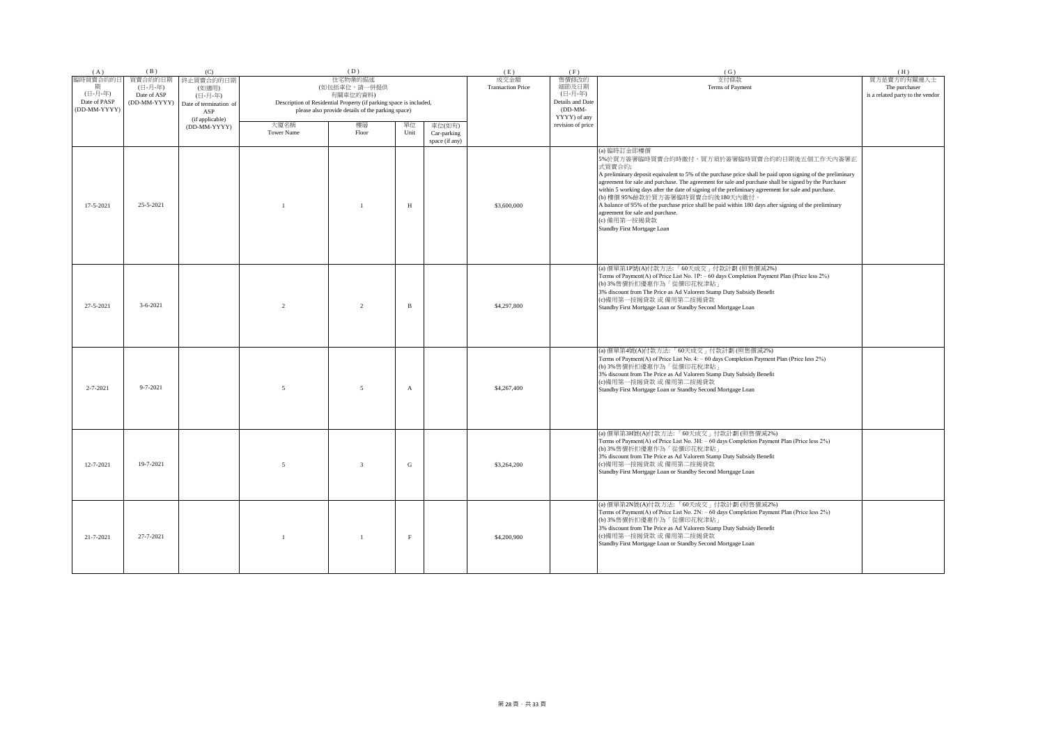| (A) | (B) | (C) | (D) | | | | (E) | (F) | (G) | (H) |
|---|---|---|---|---|---|---|---|---|---|---|
| 臨時買賣合約的日期 (日-月-年) Date of PASP (DD-MM-YYYY) | 買賣合約的日期 (日-月-年) Date of ASP (DD-MM-YYYY) | 終止買賣合約的日期 (如適用) (日-月-年) Date of termination of ASP (if applicable) (DD-MM-YYYY) | 住宅物業的描述 (如包括車位，請一併提供有關車位的資料) Description of Residential Property (if parking space is included, please also provide details of the parking space) | | | | 成交金額 Transaction Price | 售價修改的細節及日期 (日-月-年) Details and Date (DD-MM-YYYY) of any revision of price | 支付條款 Terms of Payment | 買方是賣方的有關連人士 The purchaser is a related party to the vendor |
| | | | 大廈名稱 Tower Name | 樓層 Floor | 單位 Unit | 車位(如有) Car-parking space (if any) | | | | |
| 17-5-2021 | 25-5-2021 | | 1 | 1 | H | | $3,600,000 | | (a) 臨時訂金即樓價5%於買方簽署臨時買賣合約時繳付，買方須於簽署臨時買賣合約的日期後五個工作天內簽署正式買賣合約;<br>A preliminary deposit equivalent to 5% of the purchase price shall be paid upon signing of the preliminary agreement for sale and purchase. The agreement for sale and purchase shall be signed by the Purchaser within 5 working days after the date of signing of the preliminary agreement for sale and purchase.<br>(b) 樓價 95%餘款於買方簽署臨時買賣合約後180天內繳付。<br>A balance of 95% of the purchase price shall be paid within 180 days after signing of the preliminary agreement for sale and purchase.<br>(c) 備用第一按揭貸款<br>Standby First Mortgage Loan | |
| 27-5-2021 | 3-6-2021 | | 2 | 2 | B | | $4,297,800 | | (a) 價單第1P號(A)付款方法: 「60天成交」付款計劃 (照售價減2%)<br>Terms of Payment(A) of Price List No. 1P: – 60 days Completion Payment Plan (Price less 2%)<br>(b) 3%售價折扣優惠作為「從價印花稅津貼」<br>3% discount from The Price as Ad Valorem Stamp Duty Subsidy Benefit<br>(c)備用第一按揭貸款 或 備用第二按揭貸款<br>Standby First Mortgage Loan or Standby Second Mortgage Loan | |
| 2-7-2021 | 9-7-2021 | | 5 | 5 | A | | $4,267,400 | | (a) 價單第4號(A)付款方法: 「60天成交」付款計劃 (照售價減2%)<br>Terms of Payment(A) of Price List No. 4: – 60 days Completion Payment Plan (Price less 2%)<br>(b) 3%售價折扣優惠作為「從價印花稅津貼」<br>3% discount from The Price as Ad Valorem Stamp Duty Subsidy Benefit<br>(c)備用第一按揭貸款 或 備用第二按揭貸款<br>Standby First Mortgage Loan or Standby Second Mortgage Loan | |
| 12-7-2021 | 19-7-2021 | | 5 | 3 | G | | $3,264,200 | | (a) 價單第3H號(A)付款方法: 「60天成交」付款計劃 (照售價減2%)<br>Terms of Payment(A) of Price List No. 3H: – 60 days Completion Payment Plan (Price less 2%)<br>(b) 3%售價折扣優惠作為「從價印花稅津貼」<br>3% discount from The Price as Ad Valorem Stamp Duty Subsidy Benefit<br>(c)備用第一按揭貸款 或 備用第二按揭貸款<br>Standby First Mortgage Loan or Standby Second Mortgage Loan | |
| 21-7-2021 | 27-7-2021 | | 1 | 1 | F | | $4,200,900 | | (a) 價單第2N號(A)付款方法: 「60天成交」付款計劃 (照售價減2%)<br>Terms of Payment(A) of Price List No. 2N: – 60 days Completion Payment Plan (Price less 2%)<br>(b) 3%售價折扣優惠作為「從價印花稅津貼」<br>3% discount from The Price as Ad Valorem Stamp Duty Subsidy Benefit<br>(c)備用第一按揭貸款 或 備用第二按揭貸款<br>Standby First Mortgage Loan or Standby Second Mortgage Loan | |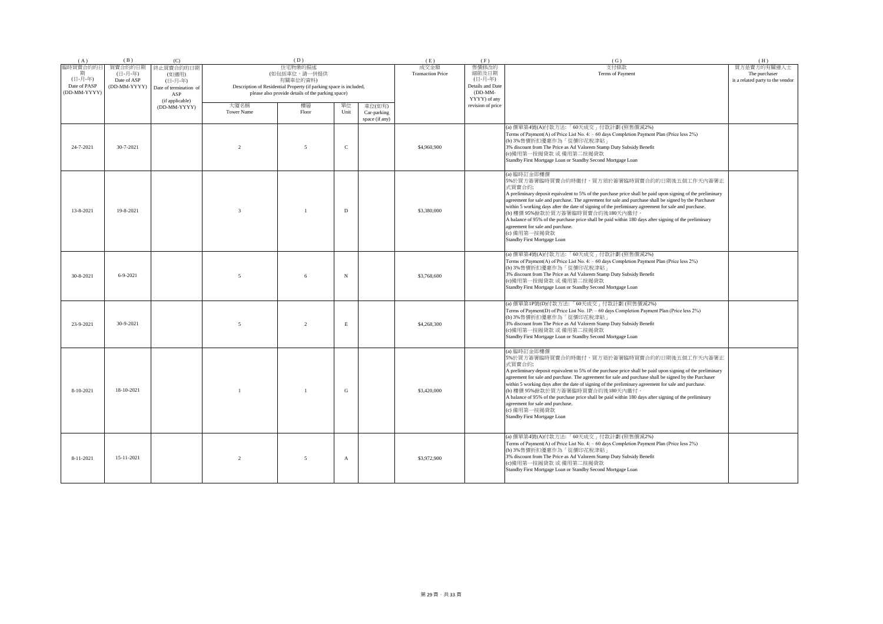| (A) | (B) | (C) | (D) | | | | (E) | (F) | (G) | (H) |
|---|---|---|---|---|---|---|---|---|---|---|
| 臨時買賣合約的日期 (日-月-年) Date of PASP (DD-MM-YYYY) | 買賣合約的日期 (日-月-年) Date of ASP (DD-MM-YYYY) | 終止買賣合約的日期 (如適用) (日-月-年) Date of termination of ASP (if applicable) (DD-MM-YYYY) | 住宅物業的描述 (如包括車位，請一併提供 有關車位的資料) Description of Residential Property (if parking space is included, please also provide details of the parking space) | | | | 成交金額 Transaction Price | 售價修改的細節及日期 (日-月-年) Details and Date (DD-MM-YYYY) of any revision of price | 支付條款 Terms of Payment | 買方是賣方的有關連人士 The purchaser is a related party to the vendor |
| | | | 大廈名稱 Tower Name | 樓層 Floor | 單位 Unit | 車位(如有) Car-parking space (if any) | | | | |
| 24-7-2021 | 30-7-2021 | | 2 | 5 | C | | $4,960,900 | | (a) 價單第4號(A)付款方法: 「60天成交」付款計劃 (照售價減2%)<br>Terms of Payment(A) of Price List No. 4: – 60 days Completion Payment Plan (Price less 2%)<br>(b) 3%售價折扣優惠作為「從價印花稅津貼」<br>3% discount from The Price as Ad Valorem Stamp Duty Subsidy Benefit<br>(c)備用第一按揭貸款 或 備用第二按揭貸款<br>Standby First Mortgage Loan or Standby Second Mortgage Loan | |
| 13-8-2021 | 19-8-2021 | | 3 | 1 | D | | $3,380,000 | | (a) 臨時訂金即樓價<br>5%於買方簽署臨時買賣合約時繳付，買方須於簽署臨時買賣合約的日期後五個工作天內簽署正式買賣合約;<br>A preliminary deposit equivalent to 5% of the purchase price shall be paid upon signing of the preliminary agreement for sale and purchase. The agreement for sale and purchase shall be signed by the Purchaser within 5 working days after the date of signing of the preliminary agreement for sale and purchase.<br>(b) 樓價 95%餘款於買方簽署臨時買賣合約後180天內繳付。<br>A balance of 95% of the purchase price shall be paid within 180 days after signing of the preliminary agreement for sale and purchase.<br>(c) 備用第一按揭貸款<br>Standby First Mortgage Loan | |
| 30-8-2021 | 6-9-2021 | | 5 | 6 | N | | $3,768,600 | | (a) 價單第4號(A)付款方法: 「60天成交」付款計劃 (照售價減2%)<br>Terms of Payment(A) of Price List No. 4: – 60 days Completion Payment Plan (Price less 2%)<br>(b) 3%售價折扣優惠作為「從價印花稅津貼」<br>3% discount from The Price as Ad Valorem Stamp Duty Subsidy Benefit<br>(c)備用第一按揭貸款 或 備用第二按揭貸款<br>Standby First Mortgage Loan or Standby Second Mortgage Loan | |
| 23-9-2021 | 30-9-2021 | | 5 | 2 | E | | $4,268,300 | | (a) 價單第1P號(D)付款方法: 「60天成交」付款計劃 (照售價減2%)<br>Terms of Payment(D) of Price List No. 1P: – 60 days Completion Payment Plan (Price less 2%)<br>(b) 3%售價折扣優惠作為「從價印花稅津貼」<br>3% discount from The Price as Ad Valorem Stamp Duty Subsidy Benefit<br>(c)備用第一按揭貸款 或 備用第二按揭貸款<br>Standby First Mortgage Loan or Standby Second Mortgage Loan | |
| 8-10-2021 | 18-10-2021 | | 1 | 1 | G | | $3,420,000 | | (a) 臨時訂金即樓價<br>5%於買方簽署臨時買賣合約時繳付，買方須於簽署臨時買賣合約的日期後五個工作天內簽署正式買賣合約;<br>A preliminary deposit equivalent to 5% of the purchase price shall be paid upon signing of the preliminary agreement for sale and purchase. The agreement for sale and purchase shall be signed by the Purchaser within 5 working days after the date of signing of the preliminary agreement for sale and purchase.<br>(b) 樓價 95%餘款於買方簽署臨時買賣合約後180天內繳付。<br>A balance of 95% of the purchase price shall be paid within 180 days after signing of the preliminary agreement for sale and purchase.<br>(c) 備用第一按揭貸款<br>Standby First Mortgage Loan | |
| 8-11-2021 | 15-11-2021 | | 2 | 5 | A | | $3,972,900 | | (a) 價單第4號(A)付款方法: 「60天成交」付款計劃 (照售價減2%)<br>Terms of Payment(A) of Price List No. 4: – 60 days Completion Payment Plan (Price less 2%)<br>(b) 3%售價折扣優惠作為「從價印花稅津貼」<br>3% discount from The Price as Ad Valorem Stamp Duty Subsidy Benefit<br>(c)備用第一按揭貸款 或 備用第二按揭貸款<br>Standby First Mortgage Loan or Standby Second Mortgage Loan | |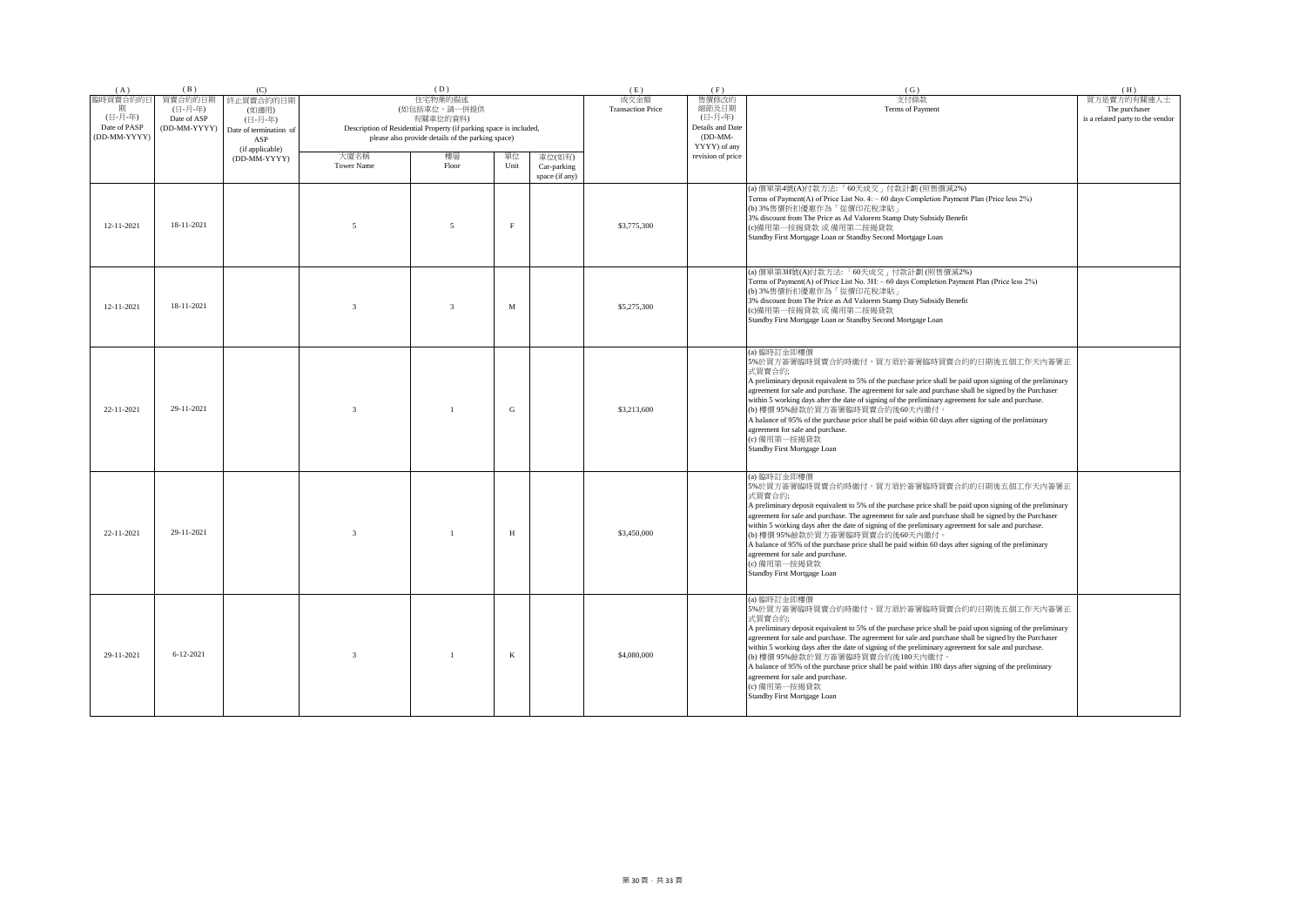| ( A ) | ( B ) | (C) | ( D ) | | | | ( E ) | ( F ) | ( G ) | ( H ) |
|---|---|---|---|---|---|---|---|---|---|---|
| 臨時買賣合約的日期 (日-月-年) Date of PASP (DD-MM-YYYY) | 買賣合約的日期 (日-月-年) Date of ASP (DD-MM-YYYY) | 終止買賣合約的日期 (如適用) (日-月-年) Date of termination of ASP (if applicable) (DD-MM-YYYY) | 住宅物業的描述 (如包括車位，請一併提供 有關車位的資料) Description of Residential Property (if parking space is included, please also provide details of the parking space) | | | | 成交金額 Transaction Price | 售價修改的細節及日期 (日-月-年) Details and Date (DD-MM-YYYY) of any revision of price | 支付條款 Terms of Payment | 買方是賣方的有關連人士 The purchaser is a related party to the vendor |
| | | | 大廈名稱 Tower Name | 樓層 Floor | 單位 Unit | 車位(如有) Car-parking space (if any) | | | | |
| 12-11-2021 | 18-11-2021 | | 5 | 5 | F | | $3,775,300 | | (a) 價單第4號(A)付款方法:「60天成交」付款計劃 (照售價減2%) Terms of Payment(A) of Price List No. 4: - 60 days Completion Payment Plan (Price less 2%) (b) 3%售價折扣優惠作為「從價印花稅津貼」 3% discount from The Price as Ad Valorem Stamp Duty Subsidy Benefit (c)備用第一按揭貸款 或 備用第二按揭貸款 Standby First Mortgage Loan or Standby Second Mortgage Loan | |
| 12-11-2021 | 18-11-2021 | | 3 | 3 | M | | $5,275,300 | | (a) 價單第3H號(A)付款方法:「60天成交」付款計劃 (照售價減2%) Terms of Payment(A) of Price List No. 3H: - 60 days Completion Payment Plan (Price less 2%) (b) 3%售價折扣優惠作為「從價印花稅津貼」 3% discount from The Price as Ad Valorem Stamp Duty Subsidy Benefit (c)備用第一按揭貸款 或 備用第二按揭貸款 Standby First Mortgage Loan or Standby Second Mortgage Loan | |
| 22-11-2021 | 29-11-2021 | | 3 | 1 | G | | $3,213,600 | | (a) 臨時訂金即樓價 5%於買方簽署臨時買賣合約時繳付，買方須於簽署臨時買賣合約的日期後五個工作天內簽署正式買賣合約; A preliminary deposit equivalent to 5% of the purchase price shall be paid upon signing of the preliminary agreement for sale and purchase. The agreement for sale and purchase shall be signed by the Purchaser within 5 working days after the date of signing of the preliminary agreement for sale and purchase. (b) 樓價 95%餘款於買方簽署臨時買賣合約後60天內繳付。 A balance of 95% of the purchase price shall be paid within 60 days after signing of the preliminary agreement for sale and purchase. (c) 備用第一按揭貸款 Standby First Mortgage Loan | |
| 22-11-2021 | 29-11-2021 | | 3 | 1 | H | | $3,450,000 | | (a) 臨時訂金即樓價 5%於買方簽署臨時買賣合約時繳付，買方須於簽署臨時買賣合約的日期後五個工作天內簽署正式買賣合約; A preliminary deposit equivalent to 5% of the purchase price shall be paid upon signing of the preliminary agreement for sale and purchase. The agreement for sale and purchase shall be signed by the Purchaser within 5 working days after the date of signing of the preliminary agreement for sale and purchase. (b) 樓價 95%餘款於買方簽署臨時買賣合約後60天內繳付。 A balance of 95% of the purchase price shall be paid within 60 days after signing of the preliminary agreement for sale and purchase. (c) 備用第一按揭貸款 Standby First Mortgage Loan | |
| 29-11-2021 | 6-12-2021 | | 3 | 1 | K | | $4,080,000 | | (a) 臨時訂金即樓價 5%於買方簽署臨時買賣合約時繳付，買方須於簽署臨時買賣合約的日期後五個工作天內簽署正式買賣合約; A preliminary deposit equivalent to 5% of the purchase price shall be paid upon signing of the preliminary agreement for sale and purchase. The agreement for sale and purchase shall be signed by the Purchaser within 5 working days after the date of signing of the preliminary agreement for sale and purchase. (b) 樓價 95%餘款於買方簽署臨時買賣合約後180天內繳付。 A balance of 95% of the purchase price shall be paid within 180 days after signing of the preliminary agreement for sale and purchase. (c) 備用第一按揭貸款 Standby First Mortgage Loan | |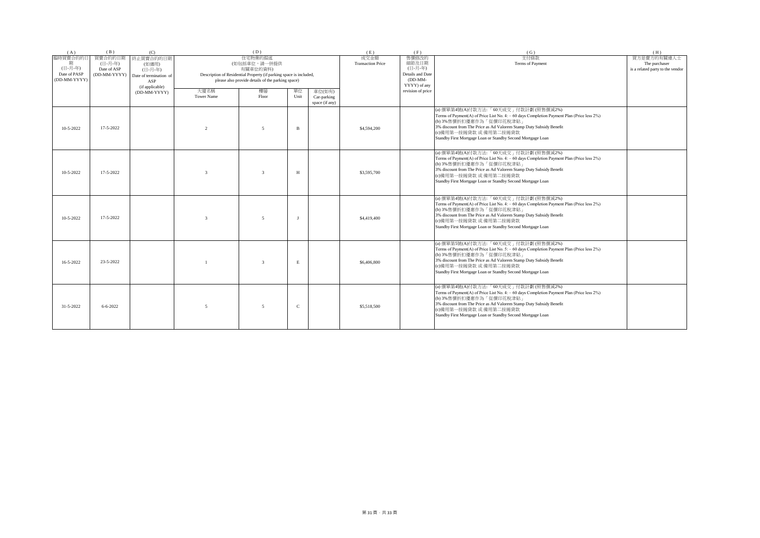| (A) | (B) | (C) | (D) | | | | (E) | (F) | (G) | (H) |
|---|---|---|---|---|---|---|---|---|---|---|
| 臨時買賣合約的日期 (日-月-年) Date of PASP (DD-MM-YYYY) | 買賣合約的日期 (日-月-年) Date of ASP (DD-MM-YYYY) | 終止買賣合約的日期 (如適用) (日-月-年) Date of termination of ASP (if applicable) (DD-MM-YYYY) | 住宅物業的描述 (如包括車位，請一併提供有關車位的資料) Description of Residential Property (if parking space is included, please also provide details of the parking space) | | | | 成交金額 Transaction Price | 售價修改的細節及日期 (日-月-年) Details and Date (DD-MM-YYYY) of any revision of price | 支付條款 Terms of Payment | 買方是賣方的有關連人士 The purchaser is a related party to the vendor |
| | | | 大廈名稱 Tower Name | 樓層 Floor | 單位 Unit | 車位(如有) Car-parking space (if any) | | | | |
| 10-5-2022 | 17-5-2022 | | 2 | 5 | B | | $4,594,200 | | (a) 價單第4號(A)付款方法:「60天成交」付款計劃 (照售價減2%)<br>Terms of Payment(A) of Price List No. 4: - 60 days Completion Payment Plan (Price less 2%)<br>(b) 3%售價折扣優惠作為「從價印花稅津貼」<br>3% discount from The Price as Ad Valorem Stamp Duty Subsidy Benefit<br>(c)備用第一按揭貸款 或 備用第二按揭貸款<br>Standby First Mortgage Loan or Standby Second Mortgage Loan | |
| 10-5-2022 | 17-5-2022 | | 3 | 3 | H | | $3,595,700 | | (a) 價單第4號(A)付款方法:「60天成交」付款計劃 (照售價減2%)<br>Terms of Payment(A) of Price List No. 4: - 60 days Completion Payment Plan (Price less 2%)<br>(b) 3%售價折扣優惠作為「從價印花稅津貼」<br>3% discount from The Price as Ad Valorem Stamp Duty Subsidy Benefit<br>(c)備用第一按揭貸款 或 備用第二按揭貸款<br>Standby First Mortgage Loan or Standby Second Mortgage Loan | |
| 10-5-2022 | 17-5-2022 | | 3 | 5 | J | | $4,419,400 | | (a) 價單第4號(A)付款方法:「60天成交」付款計劃 (照售價減2%)<br>Terms of Payment(A) of Price List No. 4: - 60 days Completion Payment Plan (Price less 2%)<br>(b) 3%售價折扣優惠作為「從價印花稅津貼」<br>3% discount from The Price as Ad Valorem Stamp Duty Subsidy Benefit<br>(c)備用第一按揭貸款 或 備用第二按揭貸款<br>Standby First Mortgage Loan or Standby Second Mortgage Loan | |
| 16-5-2022 | 23-5-2022 | | 1 | 3 | E | | $6,406,800 | | (a) 價單第5號(A)付款方法:「60天成交」付款計劃 (照售價減2%)<br>Terms of Payment(A) of Price List No. 5: - 60 days Completion Payment Plan (Price less 2%)<br>(b) 3%售價折扣優惠作為「從價印花稅津貼」<br>3% discount from The Price as Ad Valorem Stamp Duty Subsidy Benefit<br>(c)備用第一按揭貸款 或 備用第二按揭貸款<br>Standby First Mortgage Loan or Standby Second Mortgage Loan | |
| 31-5-2022 | 6-6-2022 | | 5 | 5 | C | | $5,518,500 | | (a) 價單第4號(A)付款方法:「60天成交」付款計劃 (照售價減2%)<br>Terms of Payment(A) of Price List No. 4: - 60 days Completion Payment Plan (Price less 2%)<br>(b) 3%售價折扣優惠作為「從價印花稅津貼」<br>3% discount from The Price as Ad Valorem Stamp Duty Subsidy Benefit<br>(c)備用第一按揭貸款 或 備用第二按揭貸款<br>Standby First Mortgage Loan or Standby Second Mortgage Loan | |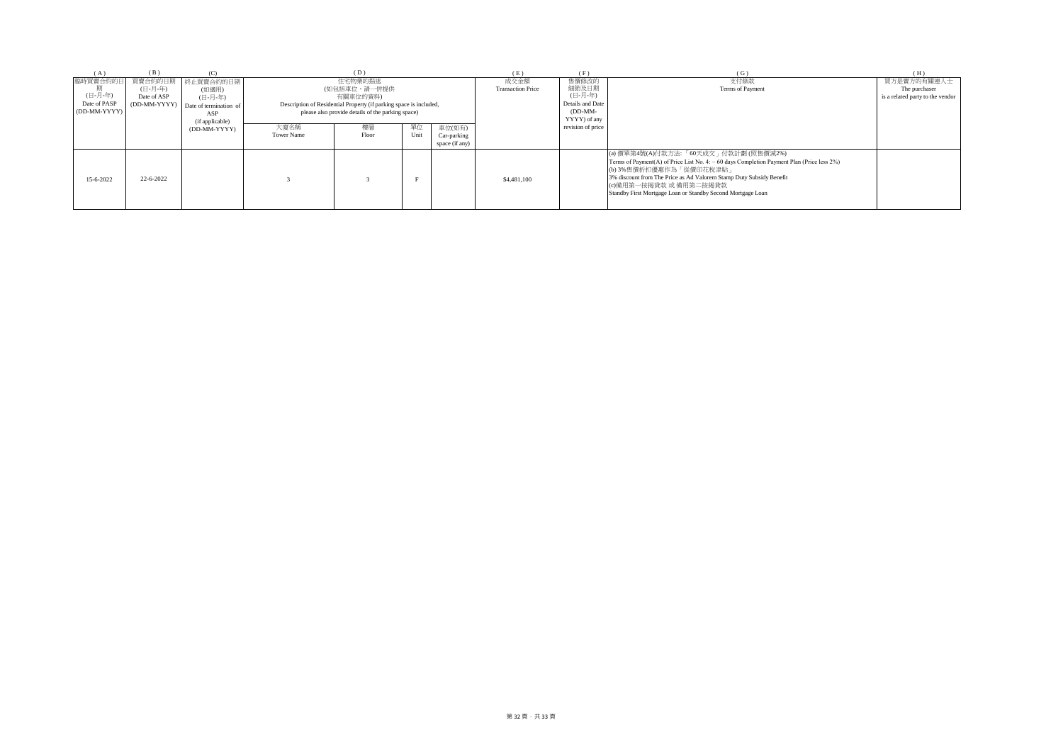| (A) | (B) | (C) | (D) | | | | (E) | (F) | (G) | (H) |
|---|---|---|---|---|---|---|---|---|---|---|
| 臨時買賣合約的日期 (日-月-年) Date of PASP (DD-MM-YYYY) | 買賣合約的日期 (日-月-年) Date of ASP (DD-MM-YYYY) | 終止買賣合約的日期 (如適用) (日-月-年) Date of termination of ASP (if applicable) (DD-MM-YYYY) | 住宅物業的描述 (如包括車位，請一併提供有關車位的資料) Description of Residential Property (if parking space is included, please also provide details of the parking space) | | | | 成交金額 Transaction Price | 售價修改的細節及日期 (日-月-年) Details and Date (DD-MM-YYYY) of any revision of price | 支付條款 Terms of Payment | 買方是賣方的有關連人士 The purchaser is a related party to the vendor |
| | | | 大廈名稱 Tower Name | 樓層 Floor | 單位 Unit | 車位(如有) Car-parking space (if any) | | | | |
| 15-6-2022 | 22-6-2022 | | 3 | 3 | F | | $4,481,100 | | (a) 價單第4號(A)付款方法:「60天成交」付款計劃 (照售價減2%) Terms of Payment(A) of Price List No. 4: – 60 days Completion Payment Plan (Price less 2%) (b) 3%售價折扣優惠作為「從價印花稅津貼」 3% discount from The Price as Ad Valorem Stamp Duty Subsidy Benefit (c)備用第一按揭貸款 或 備用第二按揭貸款 Standby First Mortgage Loan or Standby Second Mortgage Loan | |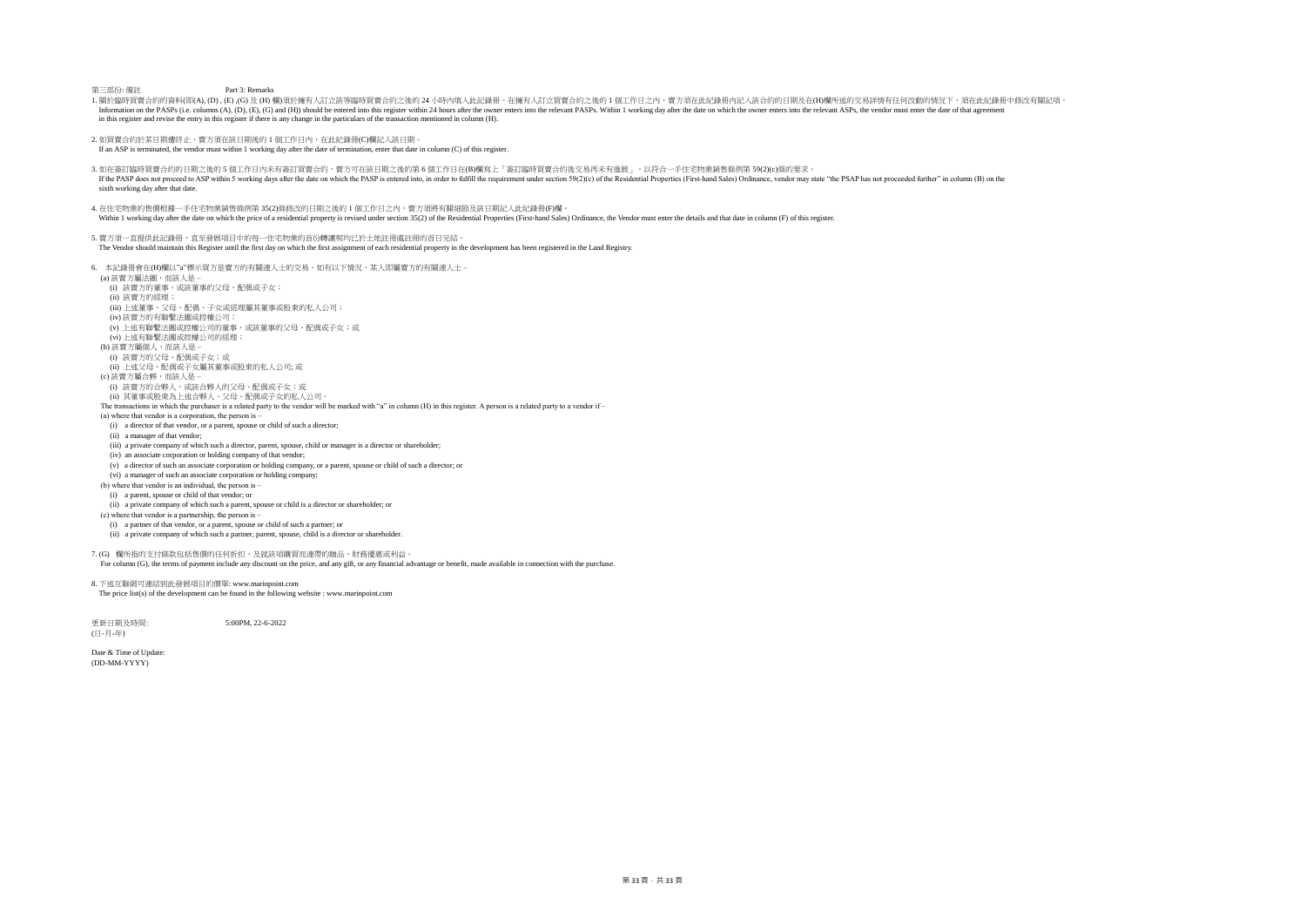第三部份: 備註 Part 3: Remarks

1. 關於臨時買賣合約的資料(即(A), (D) , (E) ,(G) 及 (H) 欄)須於擁有人訂立該等臨時買賣合約之後的 24 小時內填入此記錄冊。在擁有人訂立買賣合約之後的 1 個工作日之內，賣方須在此紀錄冊內記入該合約的日期及在(H)欄所述的交易詳情有任何改動的情況下，須在此紀錄冊中修改有關記項。
Information on the PASPs (i.e. columns (A), (D), (E), (G) and (H)) should be entered into this register within 24 hours after the owner enters into the relevant PASPs. Within 1 working day after the date on which the owner enters into the relevant ASPs, the vendor must enter the date of that agreement in this register and revise the entry in this register if there is any change in the particulars of the transaction mentioned in column (H).

2. 如買賣合約於某日期遭終止，賣方須在該日期後的 1 個工作日內，在此紀錄冊(C)欄記入該日期。
If an ASP is terminated, the vendor must within 1 working day after the date of termination, enter that date in column (C) of this register.

3. 如在簽訂臨時買賣合約的日期之後的 5 個工作日內未有簽訂買賣合約，賣方可在該日期之後的第 6 個工作日在(B)欄寫上「簽訂臨時買賣合約後交易再未有進展」，以符合一手住宅物業銷售條例第 59(2)(c)條的要求。
If the PASP does not proceed to ASP within 5 working days after the date on which the PASP is entered into, in order to fulfill the requirement under section 59(2)(c) of the Residential Properties (First-hand Sales) Ordinance, vendor may state "the PSAP has not proceeded further" in column (B) on the sixth working day after that date.

4. 在住宅物業的售價根據一手住宅物業銷售條例第 35(2)條修改的日期之後的 1 個工作日之內，賣方須將有關細節及該日期記入此紀錄冊(F)欄。
Within 1 working day after the date on which the price of a residential property is revised under section 35(2) of the Residential Properties (First-hand Sales) Ordinance, the Vendor must enter the details and that date in column (F) of this register.

5. 賣方須一直提供此記錄冊，直至發展項目中的每一住宅物業的首份轉讓契均已於土地註冊處註冊的首日完結。
The Vendor should maintain this Register until the first day on which the first assignment of each residential property in the development has been registered in the Land Registry.

6. 本記錄冊會在(H)欄以"a"標示買方是賣方的有關連人士的交易。如有以下情況，某人即屬賣方的有關連人士 –

(a) 該賣方屬法團，而該人是 –
 (i) 該賣方的董事，或該董事的父母、配偶或子女；
 (ii) 該賣方的經理；
 (iii) 上述董事、父母、配偶、子女或經理屬其董事或股東的私人公司；
 (iv) 該賣方的有聯繫法團或控權公司；
 (v) 上述有聯繫法團或控權公司的董事，或該董事的父母、配偶或子女；或
 (vi) 上述有聯繫法團或控權公司的經理；

(b) 該賣方屬個人，而該人是 –
 (i) 該賣方的父母、配偶或子女；或
 (ii) 上述父母、配偶或子女屬其董事或股東的私人公司; 或

(c) 該賣方屬合夥，而該人是 –
 (i) 該賣方的合夥人、或該合夥人的父母、配偶或子女；或
 (ii) 其董事或股東為上述合夥人、父母、配偶或子女的私人公司。

The transactions in which the purchaser is a related party to the vendor will be marked with "a" in column (H) in this register. A person is a related party to a vendor if –

(a) where that vendor is a corporation, the person is –
 (i) a director of that vendor, or a parent, spouse or child of such a director;
 (ii) a manager of that vendor;
 (iii) a private company of which such a director, parent, spouse, child or manager is a director or shareholder;
 (iv) an associate corporation or holding company of that vendor;
 (v) a director of such an associate corporation or holding company, or a parent, spouse or child of such a director; or
 (vi) a manager of such an associate corporation or holding company;

(b) where that vendor is an individual, the person is –
 (i) a parent, spouse or child of that vendor; or
 (ii) a private company of which such a parent, spouse or child is a director or shareholder; or

(c) where that vendor is a partnership, the person is –
 (i) a partner of that vendor, or a parent, spouse or child of such a partner; or
 (ii) a private company of which such a partner, parent, spouse, child is a director or shareholder.

7. (G) 欄所指的支付條款包括售價的任何折扣，及就該項購買而連帶的贈品、財務優惠或利益。
For column (G), the terms of payment include any discount on the price, and any gift, or any financial advantage or benefit, made available in connection with the purchase.

8. 下述互聯網可連結到此發展項目的價單: www.marinpoint.com
The price list(s) of the development can be found in the following website : www.marinpoint.com

更新日期及時間: 5:00PM, 22-6-2022
(日-月-年)

Date & Time of Update:
(DD-MM-YYYY)